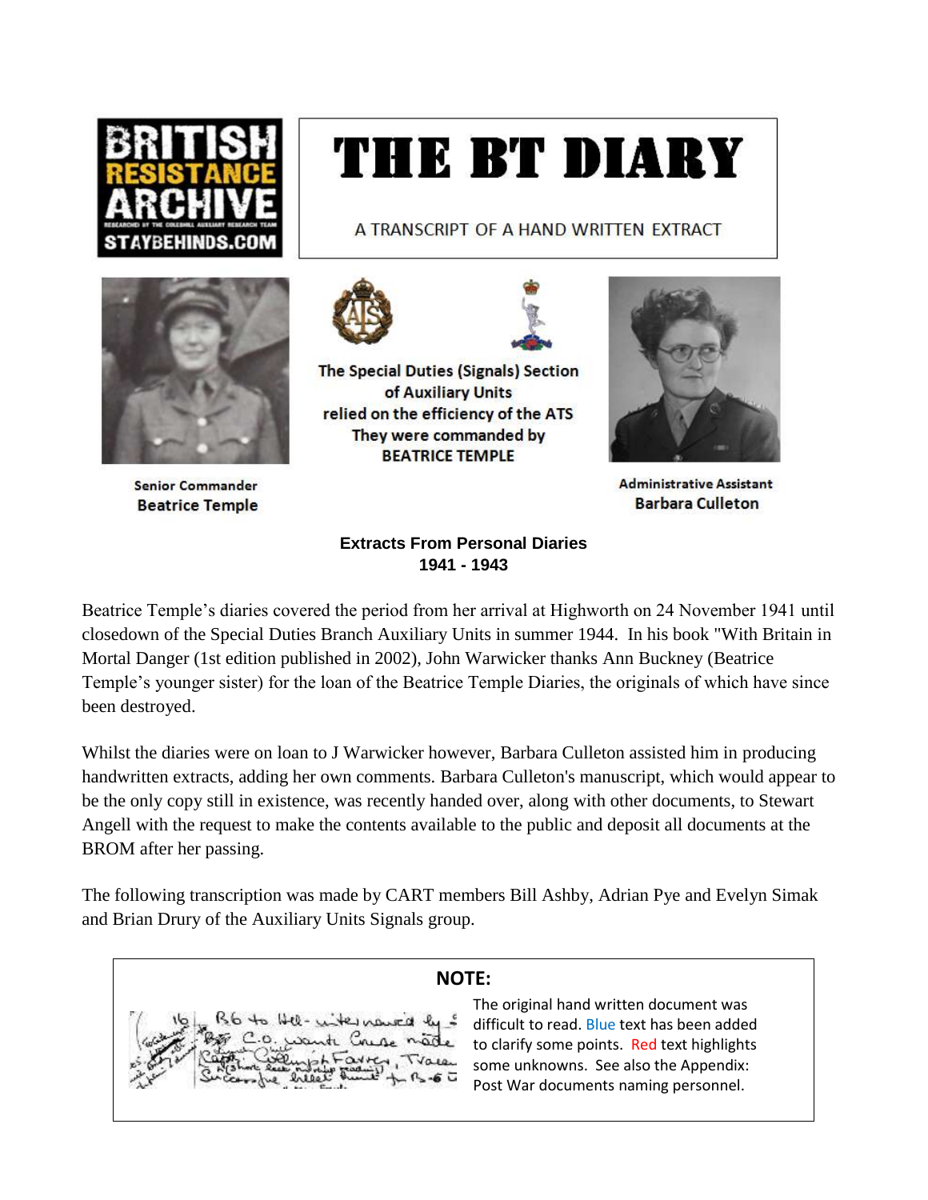BRITISH RESISTANCE ARCHIVE
STAYBEHINDS.COM

# THE BT DIARY

A TRANSCRIPT OF A HAND WRITTEN EXTRACT

The Special Duties (Signals) Section of Auxiliary Units relied on the efficiency of the ATS They were commanded by BEATRICE TEMPLE

Senior Commander
Beatrice Temple

Administrative Assistant
Barbara Culleton

**Extracts From Personal Diaries**
**1941 - 1943**

Beatrice Temple's diaries covered the period from her arrival at Highworth on 24 November 1941 until closedown of the Special Duties Branch Auxiliary Units in summer 1944. In his book "With Britain in Mortal Danger (1st edition published in 2002), John Warwicker thanks Ann Buckney (Beatrice Temple's younger sister) for the loan of the Beatrice Temple Diaries, the originals of which have since been destroyed.

Whilst the diaries were on loan to J Warwicker however, Barbara Culleton assisted him in producing handwritten extracts, adding her own comments. Barbara Culleton's manuscript, which would appear to be the only copy still in existence, was recently handed over, along with other documents, to Stewart Angell with the request to make the contents available to the public and deposit all documents at the BROM after her passing.

The following transcription was made by CART members Bill Ashby, Adrian Pye and Evelyn Simak and Brian Drury of the Auxiliary Units Signals group.

**NOTE:**

The original hand written document was difficult to read. Blue text has been added to clarify some points. Red text highlights some unknowns. See also the Appendix: Post War documents naming personnel.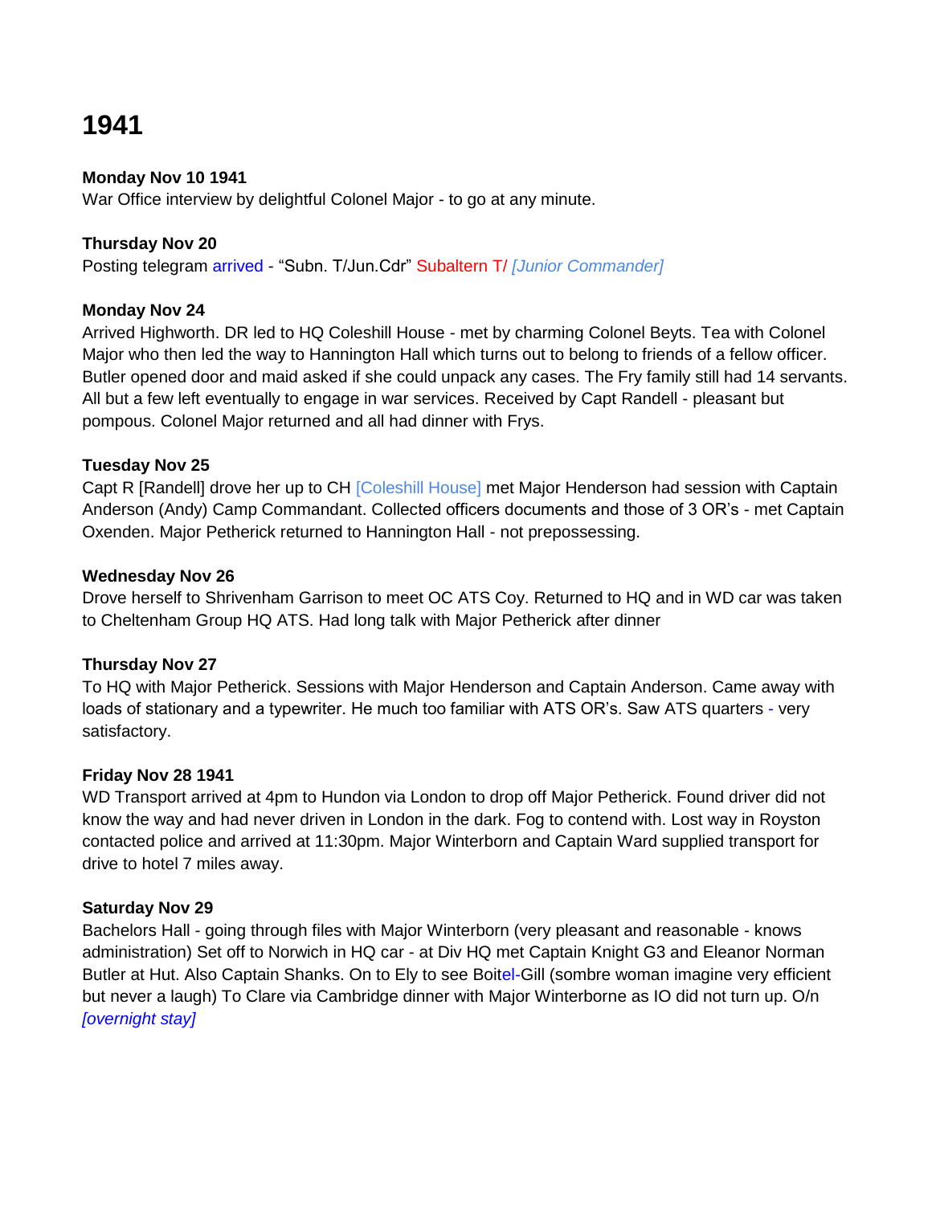# 1941

**Monday Nov 10 1941**
War Office interview by delightful Colonel Major - to go at any minute.

**Thursday Nov 20**
Posting telegram arrived - "Subn. T/Jun.Cdr" Subaltern T/ *[Junior Commander]*

**Monday Nov 24**
Arrived Highworth. DR led to HQ Coleshill House - met by charming Colonel Beyts. Tea with Colonel Major who then led the way to Hannington Hall which turns out to belong to friends of a fellow officer. Butler opened door and maid asked if she could unpack any cases. The Fry family still had 14 servants. All but a few left eventually to engage in war services. Received by Capt Randell - pleasant but pompous. Colonel Major returned and all had dinner with Frys.

**Tuesday Nov 25**
Capt R [Randell] drove her up to CH [Coleshill House] met Major Henderson had session with Captain Anderson (Andy) Camp Commandant. Collected officers documents and those of 3 OR's - met Captain Oxenden. Major Petherick returned to Hannington Hall - not prepossessing.

**Wednesday Nov 26**
Drove herself to Shrivenham Garrison to meet OC ATS Coy. Returned to HQ and in WD car was taken to Cheltenham Group HQ ATS. Had long talk with Major Petherick after dinner

**Thursday Nov 27**
To HQ with Major Petherick. Sessions with Major Henderson and Captain Anderson. Came away with loads of stationary and a typewriter. He much too familiar with ATS OR's. Saw ATS quarters - very satisfactory.

**Friday Nov 28 1941**
WD Transport arrived at 4pm to Hundon via London to drop off Major Petherick. Found driver did not know the way and had never driven in London in the dark. Fog to contend with. Lost way in Royston contacted police and arrived at 11:30pm. Major Winterborn and Captain Ward supplied transport for drive to hotel 7 miles away.

**Saturday Nov 29**
Bachelors Hall - going through files with Major Winterborn (very pleasant and reasonable - knows administration) Set off to Norwich in HQ car - at Div HQ met Captain Knight G3 and Eleanor Norman Butler at Hut. Also Captain Shanks. On to Ely to see Boitel-Gill (sombre woman imagine very efficient but never a laugh) To Clare via Cambridge dinner with Major Winterborne as IO did not turn up. O/n *[overnight stay]*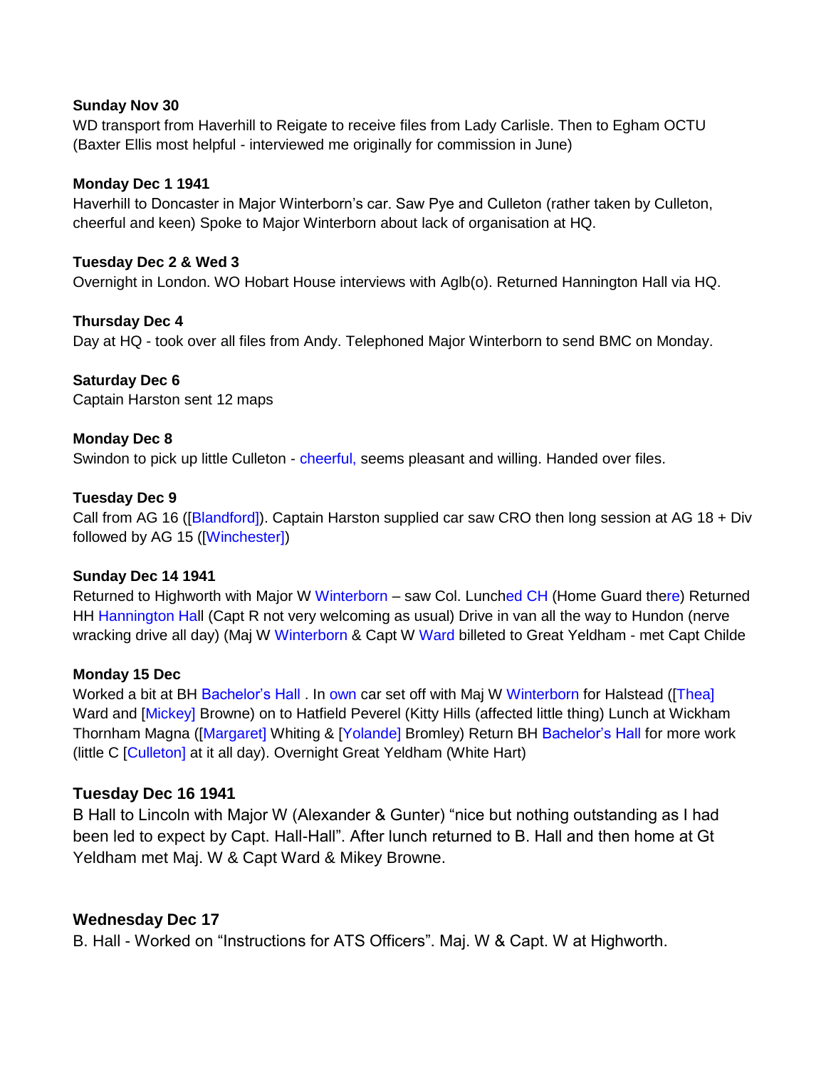**Sunday Nov 30**
WD transport from Haverhill to Reigate to receive files from Lady Carlisle. Then to Egham OCTU (Baxter Ellis most helpful - interviewed me originally for commission in June)

**Monday Dec 1 1941**
Haverhill to Doncaster in Major Winterborn's car. Saw Pye and Culleton (rather taken by Culleton, cheerful and keen) Spoke to Major Winterborn about lack of organisation at HQ.

**Tuesday Dec 2 & Wed 3**
Overnight in London. WO Hobart House interviews with Aglb(o). Returned Hannington Hall via HQ.

**Thursday Dec 4**
Day at HQ - took over all files from Andy. Telephoned Major Winterborn to send BMC on Monday.

**Saturday Dec 6**
Captain Harston sent 12 maps

**Monday Dec 8**
Swindon to pick up little Culleton - cheerful, seems pleasant and willing. Handed over files.

**Tuesday Dec 9**
Call from AG 16 ([Blandford]). Captain Harston supplied car saw CRO then long session at AG 18 + Div followed by AG 15 ([Winchester])

**Sunday Dec 14 1941**
Returned to Highworth with Major W Winterborn – saw Col. Lunched CH (Home Guard there) Returned HH Hannington Hall (Capt R not very welcoming as usual) Drive in van all the way to Hundon (nerve wracking drive all day) (Maj W Winterborn & Capt W Ward billeted to Great Yeldham - met Capt Childe

**Monday 15 Dec**
Worked a bit at BH Bachelor's Hall . In own car set off with Maj W Winterborn for Halstead ([Thea] Ward and [Mickey] Browne) on to Hatfield Peverel (Kitty Hills (affected little thing) Lunch at Wickham Thornham Magna ([Margaret] Whiting & [Yolande] Bromley) Return BH Bachelor's Hall for more work (little C [Culleton] at it all day). Overnight Great Yeldham (White Hart)

**Tuesday Dec 16 1941**
B Hall to Lincoln with Major W (Alexander & Gunter) "nice but nothing outstanding as I had been led to expect by Capt. Hall-Hall". After lunch returned to B. Hall and then home at Gt Yeldham met Maj. W & Capt Ward & Mikey Browne.

**Wednesday Dec 17**
B. Hall - Worked on "Instructions for ATS Officers". Maj. W & Capt. W at Highworth.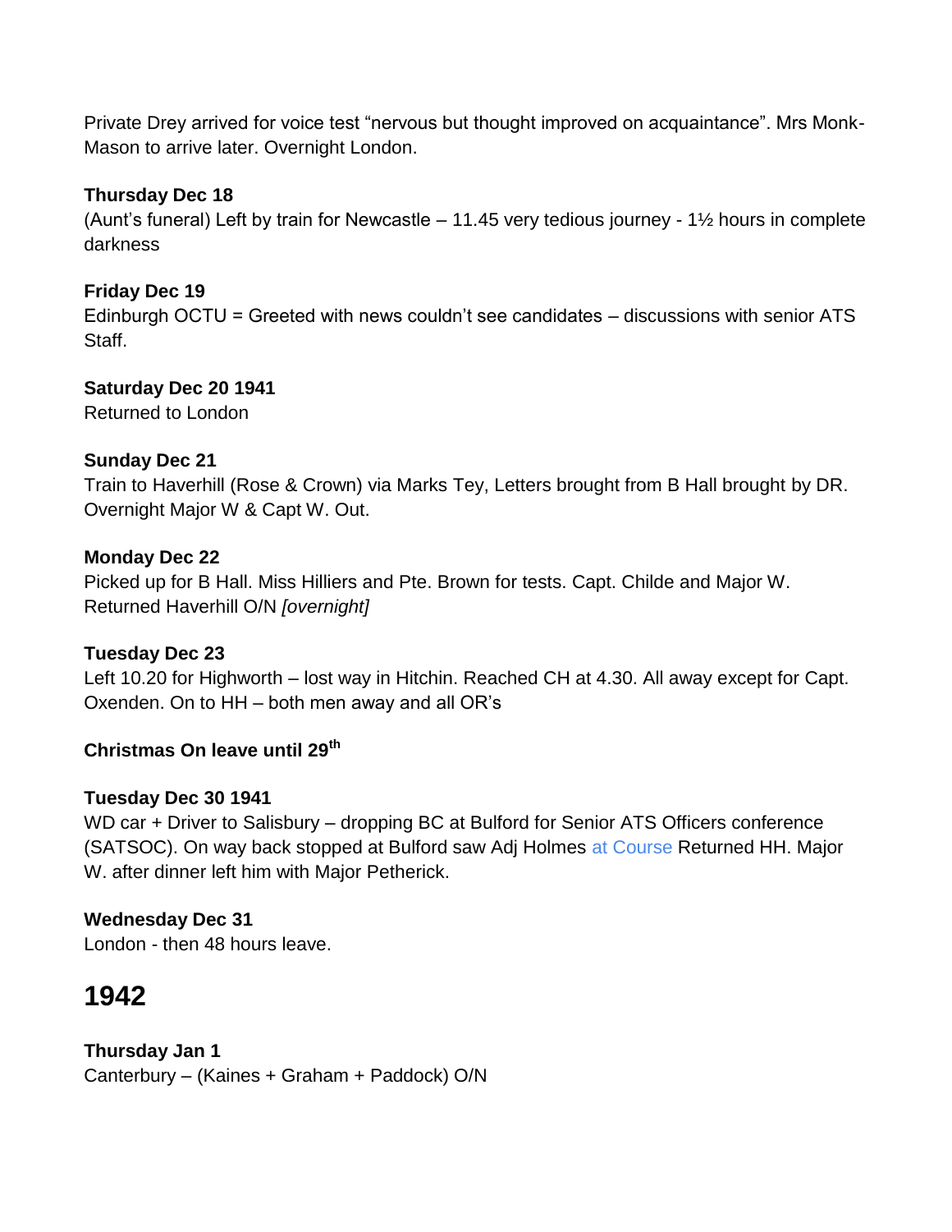Private Drey arrived for voice test "nervous but thought improved on acquaintance". Mrs Monk-Mason to arrive later. Overnight London.

**Thursday Dec 18**
(Aunt's funeral) Left by train for Newcastle – 11.45 very tedious journey - 1½ hours in complete darkness

**Friday Dec 19**
Edinburgh OCTU = Greeted with news couldn't see candidates – discussions with senior ATS Staff.

**Saturday Dec 20 1941**
Returned to London

**Sunday Dec 21**
Train to Haverhill (Rose & Crown) via Marks Tey, Letters brought from B Hall brought by DR. Overnight Major W & Capt W. Out.

**Monday Dec 22**
Picked up for B Hall. Miss Hilliers and Pte. Brown for tests. Capt. Childe and Major W. Returned Haverhill O/N *[overnight]*

**Tuesday Dec 23**
Left 10.20 for Highworth – lost way in Hitchin. Reached CH at 4.30. All away except for Capt. Oxenden. On to HH – both men away and all OR's

**Christmas On leave until 29th**

**Tuesday Dec 30 1941**
WD car + Driver to Salisbury – dropping BC at Bulford for Senior ATS Officers conference (SATSOC). On way back stopped at Bulford saw Adj Holmes at Course Returned HH. Major W. after dinner left him with Major Petherick.

**Wednesday Dec 31**
London - then 48 hours leave.

# 1942

**Thursday Jan 1**
Canterbury – (Kaines + Graham + Paddock) O/N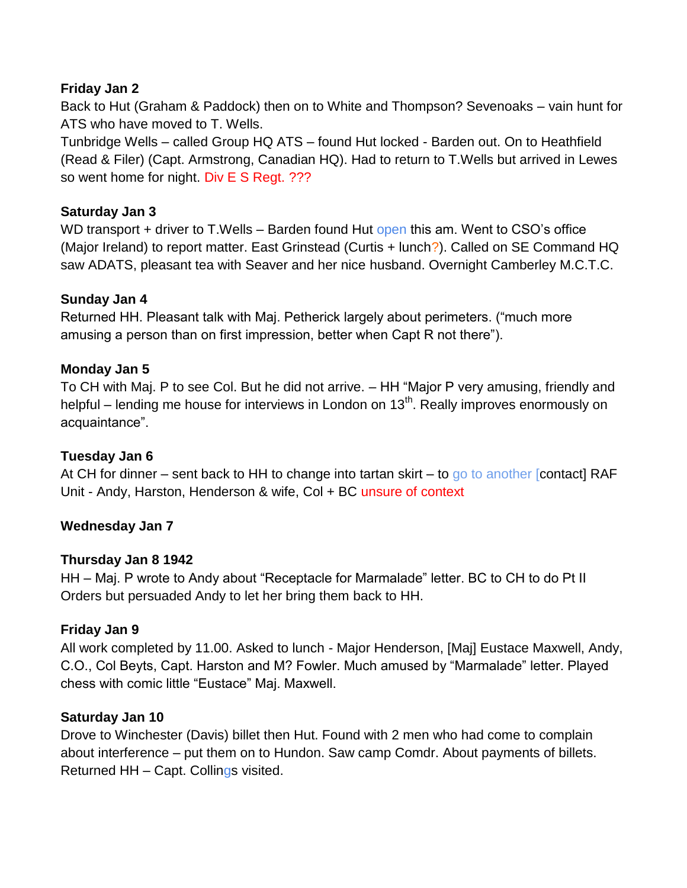**Friday Jan 2**

Back to Hut (Graham & Paddock) then on to White and Thompson? Sevenoaks – vain hunt for ATS who have moved to T. Wells.

Tunbridge Wells – called Group HQ ATS – found Hut locked - Barden out. On to Heathfield (Read & Filer) (Capt. Armstrong, Canadian HQ). Had to return to T.Wells but arrived in Lewes so went home for night. Div E S Regt. ???

**Saturday Jan 3**

WD transport + driver to T.Wells – Barden found Hut open this am. Went to CSO's office (Major Ireland) to report matter. East Grinstead (Curtis + lunch?). Called on SE Command HQ saw ADATS, pleasant tea with Seaver and her nice husband. Overnight Camberley M.C.T.C.

**Sunday Jan 4**

Returned HH. Pleasant talk with Maj. Petherick largely about perimeters. ("much more amusing a person than on first impression, better when Capt R not there").

**Monday Jan 5**

To CH with Maj. P to see Col. But he did not arrive. – HH "Major P very amusing, friendly and helpful – lending me house for interviews in London on 13th. Really improves enormously on acquaintance".

**Tuesday Jan 6**

At CH for dinner – sent back to HH to change into tartan skirt – to go to another [contact] RAF Unit - Andy, Harston, Henderson & wife, Col + BC unsure of context

**Wednesday Jan 7**

**Thursday Jan 8 1942**

HH – Maj. P wrote to Andy about "Receptacle for Marmalade" letter. BC to CH to do Pt II Orders but persuaded Andy to let her bring them back to HH.

**Friday Jan 9**

All work completed by 11.00. Asked to lunch - Major Henderson, [Maj] Eustace Maxwell, Andy, C.O., Col Beyts, Capt. Harston and M? Fowler. Much amused by "Marmalade" letter. Played chess with comic little "Eustace" Maj. Maxwell.

**Saturday Jan 10**

Drove to Winchester (Davis) billet then Hut. Found with 2 men who had come to complain about interference – put them on to Hundon. Saw camp Comdr. About payments of billets. Returned HH – Capt. Collings visited.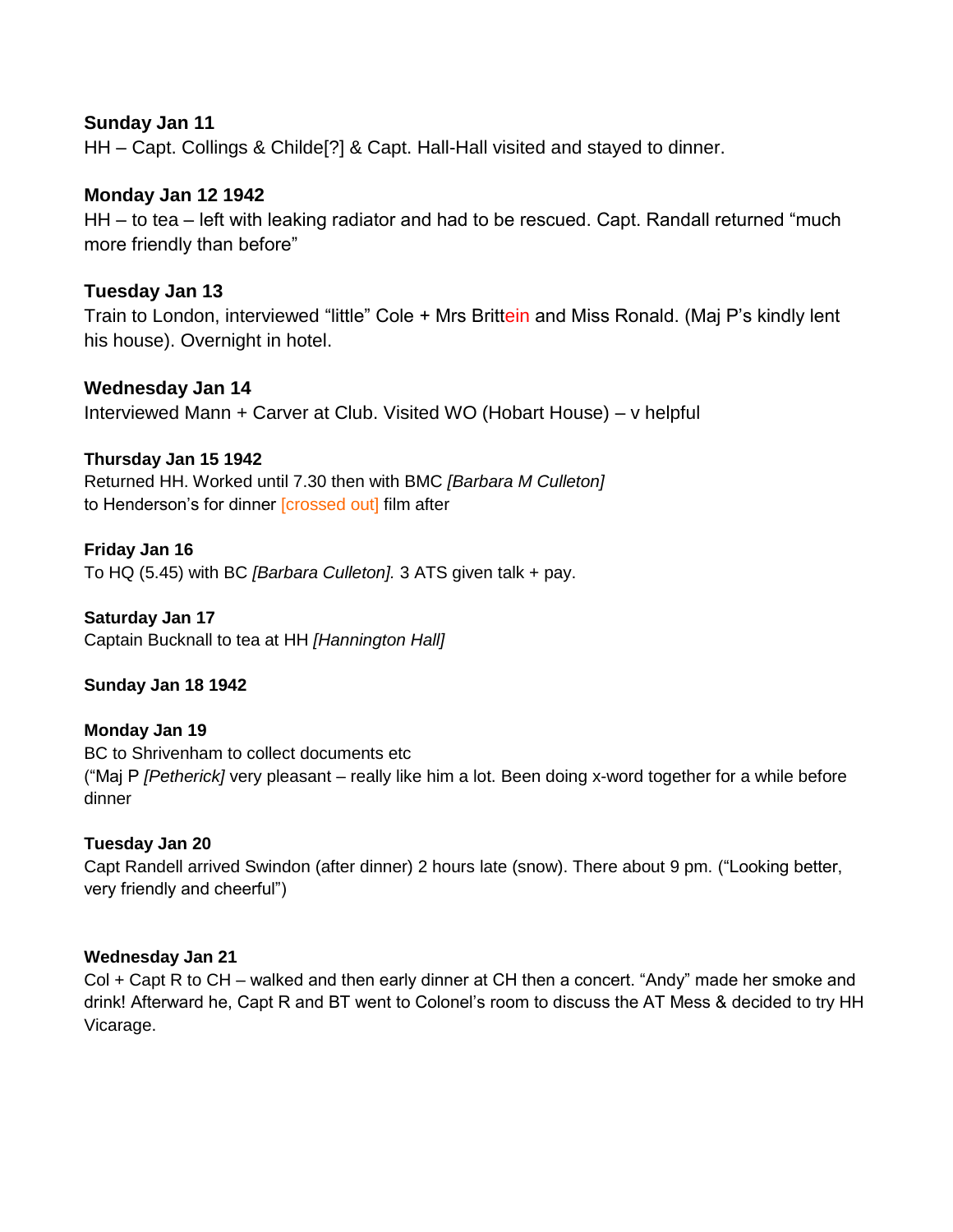**Sunday Jan 11**
HH – Capt. Collings & Childe[?] & Capt. Hall-Hall visited and stayed to dinner.

**Monday Jan 12 1942**
HH – to tea – left with leaking radiator and had to be rescued. Capt. Randall returned “much more friendly than before”

**Tuesday Jan 13**
Train to London, interviewed “little” Cole + Mrs Brittein and Miss Ronald. (Maj P’s kindly lent his house). Overnight in hotel.

**Wednesday Jan 14**
Interviewed Mann + Carver at Club. Visited WO (Hobart House) – v helpful

**Thursday Jan 15 1942**
Returned HH. Worked until 7.30 then with BMC *[Barbara M Culleton]* to Henderson’s for dinner [crossed out] film after

**Friday Jan 16**
To HQ (5.45) with BC *[Barbara Culleton].* 3 ATS given talk + pay.

**Saturday Jan 17**
Captain Bucknall to tea at HH *[Hannington Hall]*

**Sunday Jan 18 1942**

**Monday Jan 19**
BC to Shrivenham to collect documents etc
(“Maj P *[Petherick]* very pleasant – really like him a lot. Been doing x-word together for a while before dinner

**Tuesday Jan 20**
Capt Randell arrived Swindon (after dinner) 2 hours late (snow). There about 9 pm. (“Looking better, very friendly and cheerful”)

**Wednesday Jan 21**
Col + Capt R to CH – walked and then early dinner at CH then a concert. “Andy” made her smoke and drink! Afterward he, Capt R and BT went to Colonel’s room to discuss the AT Mess & decided to try HH Vicarage.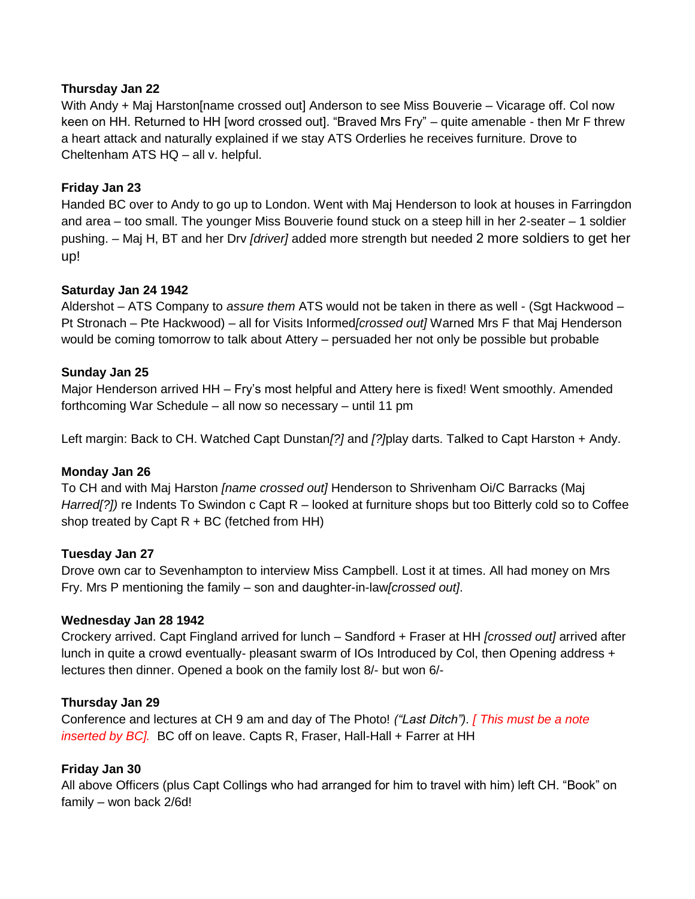**Thursday Jan 22**
With Andy + Maj Harston[name crossed out] Anderson to see Miss Bouverie – Vicarage off. Col now keen on HH. Returned to HH [word crossed out]. "Braved Mrs Fry" – quite amenable - then Mr F threw a heart attack and naturally explained if we stay ATS Orderlies he receives furniture. Drove to Cheltenham ATS HQ – all v. helpful.

**Friday Jan 23**
Handed BC over to Andy to go up to London. Went with Maj Henderson to look at houses in Farringdon and area – too small. The younger Miss Bouverie found stuck on a steep hill in her 2-seater – 1 soldier pushing. – Maj H, BT and her Drv *[driver]* added more strength but needed 2 more soldiers to get her up!

**Saturday Jan 24 1942**
Aldershot – ATS Company to *assure them* ATS would not be taken in there as well - (Sgt Hackwood – Pt Stronach – Pte Hackwood) – all for Visits Informed*[crossed out]* Warned Mrs F that Maj Henderson would be coming tomorrow to talk about Attery – persuaded her not only be possible but probable

**Sunday Jan 25**
Major Henderson arrived HH – Fry's most helpful and Attery here is fixed! Went smoothly. Amended forthcoming War Schedule – all now so necessary – until 11 pm

Left margin: Back to CH. Watched Capt Dunstan*[?]* and *[?]*play darts. Talked to Capt Harston + Andy.

**Monday Jan 26**
To CH and with Maj Harston *[name crossed out]* Henderson to Shrivenham Oi/C Barracks (Maj *Harred[?])* re Indents To Swindon c Capt R – looked at furniture shops but too Bitterly cold so to Coffee shop treated by Capt R + BC (fetched from HH)

**Tuesday Jan 27**
Drove own car to Sevenhampton to interview Miss Campbell. Lost it at times. All had money on Mrs Fry. Mrs P mentioning the family – son and daughter-in-law*[crossed out]*.

**Wednesday Jan 28 1942**
Crockery arrived. Capt Fingland arrived for lunch – Sandford + Fraser at HH *[crossed out]* arrived after lunch in quite a crowd eventually- pleasant swarm of IOs Introduced by Col, then Opening address + lectures then dinner. Opened a book on the family lost 8/- but won 6/-

**Thursday Jan 29**
Conference and lectures at CH 9 am and day of The Photo! *("Last Ditch")*. *[ This must be a note inserted by BC].* BC off on leave. Capts R, Fraser, Hall-Hall + Farrer at HH

**Friday Jan 30**
All above Officers (plus Capt Collings who had arranged for him to travel with him) left CH. "Book" on family – won back 2/6d!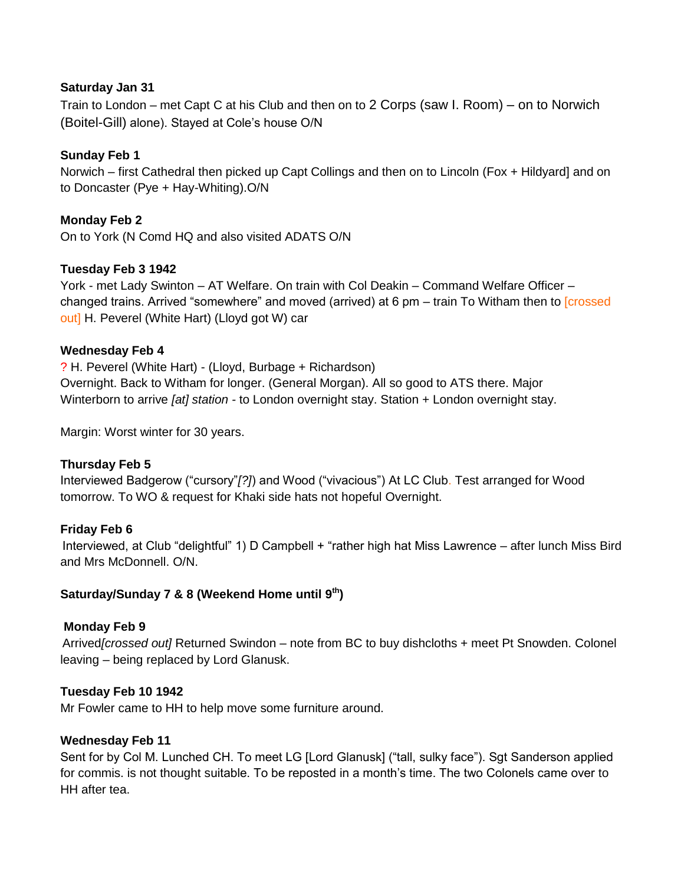**Saturday Jan 31**

Train to London – met Capt C at his Club and then on to 2 Corps (saw I. Room) – on to Norwich (Boitel-Gill) alone). Stayed at Cole's house O/N

**Sunday Feb 1**

Norwich – first Cathedral then picked up Capt Collings and then on to Lincoln (Fox + Hildyard] and on to Doncaster (Pye + Hay-Whiting).O/N

**Monday Feb 2**

On to York (N Comd HQ and also visited ADATS O/N

**Tuesday Feb 3 1942**

York - met Lady Swinton – AT Welfare. On train with Col Deakin – Command Welfare Officer – changed trains. Arrived "somewhere" and moved (arrived) at 6 pm – train To Witham then to [crossed out] H. Peverel (White Hart) (Lloyd got W) car

**Wednesday Feb 4**

? H. Peverel (White Hart) - (Lloyd, Burbage + Richardson)
Overnight. Back to Witham for longer. (General Morgan). All so good to ATS there. Major Winterborn to arrive *[at] station* - to London overnight stay. Station + London overnight stay.

Margin: Worst winter for 30 years.

**Thursday Feb 5**

Interviewed Badgerow ("cursory"*[?]*) and Wood ("vivacious") At LC Club. Test arranged for Wood tomorrow. To WO & request for Khaki side hats not hopeful Overnight.

**Friday Feb 6**

Interviewed, at Club "delightful" 1) D Campbell + "rather high hat Miss Lawrence – after lunch Miss Bird and Mrs McDonnell. O/N.

**Saturday/Sunday 7 & 8 (Weekend Home until 9th)**

**Monday Feb 9**

Arrived*[crossed out]* Returned Swindon – note from BC to buy dishcloths + meet Pt Snowden. Colonel leaving – being replaced by Lord Glanusk.

**Tuesday Feb 10 1942**

Mr Fowler came to HH to help move some furniture around.

**Wednesday Feb 11**

Sent for by Col M. Lunched CH. To meet LG [Lord Glanusk] ("tall, sulky face"). Sgt Sanderson applied for commis. is not thought suitable. To be reposted in a month's time. The two Colonels came over to HH after tea.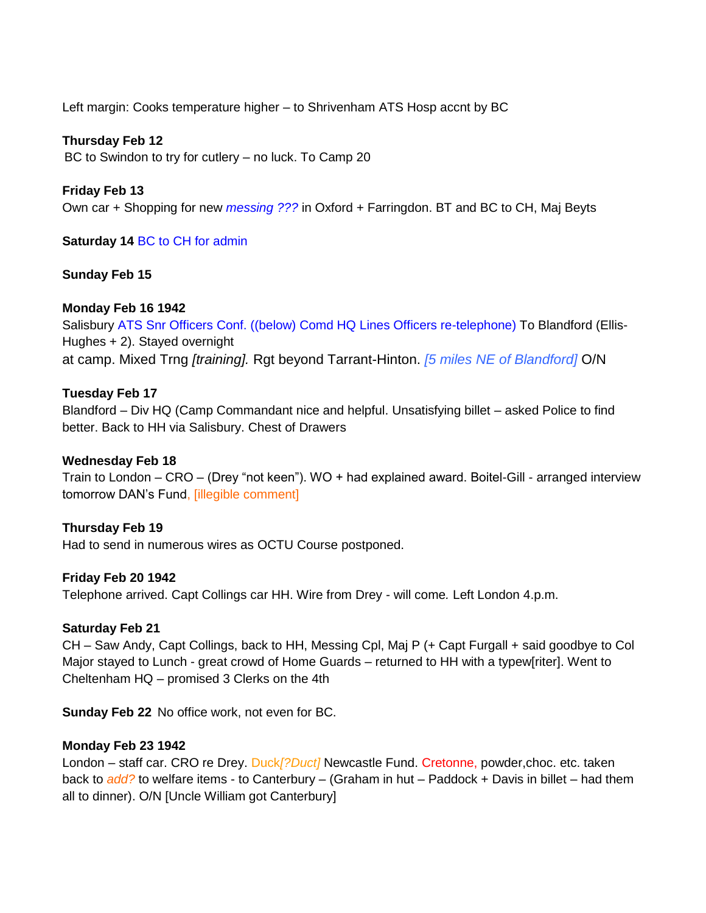Left margin: Cooks temperature higher – to Shrivenham ATS Hosp accnt by BC

**Thursday Feb 12**
BC to Swindon to try for cutlery – no luck. To Camp 20

**Friday Feb 13**
Own car + Shopping for new *messing ???* in Oxford + Farringdon. BT and BC to CH, Maj Beyts

**Saturday 14** BC to CH for admin

**Sunday Feb 15**

**Monday Feb 16 1942**
Salisbury ATS Snr Officers Conf. ((below) Comd HQ Lines Officers re-telephone) To Blandford (Ellis-Hughes + 2). Stayed overnight at camp. Mixed Trng *[training].* Rgt beyond Tarrant-Hinton. *[5 miles NE of Blandford]* O/N

**Tuesday Feb 17**
Blandford – Div HQ (Camp Commandant nice and helpful. Unsatisfying billet – asked Police to find better. Back to HH via Salisbury. Chest of Drawers

**Wednesday Feb 18**
Train to London – CRO – (Drey "not keen"). WO + had explained award. Boitel-Gill - arranged interview tomorrow DAN's Fund, [illegible comment]

**Thursday Feb 19**
Had to send in numerous wires as OCTU Course postponed.

**Friday Feb 20 1942**
Telephone arrived. Capt Collings car HH. Wire from Drey - will come. Left London 4.p.m.

**Saturday Feb 21**
CH – Saw Andy, Capt Collings, back to HH, Messing Cpl, Maj P (+ Capt Furgall + said goodbye to Col Major stayed to Lunch - great crowd of Home Guards – returned to HH with a typew[riter]. Went to Cheltenham HQ – promised 3 Clerks on the 4th

**Sunday Feb 22** No office work, not even for BC.

**Monday Feb 23 1942**
London – staff car. CRO re Drey. Duck*[?Duct]* Newcastle Fund. Cretonne, powder,choc. etc. taken back to *add?* to welfare items - to Canterbury – (Graham in hut – Paddock + Davis in billet – had them all to dinner). O/N [Uncle William got Canterbury]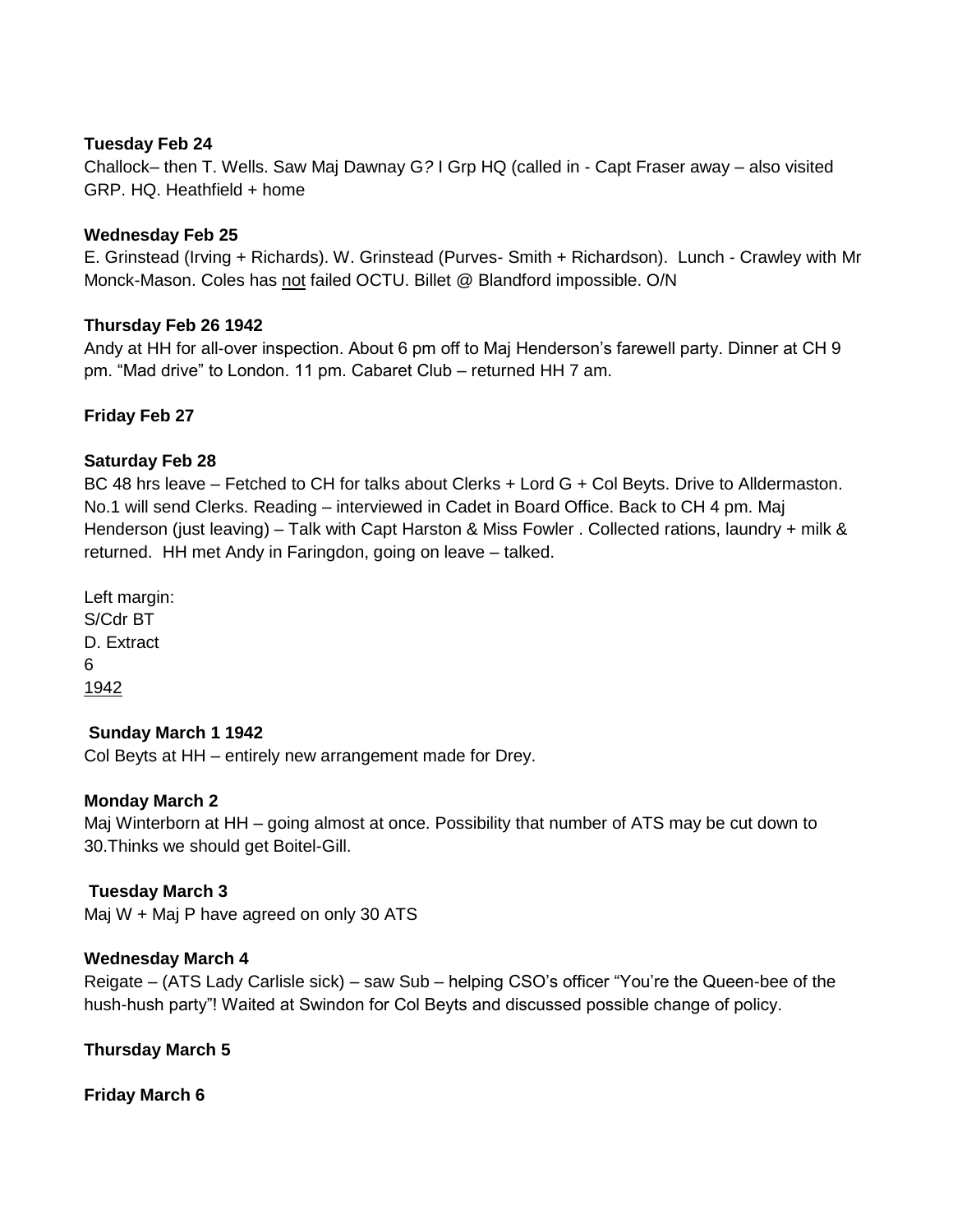**Tuesday Feb 24**

Challock– then T. Wells. Saw Maj Dawnay G*?* I Grp HQ (called in - Capt Fraser away – also visited GRP. HQ. Heathfield + home

**Wednesday Feb 25**

E. Grinstead (Irving + Richards). W. Grinstead (Purves- Smith + Richardson). Lunch - Crawley with Mr Monck-Mason. Coles has <u>not</u> failed OCTU. Billet @ Blandford impossible. O/N

**Thursday Feb 26 1942**

Andy at HH for all-over inspection. About 6 pm off to Maj Henderson's farewell party. Dinner at CH 9 pm. "Mad drive" to London. 11 pm. Cabaret Club – returned HH 7 am.

**Friday Feb 27**

**Saturday Feb 28**

BC 48 hrs leave – Fetched to CH for talks about Clerks + Lord G + Col Beyts. Drive to Alldermaston. No.1 will send Clerks. Reading – interviewed in Cadet in Board Office. Back to CH 4 pm. Maj Henderson (just leaving) – Talk with Capt Harston & Miss Fowler . Collected rations, laundry + milk & returned. HH met Andy in Faringdon, going on leave – talked.

Left margin:
S/Cdr BT
D. Extract
6
<u>1942</u>

**Sunday March 1 1942**

Col Beyts at HH – entirely new arrangement made for Drey.

**Monday March 2**

Maj Winterborn at HH – going almost at once. Possibility that number of ATS may be cut down to 30.Thinks we should get Boitel-Gill.

**Tuesday March 3**

Maj W + Maj P have agreed on only 30 ATS

**Wednesday March 4**

Reigate – (ATS Lady Carlisle sick) – saw Sub – helping CSO's officer "You're the Queen-bee of the hush-hush party"! Waited at Swindon for Col Beyts and discussed possible change of policy.

**Thursday March 5**

**Friday March 6**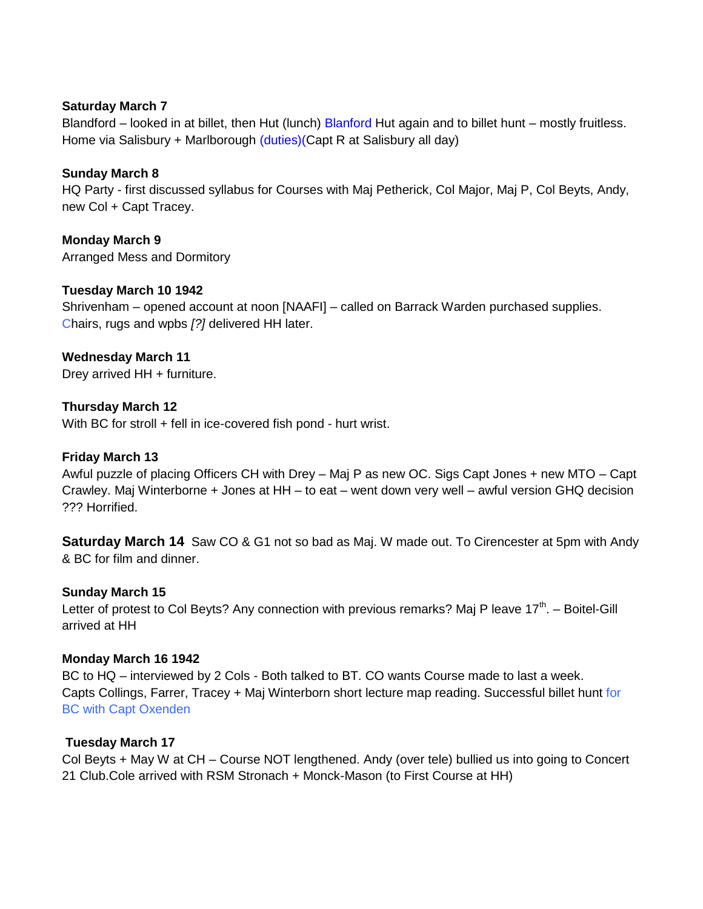**Saturday March 7**
Blandford – looked in at billet, then Hut (lunch) Blanford Hut again and to billet hunt – mostly fruitless. Home via Salisbury + Marlborough (duties)(Capt R at Salisbury all day)

**Sunday March 8**
HQ Party - first discussed syllabus for Courses with Maj Petherick, Col Major, Maj P, Col Beyts, Andy, new Col + Capt Tracey.

**Monday March 9**
Arranged Mess and Dormitory

**Tuesday March 10 1942**
Shrivenham – opened account at noon [NAAFI] – called on Barrack Warden purchased supplies. Chairs, rugs and wpbs *[?]* delivered HH later.

**Wednesday March 11**
Drey arrived HH + furniture.

**Thursday March 12**
With BC for stroll + fell in ice-covered fish pond - hurt wrist.

**Friday March 13**
Awful puzzle of placing Officers CH with Drey – Maj P as new OC. Sigs Capt Jones + new MTO – Capt Crawley. Maj Winterborne + Jones at HH – to eat – went down very well – awful version GHQ decision ??? Horrified.

**Saturday March 14** Saw CO & G1 not so bad as Maj. W made out. To Cirencester at 5pm with Andy & BC for film and dinner.

**Sunday March 15**
Letter of protest to Col Beyts? Any connection with previous remarks? Maj P leave 17th. – Boitel-Gill arrived at HH

**Monday March 16 1942**
BC to HQ – interviewed by 2 Cols - Both talked to BT. CO wants Course made to last a week. Capts Collings, Farrer, Tracey + Maj Winterborn short lecture map reading. Successful billet hunt for BC with Capt Oxenden

**Tuesday March 17**
Col Beyts + May W at CH – Course NOT lengthened. Andy (over tele) bullied us into going to Concert 21 Club.Cole arrived with RSM Stronach + Monck-Mason (to First Course at HH)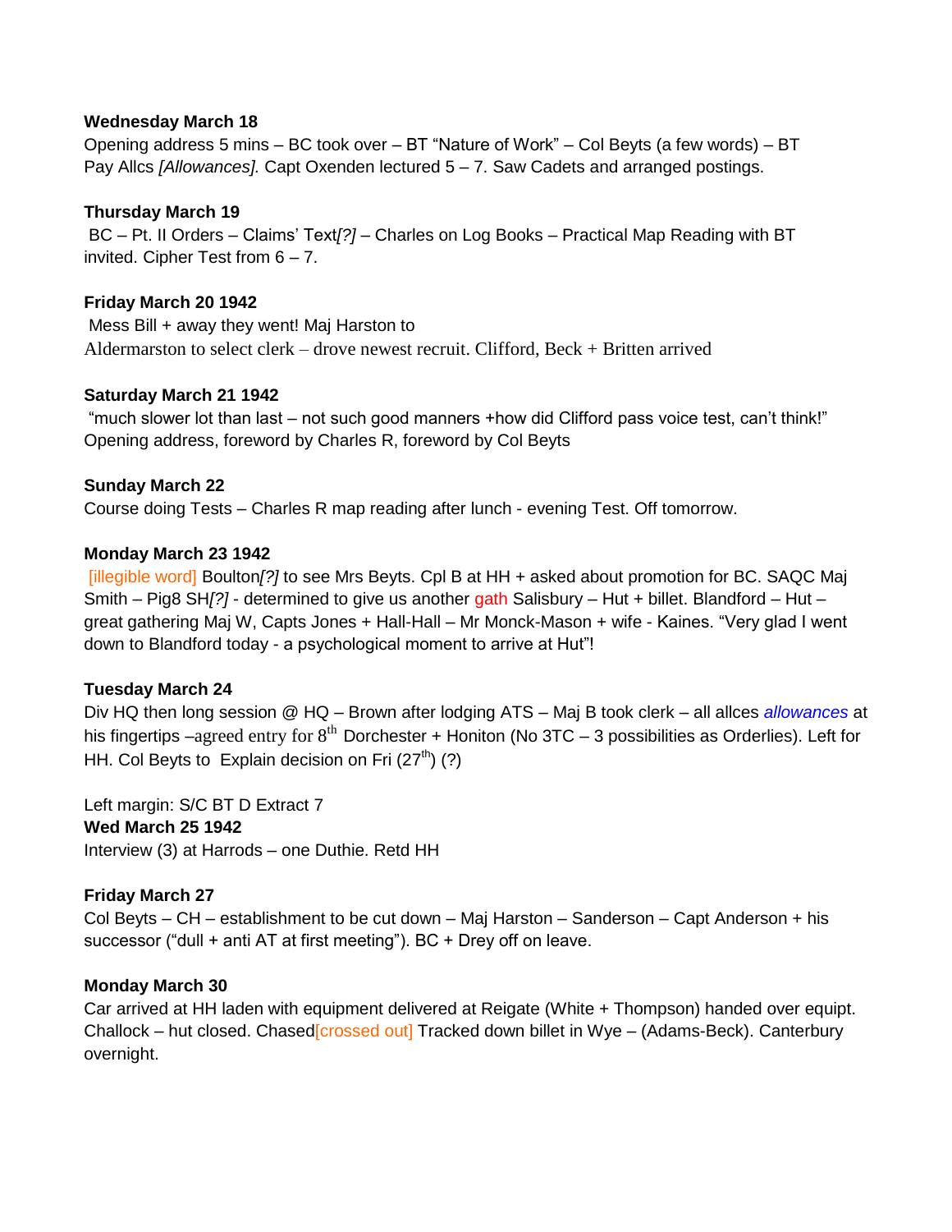**Wednesday March 18**

Opening address 5 mins – BC took over – BT "Nature of Work" – Col Beyts (a few words) – BT Pay Allcs *[Allowances].* Capt Oxenden lectured 5 – 7. Saw Cadets and arranged postings.

**Thursday March 19**

BC – Pt. II Orders – Claims' Text*[?]* – Charles on Log Books – Practical Map Reading with BT invited. Cipher Test from 6 – 7.

**Friday March 20 1942**

Mess Bill + away they went! Maj Harston to Aldermarston to select clerk – drove newest recruit. Clifford, Beck + Britten arrived

**Saturday March 21 1942**

"much slower lot than last – not such good manners +how did Clifford pass voice test, can't think!" Opening address, foreword by Charles R, foreword by Col Beyts

**Sunday March 22**

Course doing Tests – Charles R map reading after lunch - evening Test. Off tomorrow.

**Monday March 23 1942**

[illegible word] Boulton*[?]* to see Mrs Beyts. Cpl B at HH + asked about promotion for BC. SAQC Maj Smith – Pig8 SH*[?]* - determined to give us another gath Salisbury – Hut + billet. Blandford – Hut – great gathering Maj W, Capts Jones + Hall-Hall – Mr Monck-Mason + wife - Kaines. "Very glad I went down to Blandford today - a psychological moment to arrive at Hut"!

**Tuesday March 24**

Div HQ then long session @ HQ – Brown after lodging ATS – Maj B took clerk – all allces *allowances* at his fingertips –agreed entry for 8th Dorchester + Honiton (No 3TC – 3 possibilities as Orderlies). Left for HH. Col Beyts to Explain decision on Fri (27th) (?)

Left margin: S/C BT D Extract 7

**Wed March 25 1942**

Interview (3) at Harrods – one Duthie. Retd HH

**Friday March 27**

Col Beyts – CH – establishment to be cut down – Maj Harston – Sanderson – Capt Anderson + his successor ("dull + anti AT at first meeting"). BC + Drey off on leave.

**Monday March 30**

Car arrived at HH laden with equipment delivered at Reigate (White + Thompson) handed over equipt. Challock – hut closed. Chased[crossed out] Tracked down billet in Wye – (Adams-Beck). Canterbury overnight.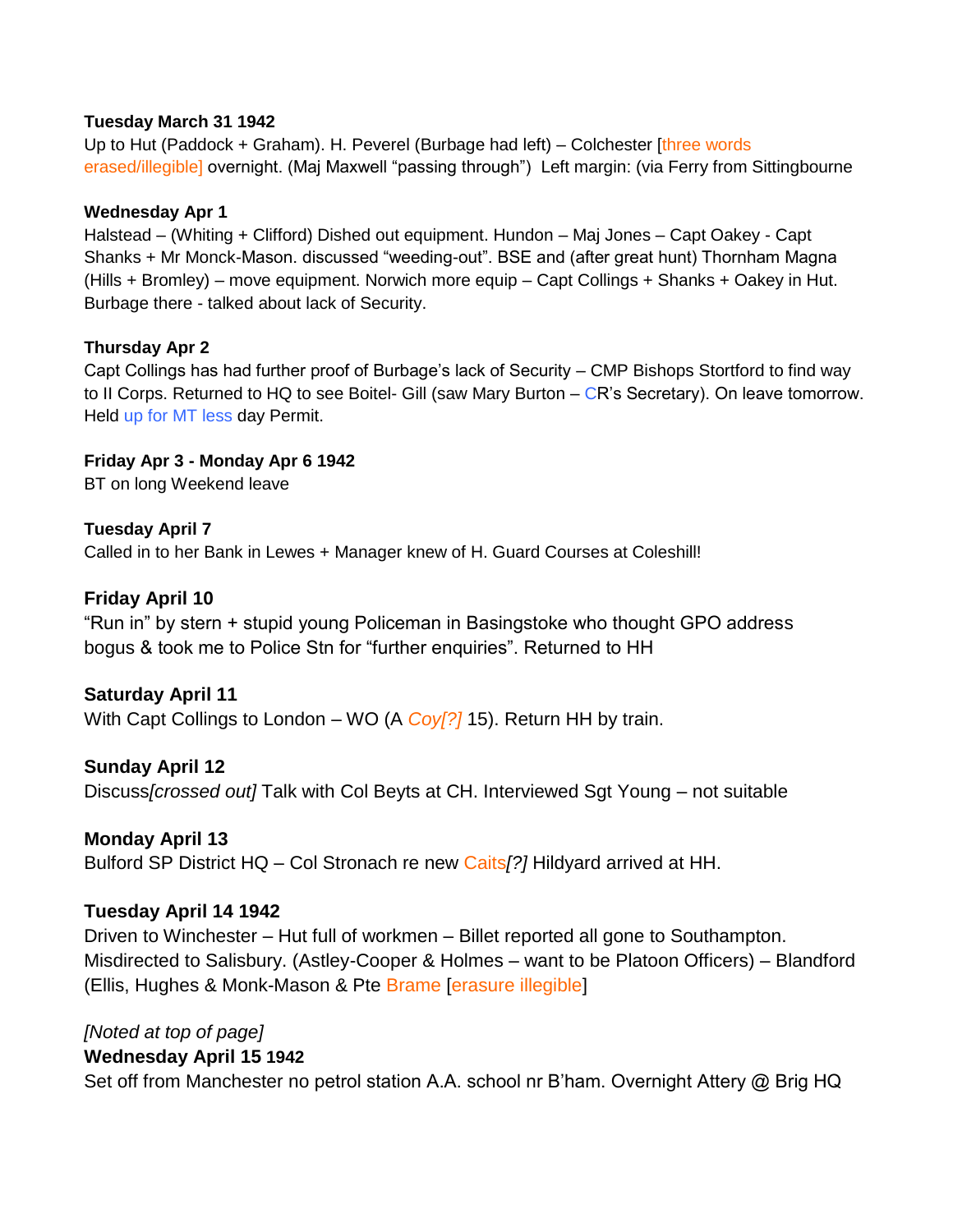**Tuesday March 31 1942**
Up to Hut (Paddock + Graham). H. Peverel (Burbage had left) – Colchester [three words erased/illegible] overnight. (Maj Maxwell "passing through") Left margin: (via Ferry from Sittingbourne

**Wednesday Apr 1**
Halstead – (Whiting + Clifford) Dished out equipment. Hundon – Maj Jones – Capt Oakey - Capt Shanks + Mr Monck-Mason. discussed "weeding-out". BSE and (after great hunt) Thornham Magna (Hills + Bromley) – move equipment. Norwich more equip – Capt Collings + Shanks + Oakey in Hut. Burbage there - talked about lack of Security.

**Thursday Apr 2**
Capt Collings has had further proof of Burbage's lack of Security – CMP Bishops Stortford to find way to II Corps. Returned to HQ to see Boitel- Gill (saw Mary Burton – CR's Secretary). On leave tomorrow. Held up for MT less day Permit.

**Friday Apr 3 - Monday Apr 6 1942**
BT on long Weekend leave

**Tuesday April 7**
Called in to her Bank in Lewes + Manager knew of H. Guard Courses at Coleshill!

**Friday April 10**
"Run in" by stern + stupid young Policeman in Basingstoke who thought GPO address bogus & took me to Police Stn for "further enquiries". Returned to HH

**Saturday April 11**
With Capt Collings to London – WO (A *Coy[?]* 15). Return HH by train.

**Sunday April 12**
Discuss*[crossed out]* Talk with Col Beyts at CH. Interviewed Sgt Young – not suitable

**Monday April 13**
Bulford SP District HQ – Col Stronach re new Caits*[?]* Hildyard arrived at HH.

**Tuesday April 14 1942**
Driven to Winchester – Hut full of workmen – Billet reported all gone to Southampton. Misdirected to Salisbury. (Astley-Cooper & Holmes – want to be Platoon Officers) – Blandford (Ellis, Hughes & Monk-Mason & Pte Brame [erasure illegible]

*[Noted at top of page]*
**Wednesday April 15 1942**
Set off from Manchester no petrol station A.A. school nr B'ham. Overnight Attery @ Brig HQ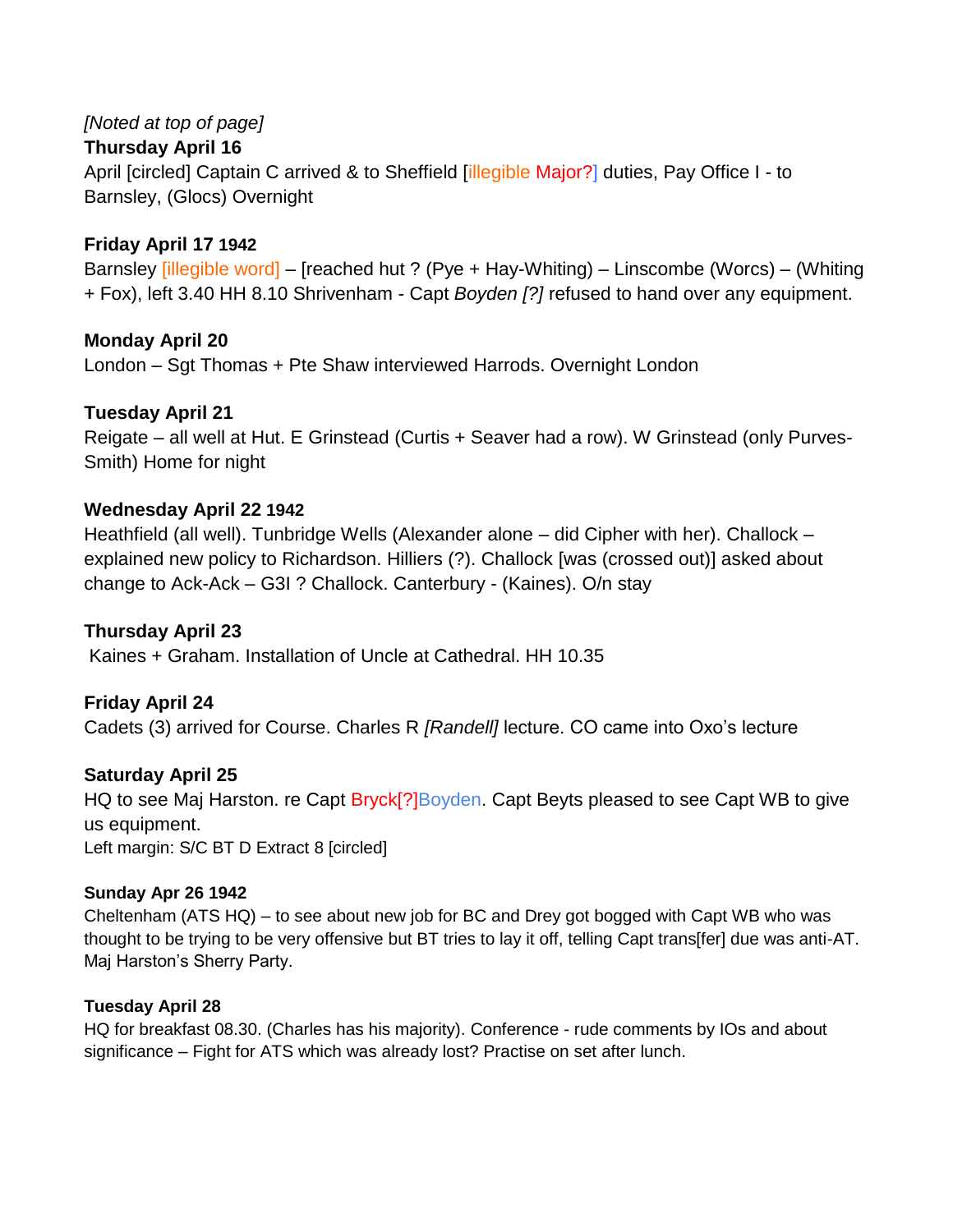*[Noted at top of page]*

**Thursday April 16**

April [circled] Captain C arrived & to Sheffield [illegible Major?] duties, Pay Office I - to Barnsley, (Glocs) Overnight

**Friday April 17 1942**

Barnsley [illegible word] – [reached hut ? (Pye + Hay-Whiting) – Linscombe (Worcs) – (Whiting + Fox), left 3.40 HH 8.10 Shrivenham - Capt *Boyden [?]* refused to hand over any equipment.

**Monday April 20**

London – Sgt Thomas + Pte Shaw interviewed Harrods. Overnight London

**Tuesday April 21**

Reigate – all well at Hut. E Grinstead (Curtis + Seaver had a row). W Grinstead (only Purves-Smith) Home for night

**Wednesday April 22 1942**

Heathfield (all well). Tunbridge Wells (Alexander alone – did Cipher with her). Challock – explained new policy to Richardson. Hilliers (?). Challock [was (crossed out)] asked about change to Ack-Ack – G3I ? Challock. Canterbury - (Kaines). O/n stay

**Thursday April 23**

Kaines + Graham. Installation of Uncle at Cathedral. HH 10.35

**Friday April 24**

Cadets (3) arrived for Course. Charles R *[Randell]* lecture. CO came into Oxo's lecture

**Saturday April 25**

HQ to see Maj Harston. re Capt Bryck[?]Boyden. Capt Beyts pleased to see Capt WB to give us equipment.

Left margin: S/C BT D Extract 8 [circled]

**Sunday Apr 26 1942**

Cheltenham (ATS HQ) – to see about new job for BC and Drey got bogged with Capt WB who was thought to be trying to be very offensive but BT tries to lay it off, telling Capt trans[fer] due was anti-AT. Maj Harston's Sherry Party.

**Tuesday April 28**

HQ for breakfast 08.30. (Charles has his majority). Conference - rude comments by IOs and about significance – Fight for ATS which was already lost? Practise on set after lunch.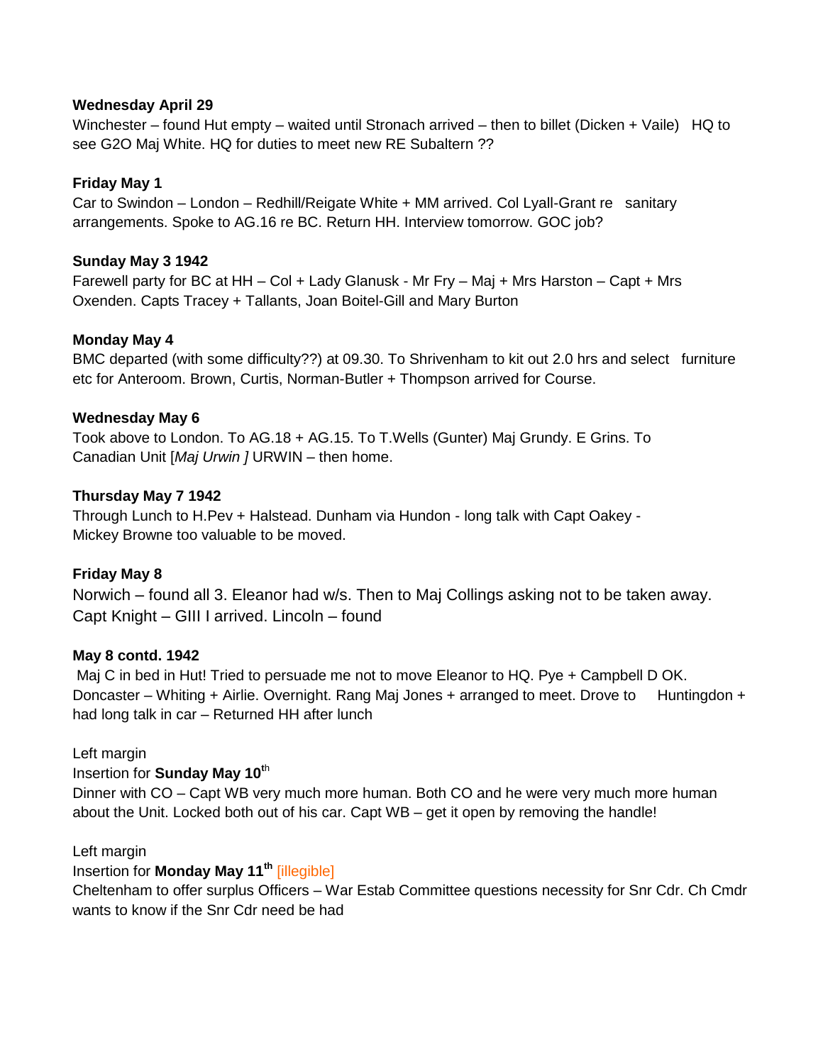**Wednesday April 29**

Winchester – found Hut empty – waited until Stronach arrived – then to billet (Dicken + Vaile) HQ to see G2O Maj White. HQ for duties to meet new RE Subaltern ??

**Friday May 1**

Car to Swindon – London – Redhill/Reigate White + MM arrived. Col Lyall-Grant re sanitary arrangements. Spoke to AG.16 re BC. Return HH. Interview tomorrow. GOC job?

**Sunday May 3 1942**

Farewell party for BC at HH – Col + Lady Glanusk - Mr Fry – Maj + Mrs Harston – Capt + Mrs Oxenden. Capts Tracey + Tallants, Joan Boitel-Gill and Mary Burton

**Monday May 4**

BMC departed (with some difficulty??) at 09.30. To Shrivenham to kit out 2.0 hrs and select furniture etc for Anteroom. Brown, Curtis, Norman-Butler + Thompson arrived for Course.

**Wednesday May 6**

Took above to London. To AG.18 + AG.15. To T.Wells (Gunter) Maj Grundy. E Grins. To Canadian Unit [*Maj Urwin ]* URWIN – then home.

**Thursday May 7 1942**

Through Lunch to H.Pev + Halstead. Dunham via Hundon - long talk with Capt Oakey - Mickey Browne too valuable to be moved.

**Friday May 8**

Norwich – found all 3. Eleanor had w/s. Then to Maj Collings asking not to be taken away. Capt Knight – GIII I arrived. Lincoln – found

**May 8 contd. 1942**

Maj C in bed in Hut! Tried to persuade me not to move Eleanor to HQ. Pye + Campbell D OK. Doncaster – Whiting + Airlie. Overnight. Rang Maj Jones + arranged to meet. Drove to Huntingdon + had long talk in car – Returned HH after lunch

Left margin

Insertion for **Sunday May 10th**

Dinner with CO – Capt WB very much more human. Both CO and he were very much more human about the Unit. Locked both out of his car. Capt WB – get it open by removing the handle!

Left margin

Insertion for **Monday May 11th** [illegible]

Cheltenham to offer surplus Officers – War Estab Committee questions necessity for Snr Cdr. Ch Cmdr wants to know if the Snr Cdr need be had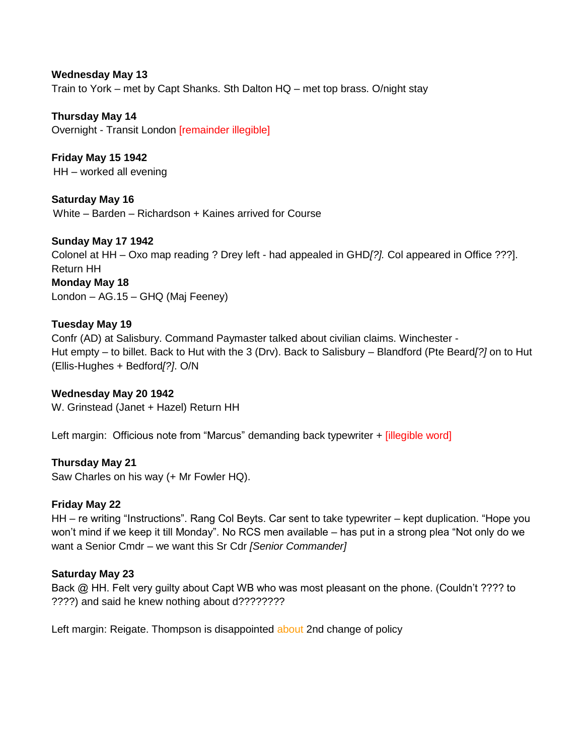**Wednesday May 13**
Train to York – met by Capt Shanks. Sth Dalton HQ – met top brass. O/night stay

**Thursday May 14**
Overnight - Transit London [remainder illegible]

**Friday May 15 1942**
HH – worked all evening

**Saturday May 16**
White – Barden – Richardson + Kaines arrived for Course

**Sunday May 17 1942**
Colonel at HH – Oxo map reading ? Drey left - had appealed in GHD*[?].* Col appeared in Office ???].
Return HH

**Monday May 18**
London – AG.15 – GHQ (Maj Feeney)

**Tuesday May 19**
Confr (AD) at Salisbury. Command Paymaster talked about civilian claims. Winchester - Hut empty – to billet. Back to Hut with the 3 (Drv). Back to Salisbury – Blandford (Pte Beard*[?]* on to Hut (Ellis-Hughes + Bedford*[?]*. O/N

**Wednesday May 20 1942**
W. Grinstead (Janet + Hazel) Return HH

Left margin: Officious note from "Marcus" demanding back typewriter + [illegible word]

**Thursday May 21**
Saw Charles on his way (+ Mr Fowler HQ).

**Friday May 22**
HH – re writing "Instructions". Rang Col Beyts. Car sent to take typewriter – kept duplication. "Hope you won't mind if we keep it till Monday". No RCS men available – has put in a strong plea "Not only do we want a Senior Cmdr – we want this Sr Cdr *[Senior Commander]*

**Saturday May 23**
Back @ HH. Felt very guilty about Capt WB who was most pleasant on the phone. (Couldn't ???? to ????) and said he knew nothing about d????????

Left margin: Reigate. Thompson is disappointed about 2nd change of policy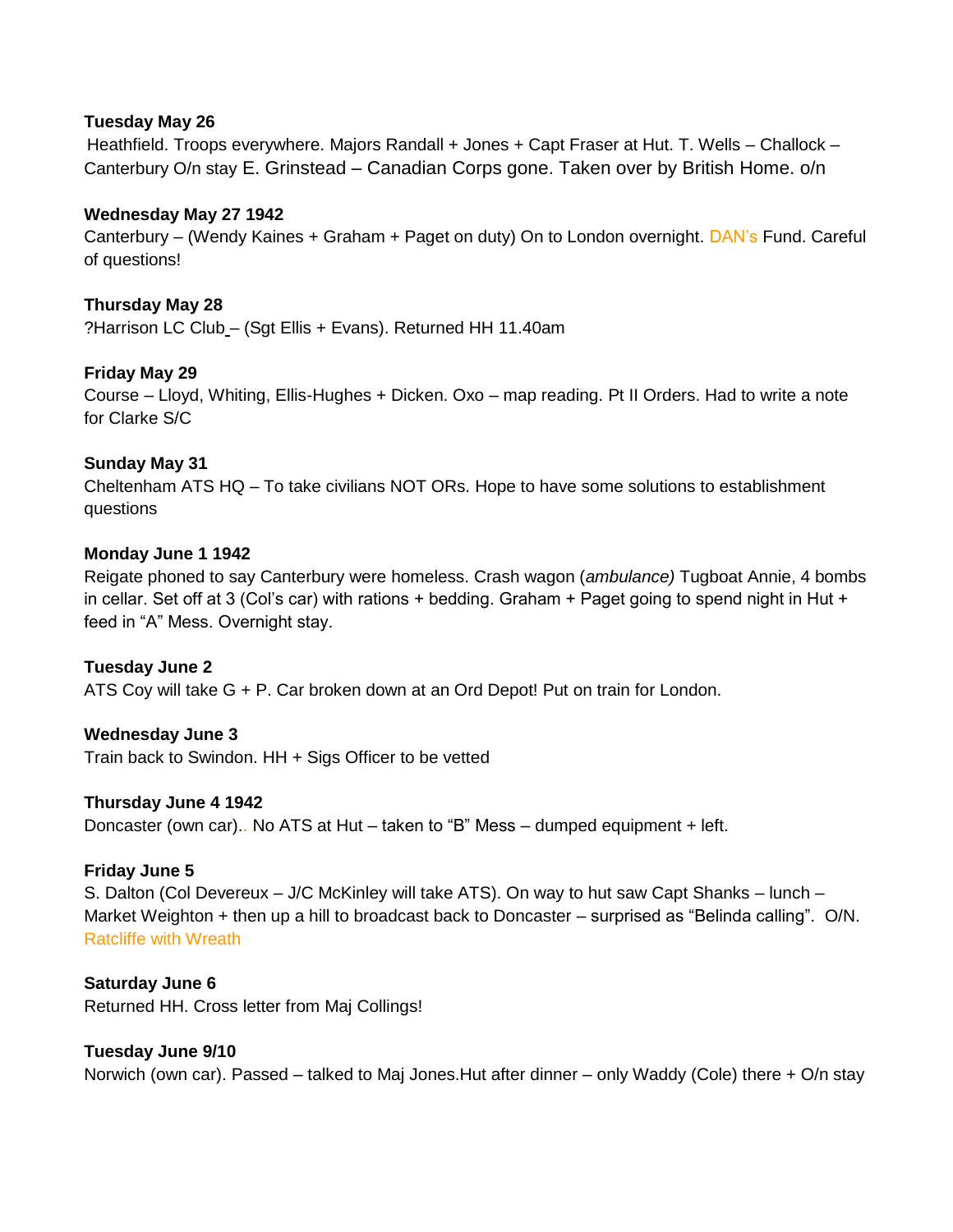**Tuesday May 26**

Heathfield. Troops everywhere. Majors Randall + Jones + Capt Fraser at Hut. T. Wells – Challock – Canterbury O/n stay E. Grinstead – Canadian Corps gone. Taken over by British Home. o/n

**Wednesday May 27 1942**

Canterbury – (Wendy Kaines + Graham + Paget on duty) On to London overnight. DAN's Fund. Careful of questions!

**Thursday May 28**

?Harrison LC Club – (Sgt Ellis + Evans). Returned HH 11.40am

**Friday May 29**

Course – Lloyd, Whiting, Ellis-Hughes + Dicken. Oxo – map reading. Pt II Orders. Had to write a note for Clarke S/C

**Sunday May 31**

Cheltenham ATS HQ – To take civilians NOT ORs. Hope to have some solutions to establishment questions

**Monday June 1 1942**

Reigate phoned to say Canterbury were homeless. Crash wagon (*ambulance)* Tugboat Annie, 4 bombs in cellar. Set off at 3 (Col's car) with rations + bedding. Graham + Paget going to spend night in Hut + feed in "A" Mess. Overnight stay.

**Tuesday June 2**

ATS Coy will take G + P. Car broken down at an Ord Depot! Put on train for London.

**Wednesday June 3**

Train back to Swindon. HH + Sigs Officer to be vetted

**Thursday June 4 1942**

Doncaster (own car).. No ATS at Hut – taken to "B" Mess – dumped equipment + left.

**Friday June 5**

S. Dalton (Col Devereux – J/C McKinley will take ATS). On way to hut saw Capt Shanks – lunch – Market Weighton + then up a hill to broadcast back to Doncaster – surprised as "Belinda calling". O/N. Ratcliffe with Wreath

**Saturday June 6**

Returned HH. Cross letter from Maj Collings!

**Tuesday June 9/10**

Norwich (own car). Passed – talked to Maj Jones.Hut after dinner – only Waddy (Cole) there + O/n stay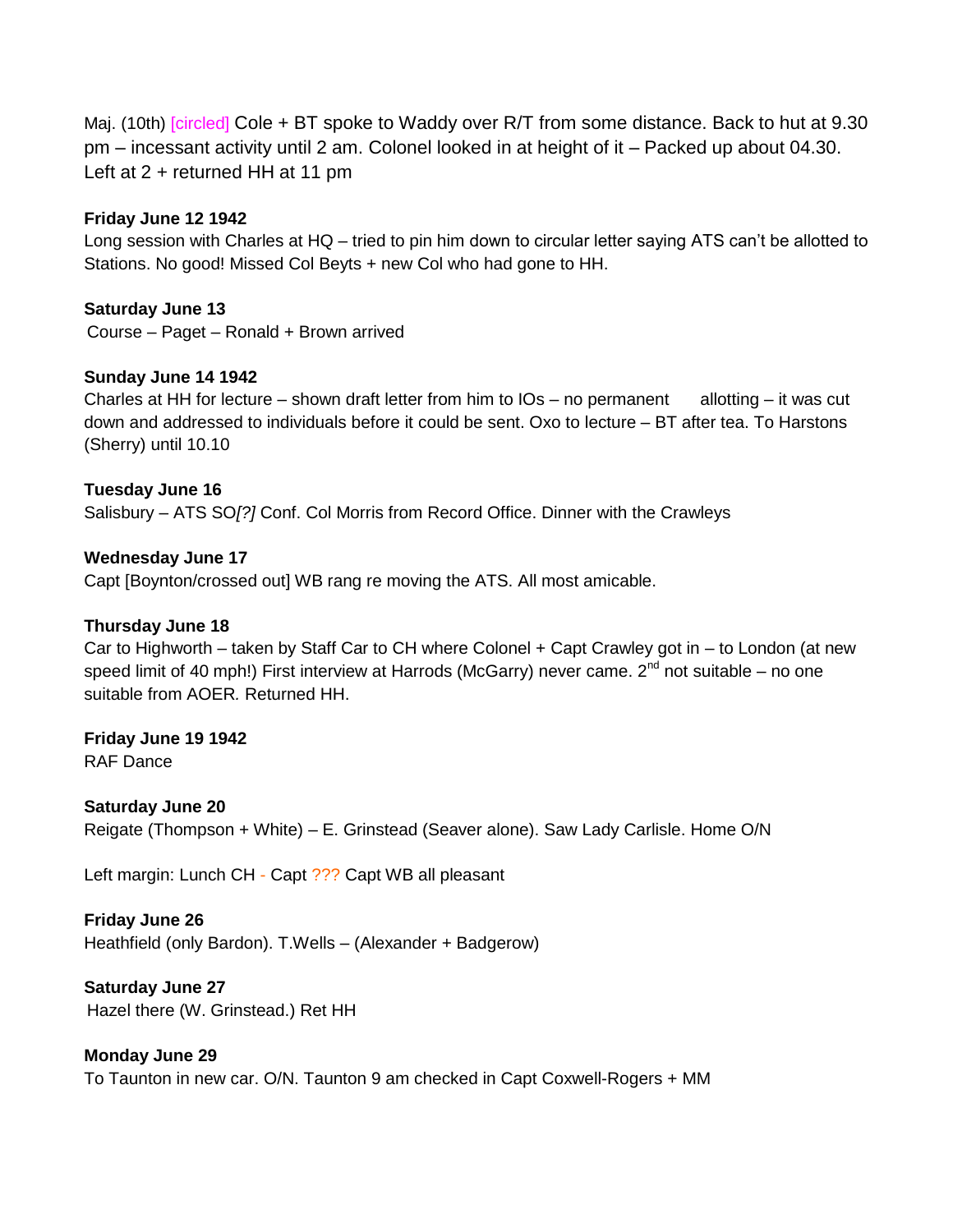Maj. (10th) [circled] Cole + BT spoke to Waddy over R/T from some distance. Back to hut at 9.30 pm – incessant activity until 2 am. Colonel looked in at height of it – Packed up about 04.30. Left at 2 + returned HH at 11 pm

**Friday June 12 1942**
Long session with Charles at HQ – tried to pin him down to circular letter saying ATS can't be allotted to Stations. No good! Missed Col Beyts + new Col who had gone to HH.

**Saturday June 13**
Course – Paget – Ronald + Brown arrived

**Sunday June 14 1942**
Charles at HH for lecture – shown draft letter from him to IOs – no permanent allotting – it was cut down and addressed to individuals before it could be sent. Oxo to lecture – BT after tea. To Harstons (Sherry) until 10.10

**Tuesday June 16**
Salisbury – ATS SO*[?]* Conf. Col Morris from Record Office. Dinner with the Crawleys

**Wednesday June 17**
Capt [Boynton/crossed out] WB rang re moving the ATS. All most amicable.

**Thursday June 18**
Car to Highworth – taken by Staff Car to CH where Colonel + Capt Crawley got in – to London (at new speed limit of 40 mph!) First interview at Harrods (McGarry) never came. 2nd not suitable – no one suitable from AOER. Returned HH.

**Friday June 19 1942**
RAF Dance

**Saturday June 20**
Reigate (Thompson + White) – E. Grinstead (Seaver alone). Saw Lady Carlisle. Home O/N

Left margin: Lunch CH - Capt ??? Capt WB all pleasant

**Friday June 26**
Heathfield (only Bardon). T.Wells – (Alexander + Badgerow)

**Saturday June 27**
Hazel there (W. Grinstead.) Ret HH

**Monday June 29**
To Taunton in new car. O/N. Taunton 9 am checked in Capt Coxwell-Rogers + MM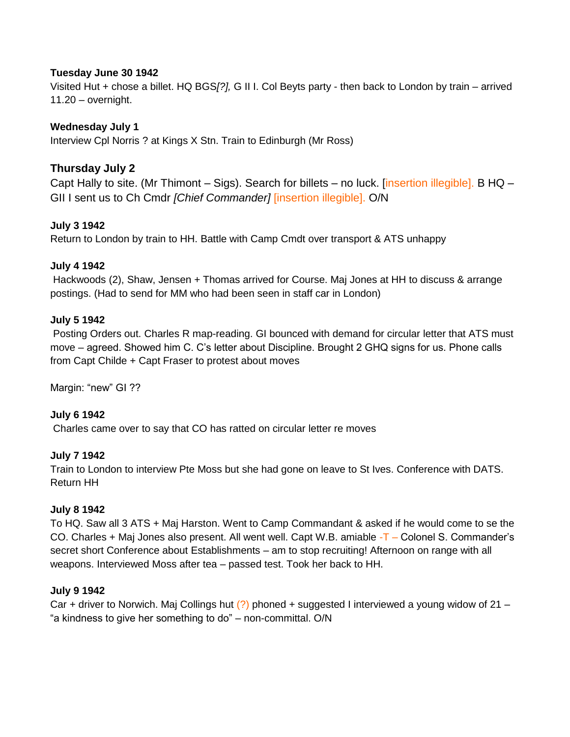**Tuesday June 30 1942**
Visited Hut + chose a billet. HQ BGS*[?],* G II I. Col Beyts party - then back to London by train – arrived 11.20 – overnight.

**Wednesday July 1**
Interview Cpl Norris ? at Kings X Stn. Train to Edinburgh (Mr Ross)

**Thursday July 2**
Capt Hally to site. (Mr Thimont – Sigs). Search for billets – no luck. [insertion illegible]. B HQ – GII I sent us to Ch Cmdr *[Chief Commander]* [insertion illegible]. O/N

**July 3 1942**
Return to London by train to HH. Battle with Camp Cmdt over transport & ATS unhappy

**July 4 1942**
Hackwoods (2), Shaw, Jensen + Thomas arrived for Course. Maj Jones at HH to discuss & arrange postings. (Had to send for MM who had been seen in staff car in London)

**July 5 1942**
Posting Orders out. Charles R map-reading. GI bounced with demand for circular letter that ATS must move – agreed. Showed him C. C's letter about Discipline. Brought 2 GHQ signs for us. Phone calls from Capt Childe + Capt Fraser to protest about moves

Margin: "new" GI ??

**July 6 1942**
Charles came over to say that CO has ratted on circular letter re moves

**July 7 1942**
Train to London to interview Pte Moss but she had gone on leave to St Ives. Conference with DATS. Return HH

**July 8 1942**
To HQ. Saw all 3 ATS + Maj Harston. Went to Camp Commandant & asked if he would come to se the CO. Charles + Maj Jones also present. All went well. Capt W.B. amiable -T – Colonel S. Commander's secret short Conference about Establishments – am to stop recruiting! Afternoon on range with all weapons. Interviewed Moss after tea – passed test. Took her back to HH.

**July 9 1942**
Car + driver to Norwich. Maj Collings hut (?) phoned + suggested I interviewed a young widow of 21 – "a kindness to give her something to do" – non-committal. O/N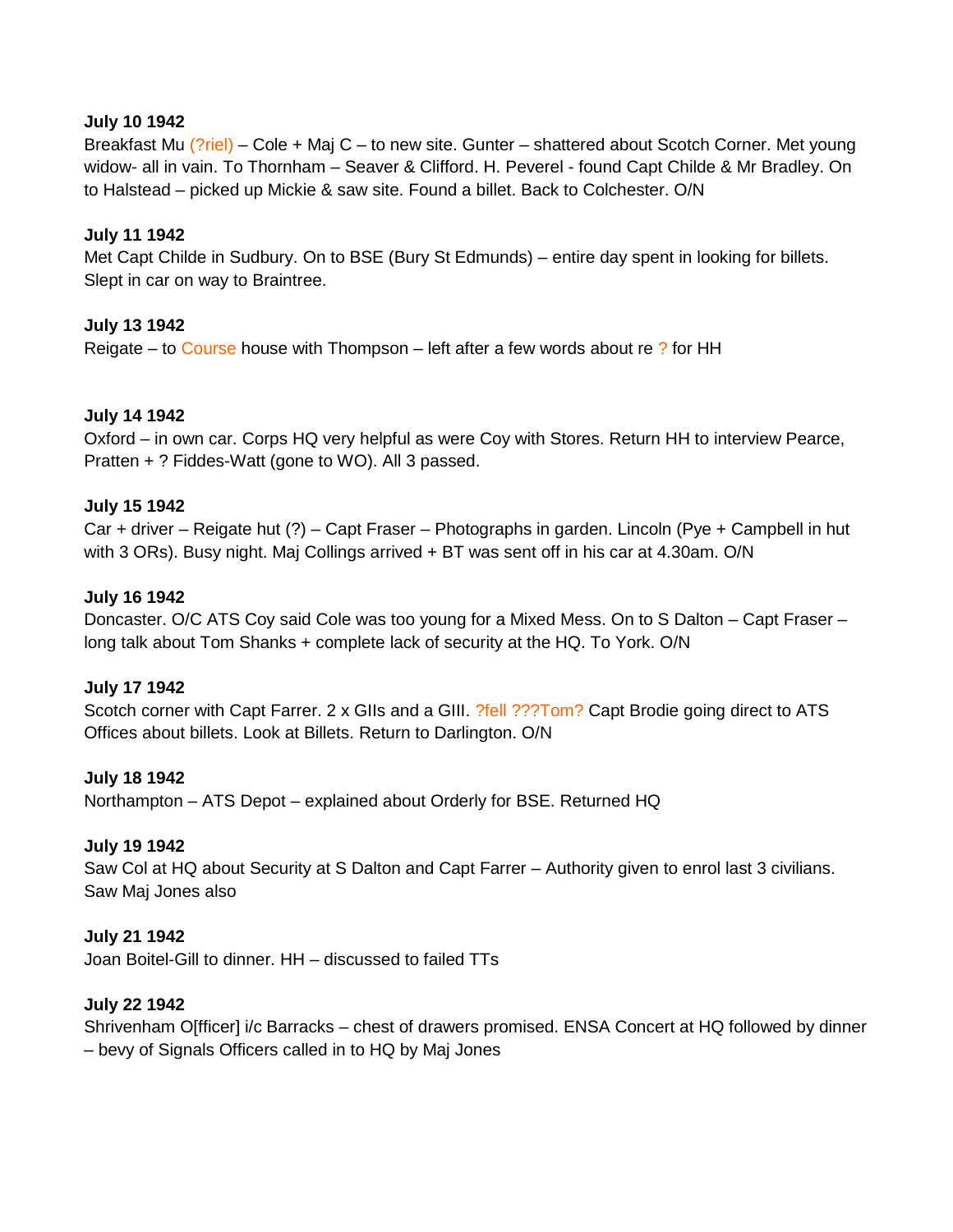**July 10 1942**
Breakfast Mu (?riel) – Cole + Maj C – to new site. Gunter – shattered about Scotch Corner. Met young widow- all in vain. To Thornham – Seaver & Clifford. H. Peverel - found Capt Childe & Mr Bradley. On to Halstead – picked up Mickie & saw site. Found a billet. Back to Colchester. O/N

**July 11 1942**
Met Capt Childe in Sudbury. On to BSE (Bury St Edmunds) – entire day spent in looking for billets. Slept in car on way to Braintree.

**July 13 1942**
Reigate – to Course house with Thompson – left after a few words about re ? for HH

**July 14 1942**
Oxford – in own car. Corps HQ very helpful as were Coy with Stores. Return HH to interview Pearce, Pratten + ? Fiddes-Watt (gone to WO). All 3 passed.

**July 15 1942**
Car + driver – Reigate hut (?) – Capt Fraser – Photographs in garden. Lincoln (Pye + Campbell in hut with 3 ORs). Busy night. Maj Collings arrived + BT was sent off in his car at 4.30am. O/N

**July 16 1942**
Doncaster. O/C ATS Coy said Cole was too young for a Mixed Mess. On to S Dalton – Capt Fraser – long talk about Tom Shanks + complete lack of security at the HQ. To York. O/N

**July 17 1942**
Scotch corner with Capt Farrer. 2 x GIIs and a GIII. ?fell ???Tom? Capt Brodie going direct to ATS Offices about billets. Look at Billets. Return to Darlington. O/N

**July 18 1942**
Northampton – ATS Depot – explained about Orderly for BSE. Returned HQ

**July 19 1942**
Saw Col at HQ about Security at S Dalton and Capt Farrer – Authority given to enrol last 3 civilians. Saw Maj Jones also

**July 21 1942**
Joan Boitel-Gill to dinner. HH – discussed to failed TTs

**July 22 1942**
Shrivenham O[fficer] i/c Barracks – chest of drawers promised. ENSA Concert at HQ followed by dinner – bevy of Signals Officers called in to HQ by Maj Jones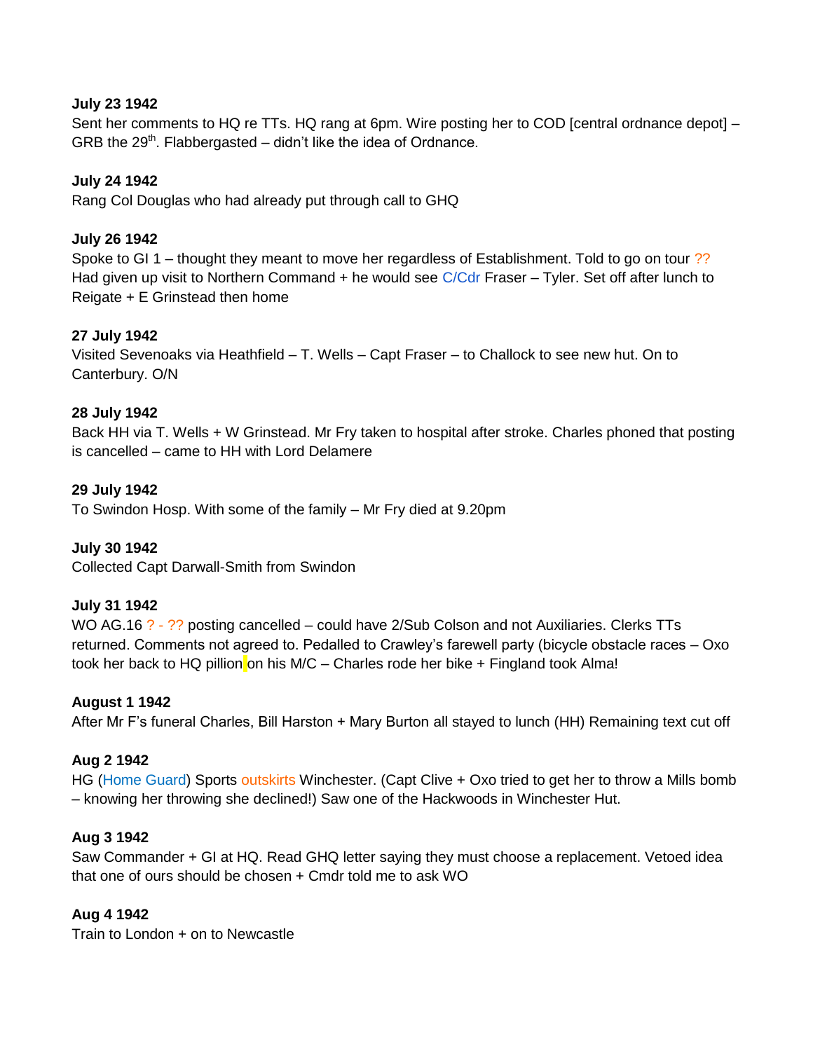**July 23 1942**
Sent her comments to HQ re TTs. HQ rang at 6pm. Wire posting her to COD [central ordnance depot] – GRB the 29th. Flabbergasted – didn't like the idea of Ordnance.

**July 24 1942**
Rang Col Douglas who had already put through call to GHQ

**July 26 1942**
Spoke to GI 1 – thought they meant to move her regardless of Establishment. Told to go on tour ?? Had given up visit to Northern Command + he would see C/Cdr Fraser – Tyler. Set off after lunch to Reigate + E Grinstead then home

**27 July 1942**
Visited Sevenoaks via Heathfield – T. Wells – Capt Fraser – to Challock to see new hut. On to Canterbury. O/N

**28 July 1942**
Back HH via T. Wells + W Grinstead. Mr Fry taken to hospital after stroke. Charles phoned that posting is cancelled – came to HH with Lord Delamere

**29 July 1942**
To Swindon Hosp. With some of the family – Mr Fry died at 9.20pm

**July 30 1942**
Collected Capt Darwall-Smith from Swindon

**July 31 1942**
WO AG.16 ? - ?? posting cancelled – could have 2/Sub Colson and not Auxiliaries. Clerks TTs returned. Comments not agreed to. Pedalled to Crawley's farewell party (bicycle obstacle races – Oxo took her back to HQ pillion on his M/C – Charles rode her bike + Fingland took Alma!

**August 1 1942**
After Mr F's funeral Charles, Bill Harston + Mary Burton all stayed to lunch (HH) Remaining text cut off

**Aug 2 1942**
HG (Home Guard) Sports outskirts Winchester. (Capt Clive + Oxo tried to get her to throw a Mills bomb – knowing her throwing she declined!) Saw one of the Hackwoods in Winchester Hut.

**Aug 3 1942**
Saw Commander + GI at HQ. Read GHQ letter saying they must choose a replacement. Vetoed idea that one of ours should be chosen + Cmdr told me to ask WO

**Aug 4 1942**
Train to London + on to Newcastle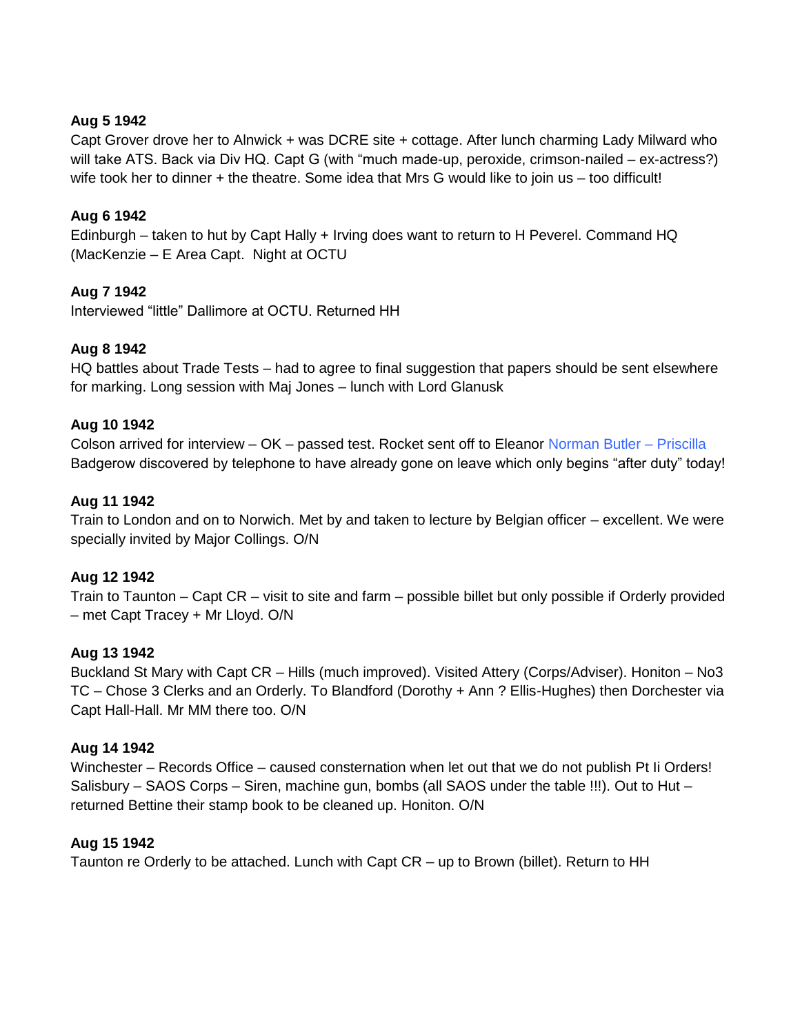**Aug 5 1942**

Capt Grover drove her to Alnwick + was DCRE site + cottage. After lunch charming Lady Milward who will take ATS. Back via Div HQ. Capt G (with "much made-up, peroxide, crimson-nailed – ex-actress?) wife took her to dinner + the theatre. Some idea that Mrs G would like to join us – too difficult!

**Aug 6 1942**

Edinburgh – taken to hut by Capt Hally + Irving does want to return to H Peverel. Command HQ (MacKenzie – E Area Capt. Night at OCTU

**Aug 7 1942**

Interviewed "little" Dallimore at OCTU. Returned HH

**Aug 8 1942**

HQ battles about Trade Tests – had to agree to final suggestion that papers should be sent elsewhere for marking. Long session with Maj Jones – lunch with Lord Glanusk

**Aug 10 1942**

Colson arrived for interview – OK – passed test. Rocket sent off to Eleanor Norman Butler – Priscilla Badgerow discovered by telephone to have already gone on leave which only begins "after duty" today!

**Aug 11 1942**

Train to London and on to Norwich. Met by and taken to lecture by Belgian officer – excellent. We were specially invited by Major Collings. O/N

**Aug 12 1942**

Train to Taunton – Capt CR – visit to site and farm – possible billet but only possible if Orderly provided – met Capt Tracey + Mr Lloyd. O/N

**Aug 13 1942**

Buckland St Mary with Capt CR – Hills (much improved). Visited Attery (Corps/Adviser). Honiton – No3 TC – Chose 3 Clerks and an Orderly. To Blandford (Dorothy + Ann ? Ellis-Hughes) then Dorchester via Capt Hall-Hall. Mr MM there too. O/N

**Aug 14 1942**

Winchester – Records Office – caused consternation when let out that we do not publish Pt Ii Orders! Salisbury – SAOS Corps – Siren, machine gun, bombs (all SAOS under the table !!!). Out to Hut – returned Bettine their stamp book to be cleaned up. Honiton. O/N

**Aug 15 1942**

Taunton re Orderly to be attached. Lunch with Capt CR – up to Brown (billet). Return to HH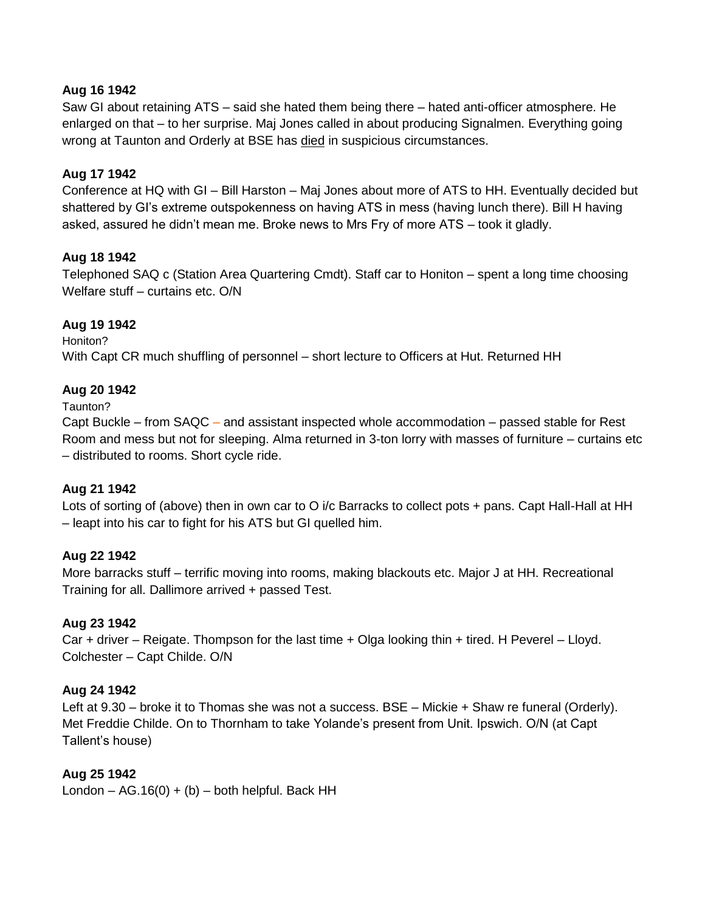**Aug 16 1942**

Saw GI about retaining ATS – said she hated them being there – hated anti-officer atmosphere. He enlarged on that – to her surprise. Maj Jones called in about producing Signalmen. Everything going wrong at Taunton and Orderly at BSE has died in suspicious circumstances.

**Aug 17 1942**

Conference at HQ with GI – Bill Harston – Maj Jones about more of ATS to HH. Eventually decided but shattered by GI's extreme outspokenness on having ATS in mess (having lunch there). Bill H having asked, assured he didn't mean me. Broke news to Mrs Fry of more ATS – took it gladly.

**Aug 18 1942**

Telephoned SAQ c (Station Area Quartering Cmdt). Staff car to Honiton – spent a long time choosing Welfare stuff – curtains etc. O/N

**Aug 19 1942**

Honiton?

With Capt CR much shuffling of personnel – short lecture to Officers at Hut. Returned HH

**Aug 20 1942**

Taunton?

Capt Buckle – from SAQC – and assistant inspected whole accommodation – passed stable for Rest Room and mess but not for sleeping. Alma returned in 3-ton lorry with masses of furniture – curtains etc – distributed to rooms. Short cycle ride.

**Aug 21 1942**

Lots of sorting of (above) then in own car to O i/c Barracks to collect pots + pans. Capt Hall-Hall at HH – leapt into his car to fight for his ATS but GI quelled him.

**Aug 22 1942**

More barracks stuff – terrific moving into rooms, making blackouts etc. Major J at HH. Recreational Training for all. Dallimore arrived + passed Test.

**Aug 23 1942**

Car + driver – Reigate. Thompson for the last time + Olga looking thin + tired. H Peverel – Lloyd. Colchester – Capt Childe. O/N

**Aug 24 1942**

Left at 9.30 – broke it to Thomas she was not a success. BSE – Mickie + Shaw re funeral (Orderly). Met Freddie Childe. On to Thornham to take Yolande's present from Unit. Ipswich. O/N (at Capt Tallent's house)

**Aug 25 1942**

London – AG.16(0) + (b) – both helpful. Back HH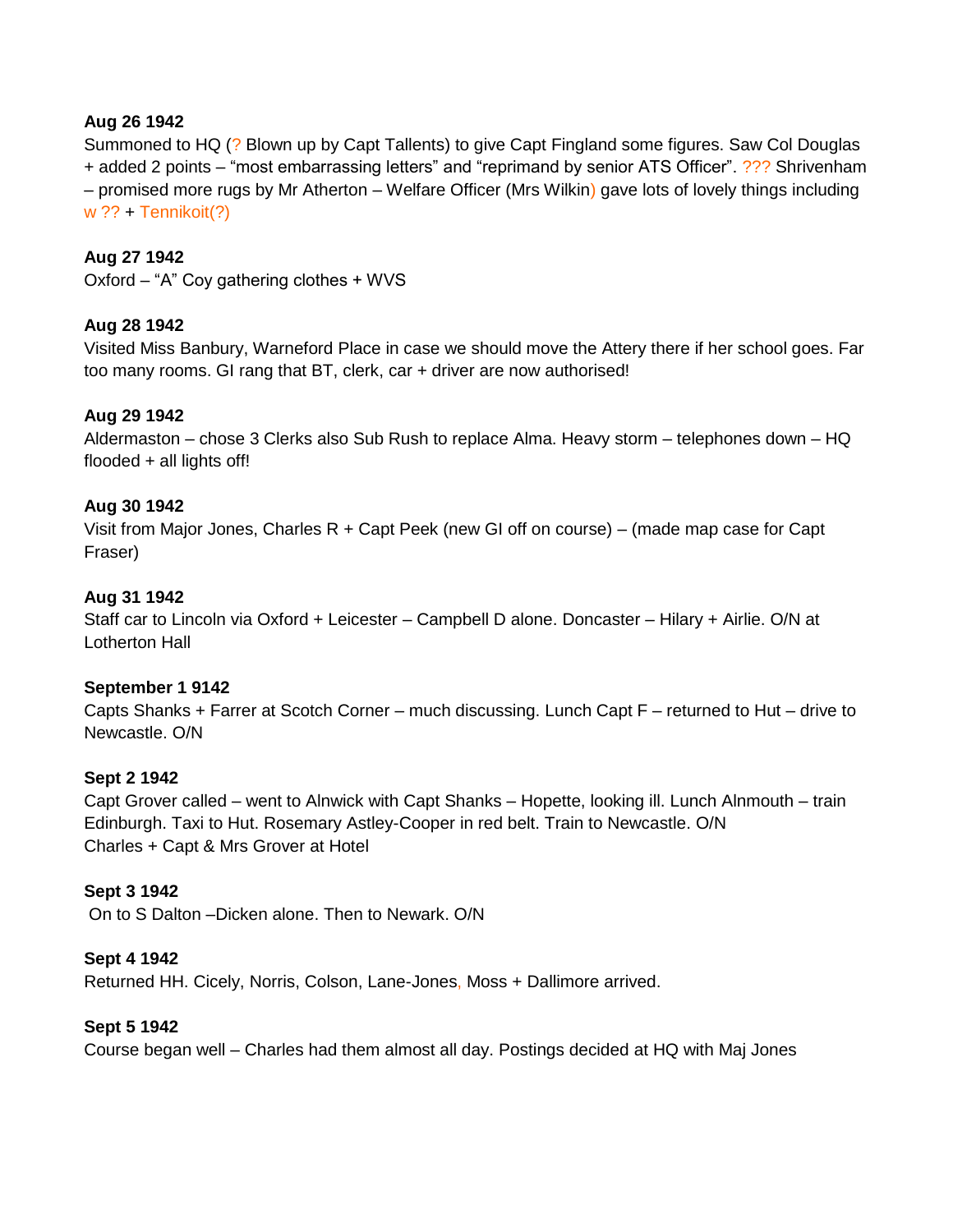**Aug 26 1942**
Summoned to HQ (? Blown up by Capt Tallents) to give Capt Fingland some figures. Saw Col Douglas + added 2 points – "most embarrassing letters" and "reprimand by senior ATS Officer". ??? Shrivenham – promised more rugs by Mr Atherton – Welfare Officer (Mrs Wilkin) gave lots of lovely things including w ?? + Tennikoit(?)

**Aug 27 1942**
Oxford – "A" Coy gathering clothes + WVS

**Aug 28 1942**
Visited Miss Banbury, Warneford Place in case we should move the Attery there if her school goes. Far too many rooms. GI rang that BT, clerk, car + driver are now authorised!

**Aug 29 1942**
Aldermaston – chose 3 Clerks also Sub Rush to replace Alma. Heavy storm – telephones down – HQ flooded + all lights off!

**Aug 30 1942**
Visit from Major Jones, Charles R + Capt Peek (new GI off on course) – (made map case for Capt Fraser)

**Aug 31 1942**
Staff car to Lincoln via Oxford + Leicester – Campbell D alone. Doncaster – Hilary + Airlie. O/N at Lotherton Hall

**September 1 9142**
Capts Shanks + Farrer at Scotch Corner – much discussing. Lunch Capt F – returned to Hut – drive to Newcastle. O/N

**Sept 2 1942**
Capt Grover called – went to Alnwick with Capt Shanks – Hopette, looking ill. Lunch Alnmouth – train Edinburgh. Taxi to Hut. Rosemary Astley-Cooper in red belt. Train to Newcastle. O/N
Charles + Capt & Mrs Grover at Hotel

**Sept 3 1942**
On to S Dalton –Dicken alone. Then to Newark. O/N

**Sept 4 1942**
Returned HH. Cicely, Norris, Colson, Lane-Jones, Moss + Dallimore arrived.

**Sept 5 1942**
Course began well – Charles had them almost all day. Postings decided at HQ with Maj Jones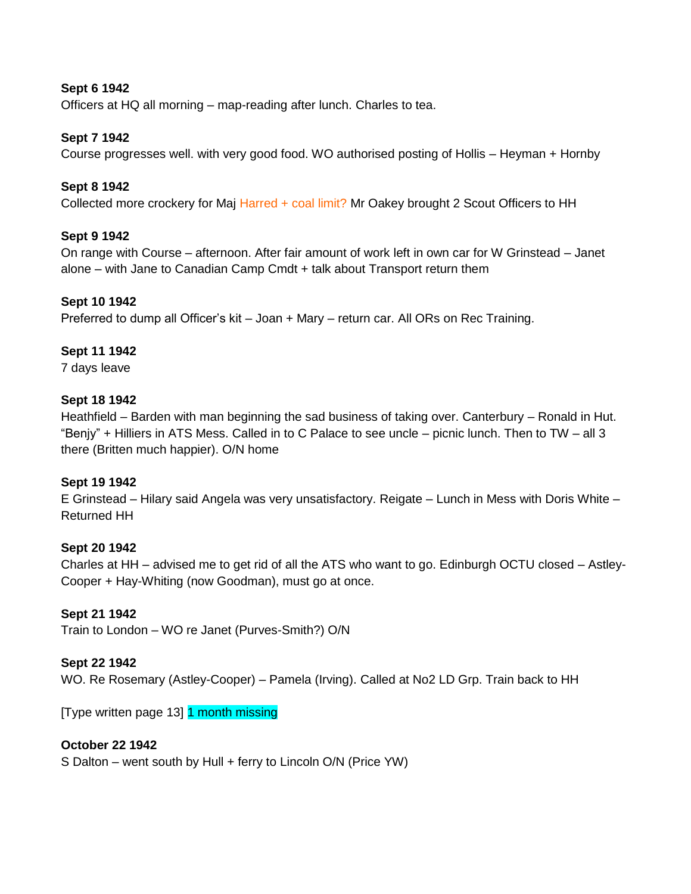**Sept 6 1942**
Officers at HQ all morning – map-reading after lunch. Charles to tea.

**Sept 7 1942**
Course progresses well. with very good food. WO authorised posting of Hollis – Heyman + Hornby

**Sept 8 1942**
Collected more crockery for Maj Harred + coal limit? Mr Oakey brought 2 Scout Officers to HH

**Sept 9 1942**
On range with Course – afternoon. After fair amount of work left in own car for W Grinstead – Janet alone – with Jane to Canadian Camp Cmdt + talk about Transport return them

**Sept 10 1942**
Preferred to dump all Officer's kit – Joan + Mary – return car. All ORs on Rec Training.

**Sept 11 1942**
7 days leave

**Sept 18 1942**
Heathfield – Barden with man beginning the sad business of taking over. Canterbury – Ronald in Hut. "Benjy" + Hilliers in ATS Mess. Called in to C Palace to see uncle – picnic lunch. Then to TW – all 3 there (Britten much happier). O/N home

**Sept 19 1942**
E Grinstead – Hilary said Angela was very unsatisfactory. Reigate – Lunch in Mess with Doris White – Returned HH

**Sept 20 1942**
Charles at HH – advised me to get rid of all the ATS who want to go. Edinburgh OCTU closed – Astley-Cooper + Hay-Whiting (now Goodman), must go at once.

**Sept 21 1942**
Train to London – WO re Janet (Purves-Smith?) O/N

**Sept 22 1942**
WO. Re Rosemary (Astley-Cooper) – Pamela (Irving). Called at No2 LD Grp. Train back to HH

[Type written page 13] 1 month missing

**October 22 1942**
S Dalton – went south by Hull + ferry to Lincoln O/N (Price YW)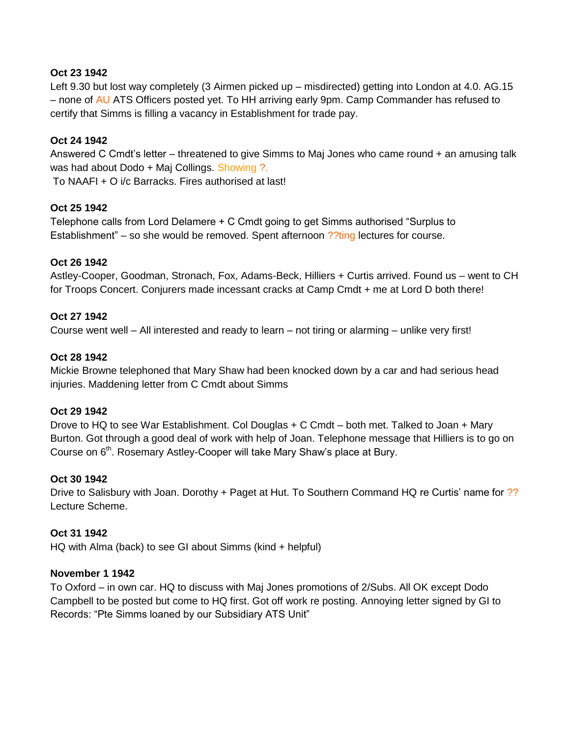**Oct 23 1942**
Left 9.30 but lost way completely (3 Airmen picked up – misdirected) getting into London at 4.0. AG.15 – none of AU ATS Officers posted yet. To HH arriving early 9pm. Camp Commander has refused to certify that Simms is filling a vacancy in Establishment for trade pay.

**Oct 24 1942**
Answered C Cmdt's letter – threatened to give Simms to Maj Jones who came round + an amusing talk was had about Dodo + Maj Collings. Showing ?.
To NAAFI + O i/c Barracks. Fires authorised at last!

**Oct 25 1942**
Telephone calls from Lord Delamere + C Cmdt going to get Simms authorised "Surplus to Establishment" – so she would be removed. Spent afternoon ??ting lectures for course.

**Oct 26 1942**
Astley-Cooper, Goodman, Stronach, Fox, Adams-Beck, Hilliers + Curtis arrived. Found us – went to CH for Troops Concert. Conjurers made incessant cracks at Camp Cmdt + me at Lord D both there!

**Oct 27 1942**
Course went well – All interested and ready to learn – not tiring or alarming – unlike very first!

**Oct 28 1942**
Mickie Browne telephoned that Mary Shaw had been knocked down by a car and had serious head injuries. Maddening letter from C Cmdt about Simms

**Oct 29 1942**
Drove to HQ to see War Establishment. Col Douglas + C Cmdt – both met. Talked to Joan + Mary Burton. Got through a good deal of work with help of Joan. Telephone message that Hilliers is to go on Course on 6th. Rosemary Astley-Cooper will take Mary Shaw's place at Bury.

**Oct 30 1942**
Drive to Salisbury with Joan. Dorothy + Paget at Hut. To Southern Command HQ re Curtis' name for ?? Lecture Scheme.

**Oct 31 1942**
HQ with Alma (back) to see GI about Simms (kind + helpful)

**November 1 1942**
To Oxford – in own car. HQ to discuss with Maj Jones promotions of 2/Subs. All OK except Dodo Campbell to be posted but come to HQ first. Got off work re posting. Annoying letter signed by GI to Records: "Pte Simms loaned by our Subsidiary ATS Unit"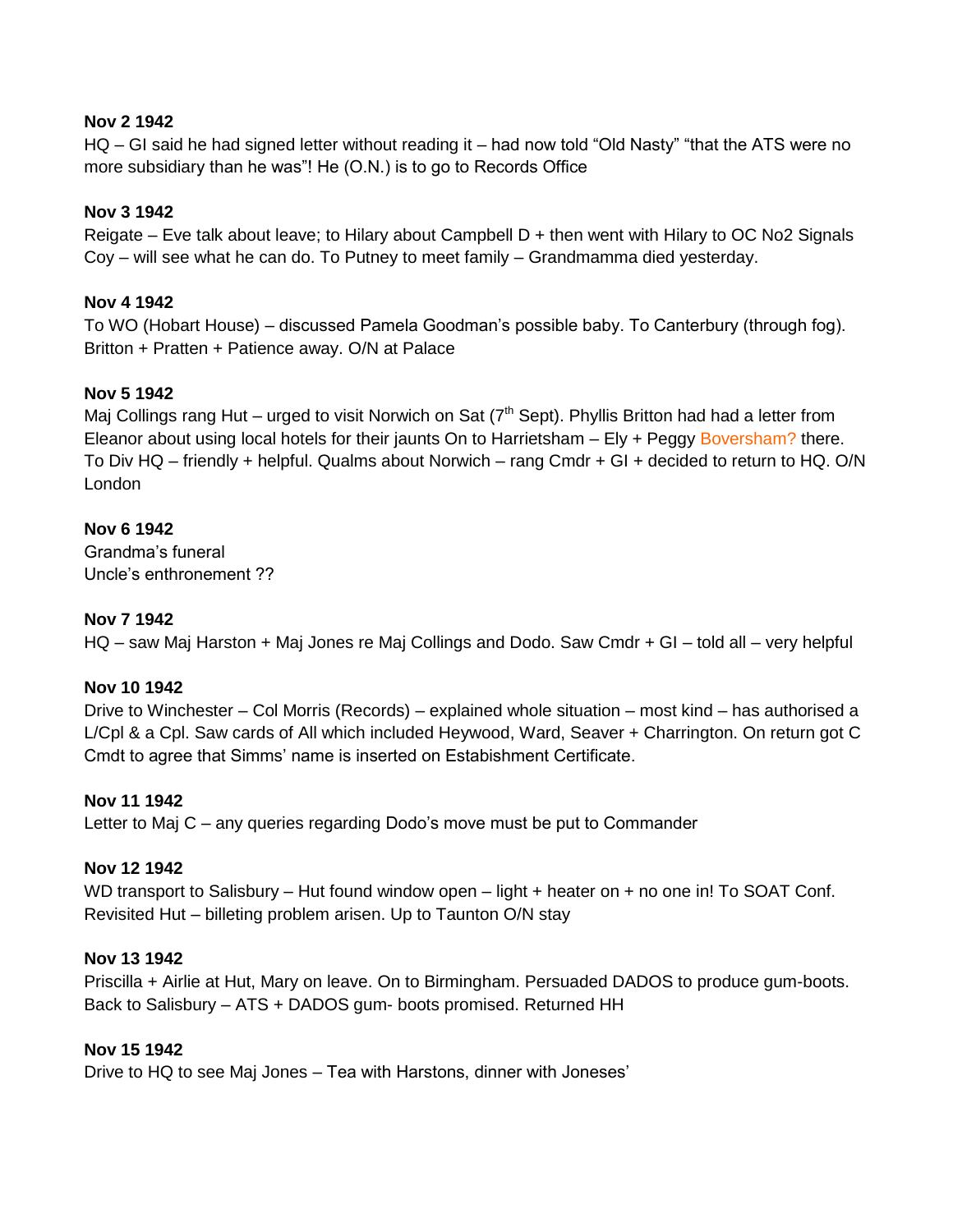**Nov 2 1942**

HQ – GI said he had signed letter without reading it – had now told "Old Nasty" "that the ATS were no more subsidiary than he was"! He (O.N.) is to go to Records Office

**Nov 3 1942**

Reigate – Eve talk about leave; to Hilary about Campbell D + then went with Hilary to OC No2 Signals Coy – will see what he can do. To Putney to meet family – Grandmamma died yesterday.

**Nov 4 1942**

To WO (Hobart House) – discussed Pamela Goodman's possible baby. To Canterbury (through fog). Britton + Pratten + Patience away. O/N at Palace

**Nov 5 1942**

Maj Collings rang Hut – urged to visit Norwich on Sat (7th Sept). Phyllis Britton had had a letter from Eleanor about using local hotels for their jaunts On to Harrietsham – Ely + Peggy Boversham? there. To Div HQ – friendly + helpful. Qualms about Norwich – rang Cmdr + GI + decided to return to HQ. O/N London

**Nov 6 1942**

Grandma's funeral

Uncle's enthronement ??

**Nov 7 1942**

HQ – saw Maj Harston + Maj Jones re Maj Collings and Dodo. Saw Cmdr + GI – told all – very helpful

**Nov 10 1942**

Drive to Winchester – Col Morris (Records) – explained whole situation – most kind – has authorised a L/Cpl & a Cpl. Saw cards of All which included Heywood, Ward, Seaver + Charrington. On return got C Cmdt to agree that Simms' name is inserted on Estabishment Certificate.

**Nov 11 1942**

Letter to Maj C – any queries regarding Dodo's move must be put to Commander

**Nov 12 1942**

WD transport to Salisbury – Hut found window open – light + heater on + no one in! To SOAT Conf. Revisited Hut – billeting problem arisen. Up to Taunton O/N stay

**Nov 13 1942**

Priscilla + Airlie at Hut, Mary on leave. On to Birmingham. Persuaded DADOS to produce gum-boots. Back to Salisbury – ATS + DADOS gum- boots promised. Returned HH

**Nov 15 1942**

Drive to HQ to see Maj Jones – Tea with Harstons, dinner with Joneses'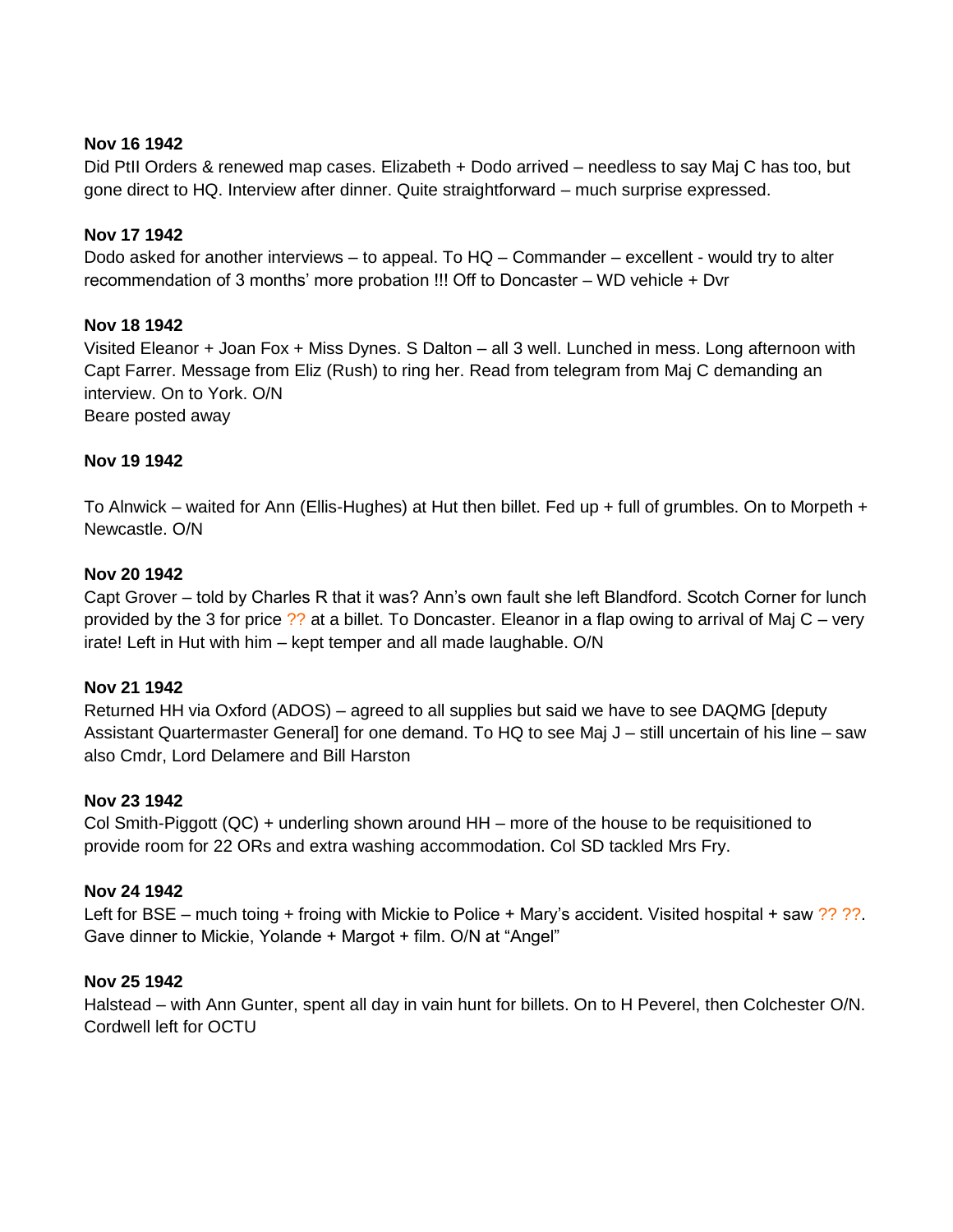**Nov 16 1942**
Did PtII Orders & renewed map cases. Elizabeth + Dodo arrived – needless to say Maj C has too, but gone direct to HQ. Interview after dinner. Quite straightforward – much surprise expressed.

**Nov 17 1942**
Dodo asked for another interviews – to appeal. To HQ – Commander – excellent - would try to alter recommendation of 3 months' more probation !!! Off to Doncaster – WD vehicle + Dvr

**Nov 18 1942**
Visited Eleanor + Joan Fox + Miss Dynes. S Dalton – all 3 well. Lunched in mess. Long afternoon with Capt Farrer. Message from Eliz (Rush) to ring her. Read from telegram from Maj C demanding an interview. On to York. O/N
Beare posted away

**Nov 19 1942**

To Alnwick – waited for Ann (Ellis-Hughes) at Hut then billet. Fed up + full of grumbles. On to Morpeth + Newcastle. O/N

**Nov 20 1942**
Capt Grover – told by Charles R that it was? Ann's own fault she left Blandford. Scotch Corner for lunch provided by the 3 for price ?? at a billet. To Doncaster. Eleanor in a flap owing to arrival of Maj C – very irate! Left in Hut with him – kept temper and all made laughable. O/N

**Nov 21 1942**
Returned HH via Oxford (ADOS) – agreed to all supplies but said we have to see DAQMG [deputy Assistant Quartermaster General] for one demand. To HQ to see Maj J – still uncertain of his line – saw also Cmdr, Lord Delamere and Bill Harston

**Nov 23 1942**
Col Smith-Piggott (QC) + underling shown around HH – more of the house to be requisitioned to provide room for 22 ORs and extra washing accommodation. Col SD tackled Mrs Fry.

**Nov 24 1942**
Left for BSE – much toing + froing with Mickie to Police + Mary's accident. Visited hospital + saw ?? ??. Gave dinner to Mickie, Yolande + Margot + film. O/N at "Angel"

**Nov 25 1942**
Halstead – with Ann Gunter, spent all day in vain hunt for billets. On to H Peverel, then Colchester O/N. Cordwell left for OCTU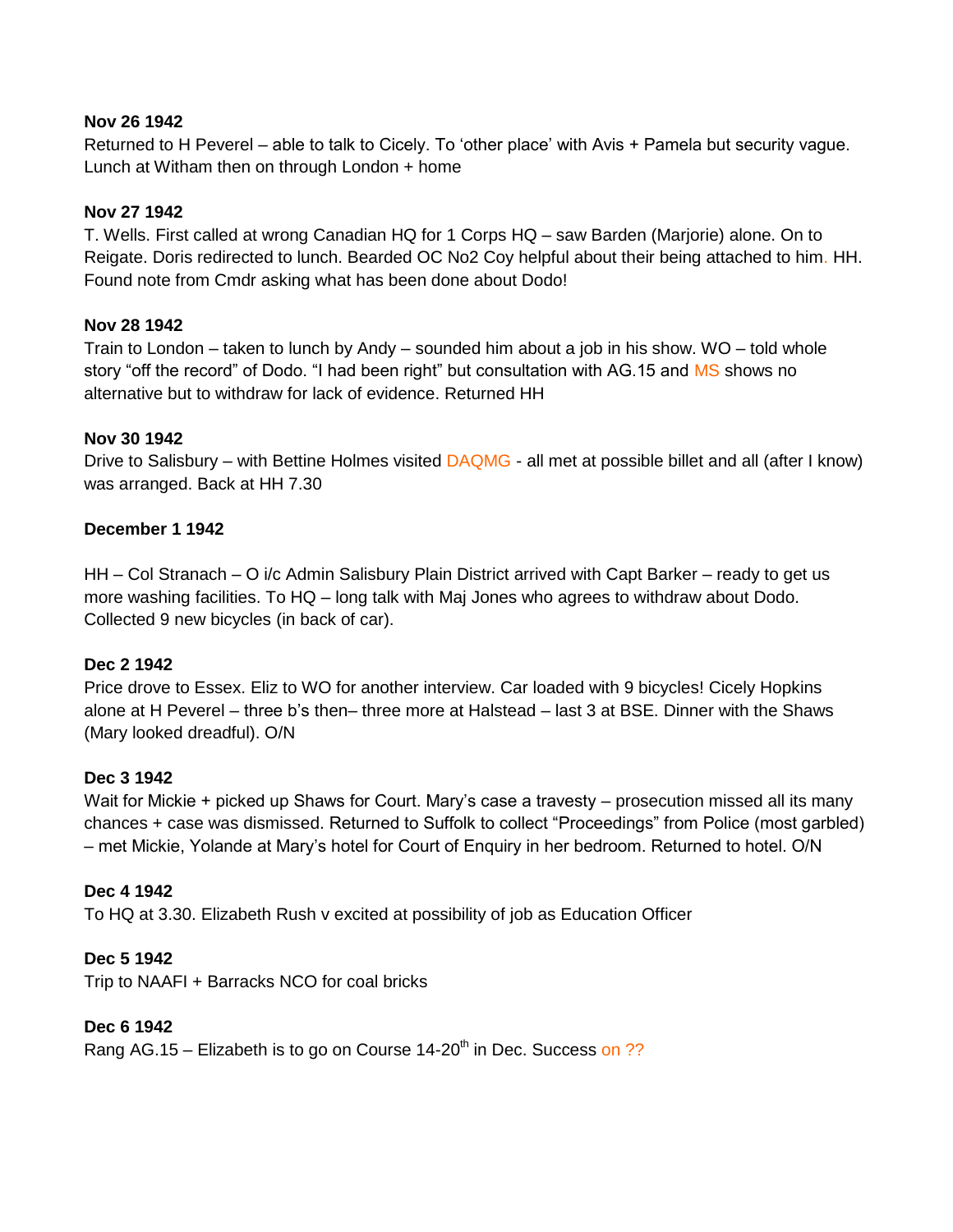**Nov 26 1942**

Returned to H Peverel – able to talk to Cicely. To 'other place' with Avis + Pamela but security vague. Lunch at Witham then on through London + home

**Nov 27 1942**

T. Wells. First called at wrong Canadian HQ for 1 Corps HQ – saw Barden (Marjorie) alone. On to Reigate. Doris redirected to lunch. Bearded OC No2 Coy helpful about their being attached to him. HH. Found note from Cmdr asking what has been done about Dodo!

**Nov 28 1942**

Train to London – taken to lunch by Andy – sounded him about a job in his show. WO – told whole story "off the record" of Dodo. "I had been right" but consultation with AG.15 and MS shows no alternative but to withdraw for lack of evidence. Returned HH

**Nov 30 1942**

Drive to Salisbury – with Bettine Holmes visited DAQMG - all met at possible billet and all (after I know) was arranged. Back at HH 7.30

**December 1 1942**

HH – Col Stranach – O i/c Admin Salisbury Plain District arrived with Capt Barker – ready to get us more washing facilities. To HQ – long talk with Maj Jones who agrees to withdraw about Dodo. Collected 9 new bicycles (in back of car).

**Dec 2 1942**

Price drove to Essex. Eliz to WO for another interview. Car loaded with 9 bicycles! Cicely Hopkins alone at H Peverel – three b's then– three more at Halstead – last 3 at BSE. Dinner with the Shaws (Mary looked dreadful). O/N

**Dec 3 1942**

Wait for Mickie + picked up Shaws for Court. Mary's case a travesty – prosecution missed all its many chances + case was dismissed. Returned to Suffolk to collect "Proceedings" from Police (most garbled) – met Mickie, Yolande at Mary's hotel for Court of Enquiry in her bedroom. Returned to hotel. O/N

**Dec 4 1942**

To HQ at 3.30. Elizabeth Rush v excited at possibility of job as Education Officer

**Dec 5 1942**

Trip to NAAFI + Barracks NCO for coal bricks

**Dec 6 1942**

Rang AG.15 – Elizabeth is to go on Course 14-20th in Dec. Success on ??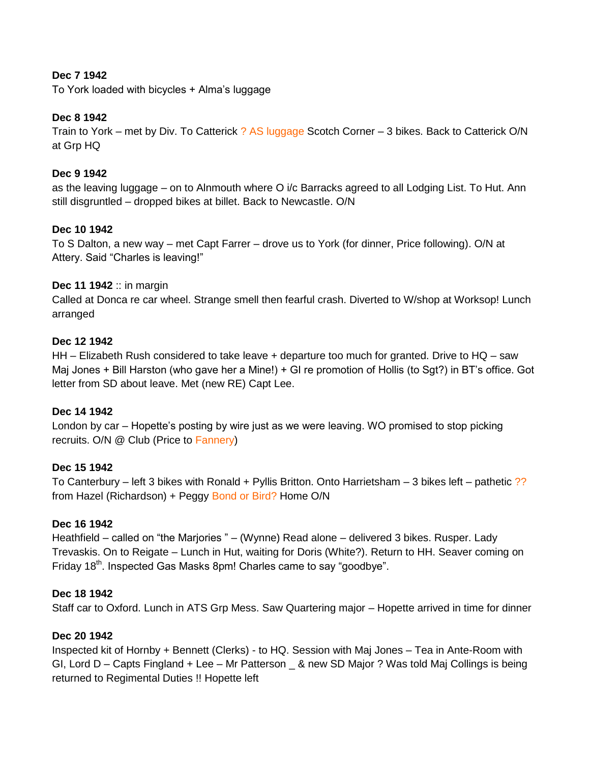**Dec 7 1942**
To York loaded with bicycles + Alma's luggage

**Dec 8 1942**
Train to York – met by Div. To Catterick ? AS luggage Scotch Corner – 3 bikes. Back to Catterick O/N at Grp HQ

**Dec 9 1942**
as the leaving luggage – on to Alnmouth where O i/c Barracks agreed to all Lodging List. To Hut. Ann still disgruntled – dropped bikes at billet. Back to Newcastle. O/N

**Dec 10 1942**
To S Dalton, a new way – met Capt Farrer – drove us to York (for dinner, Price following). O/N at Attery. Said "Charles is leaving!"

**Dec 11 1942** :: in margin
Called at Donca re car wheel. Strange smell then fearful crash. Diverted to W/shop at Worksop! Lunch arranged

**Dec 12 1942**
HH – Elizabeth Rush considered to take leave + departure too much for granted. Drive to HQ – saw Maj Jones + Bill Harston (who gave her a Mine!) + GI re promotion of Hollis (to Sgt?) in BT's office. Got letter from SD about leave. Met (new RE) Capt Lee.

**Dec 14 1942**
London by car – Hopette's posting by wire just as we were leaving. WO promised to stop picking recruits. O/N @ Club (Price to Fannery)

**Dec 15 1942**
To Canterbury – left 3 bikes with Ronald + Pyllis Britton. Onto Harrietsham – 3 bikes left – pathetic ?? from Hazel (Richardson) + Peggy Bond or Bird? Home O/N

**Dec 16 1942**
Heathfield – called on "the Marjories " – (Wynne) Read alone – delivered 3 bikes. Rusper. Lady Trevaskis. On to Reigate – Lunch in Hut, waiting for Doris (White?). Return to HH. Seaver coming on Friday 18th. Inspected Gas Masks 8pm! Charles came to say "goodbye".

**Dec 18 1942**
Staff car to Oxford. Lunch in ATS Grp Mess. Saw Quartering major – Hopette arrived in time for dinner

**Dec 20 1942**
Inspected kit of Hornby + Bennett (Clerks) - to HQ. Session with Maj Jones – Tea in Ante-Room with GI, Lord D – Capts Fingland + Lee – Mr Patterson _ & new SD Major ? Was told Maj Collings is being returned to Regimental Duties !! Hopette left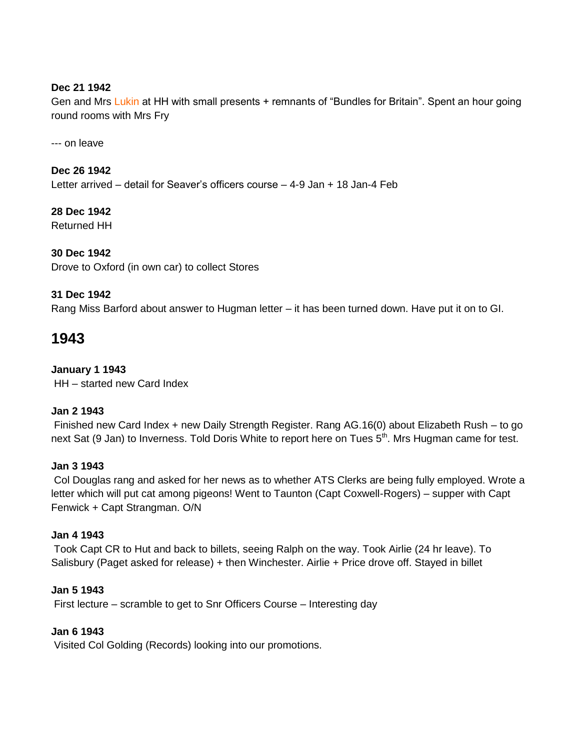**Dec 21 1942**
Gen and Mrs Lukin at HH with small presents + remnants of "Bundles for Britain". Spent an hour going round rooms with Mrs Fry

--- on leave

**Dec 26 1942**
Letter arrived – detail for Seaver's officers course – 4-9 Jan + 18 Jan-4 Feb

**28 Dec 1942**
Returned HH

**30 Dec 1942**
Drove to Oxford (in own car) to collect Stores

**31 Dec 1942**
Rang Miss Barford about answer to Hugman letter – it has been turned down. Have put it on to GI.

## 1943

**January 1 1943**
HH – started new Card Index

**Jan 2 1943**
Finished new Card Index + new Daily Strength Register. Rang AG.16(0) about Elizabeth Rush – to go next Sat (9 Jan) to Inverness. Told Doris White to report here on Tues 5th. Mrs Hugman came for test.

**Jan 3 1943**
Col Douglas rang and asked for her news as to whether ATS Clerks are being fully employed. Wrote a letter which will put cat among pigeons! Went to Taunton (Capt Coxwell-Rogers) – supper with Capt Fenwick + Capt Strangman. O/N

**Jan 4 1943**
Took Capt CR to Hut and back to billets, seeing Ralph on the way. Took Airlie (24 hr leave). To Salisbury (Paget asked for release) + then Winchester. Airlie + Price drove off. Stayed in billet

**Jan 5 1943**
First lecture – scramble to get to Snr Officers Course – Interesting day

**Jan 6 1943**
Visited Col Golding (Records) looking into our promotions.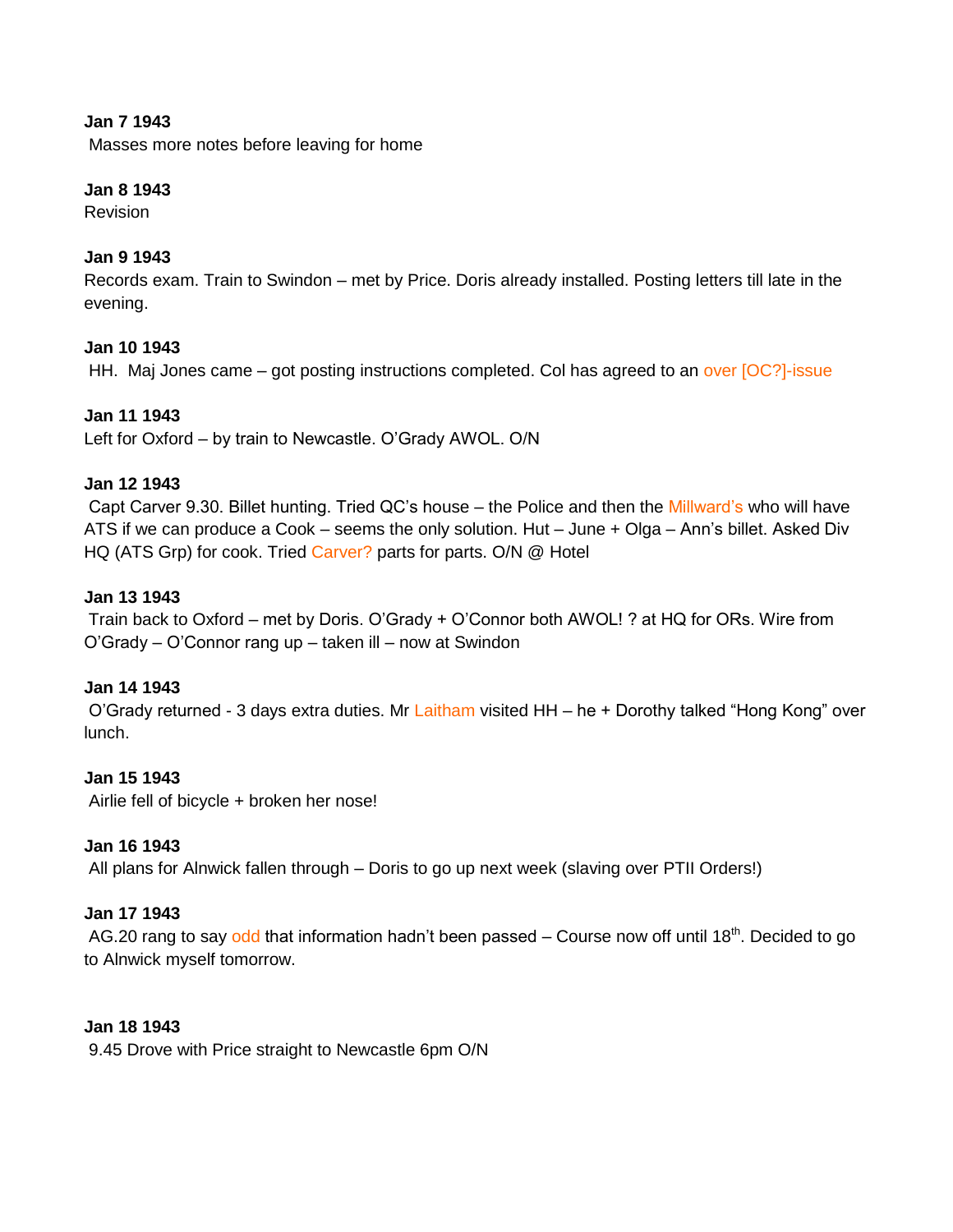**Jan 7 1943**
Masses more notes before leaving for home

**Jan 8 1943**
Revision

**Jan 9 1943**
Records exam. Train to Swindon – met by Price. Doris already installed. Posting letters till late in the evening.

**Jan 10 1943**
HH. Maj Jones came – got posting instructions completed. Col has agreed to an over [OC?]-issue

**Jan 11 1943**
Left for Oxford – by train to Newcastle. O'Grady AWOL. O/N

**Jan 12 1943**
Capt Carver 9.30. Billet hunting. Tried QC's house – the Police and then the Millward's who will have ATS if we can produce a Cook – seems the only solution. Hut – June + Olga – Ann's billet. Asked Div HQ (ATS Grp) for cook. Tried Carver? parts for parts. O/N @ Hotel

**Jan 13 1943**
Train back to Oxford – met by Doris. O'Grady + O'Connor both AWOL! ? at HQ for ORs. Wire from O'Grady – O'Connor rang up – taken ill – now at Swindon

**Jan 14 1943**
O'Grady returned - 3 days extra duties. Mr Laitham visited HH – he + Dorothy talked "Hong Kong" over lunch.

**Jan 15 1943**
Airlie fell of bicycle + broken her nose!

**Jan 16 1943**
All plans for Alnwick fallen through – Doris to go up next week (slaving over PTII Orders!)

**Jan 17 1943**
AG.20 rang to say odd that information hadn't been passed – Course now off until 18th. Decided to go to Alnwick myself tomorrow.

**Jan 18 1943**
9.45 Drove with Price straight to Newcastle 6pm O/N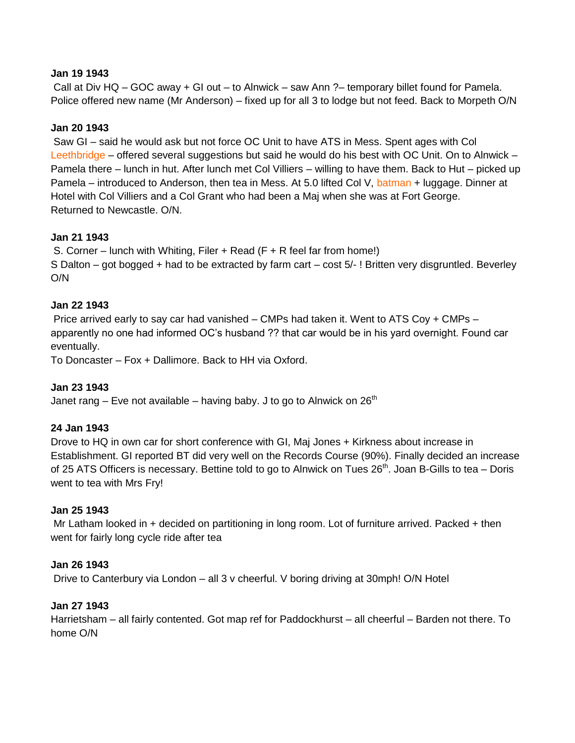**Jan 19 1943**

Call at Div HQ – GOC away + GI out – to Alnwick – saw Ann ?– temporary billet found for Pamela. Police offered new name (Mr Anderson) – fixed up for all 3 to lodge but not feed. Back to Morpeth O/N

**Jan 20 1943**

Saw GI – said he would ask but not force OC Unit to have ATS in Mess. Spent ages with Col Leethbridge – offered several suggestions but said he would do his best with OC Unit. On to Alnwick – Pamela there – lunch in hut. After lunch met Col Villiers – willing to have them. Back to Hut – picked up Pamela – introduced to Anderson, then tea in Mess. At 5.0 lifted Col V, batman + luggage. Dinner at Hotel with Col Villiers and a Col Grant who had been a Maj when she was at Fort George. Returned to Newcastle. O/N.

**Jan 21 1943**

S. Corner – lunch with Whiting, Filer + Read (F + R feel far from home!)
S Dalton – got bogged + had to be extracted by farm cart – cost 5/- ! Britten very disgruntled. Beverley O/N

**Jan 22 1943**

Price arrived early to say car had vanished – CMPs had taken it. Went to ATS Coy + CMPs – apparently no one had informed OC's husband ?? that car would be in his yard overnight. Found car eventually.
To Doncaster – Fox + Dallimore. Back to HH via Oxford.

**Jan 23 1943**

Janet rang – Eve not available – having baby. J to go to Alnwick on 26th

**24 Jan 1943**

Drove to HQ in own car for short conference with GI, Maj Jones + Kirkness about increase in Establishment. GI reported BT did very well on the Records Course (90%). Finally decided an increase of 25 ATS Officers is necessary. Bettine told to go to Alnwick on Tues 26th. Joan B-Gills to tea – Doris went to tea with Mrs Fry!

**Jan 25 1943**

Mr Latham looked in + decided on partitioning in long room. Lot of furniture arrived. Packed + then went for fairly long cycle ride after tea

**Jan 26 1943**

Drive to Canterbury via London – all 3 v cheerful. V boring driving at 30mph! O/N Hotel

**Jan 27 1943**

Harrietsham – all fairly contented. Got map ref for Paddockhurst – all cheerful – Barden not there. To home O/N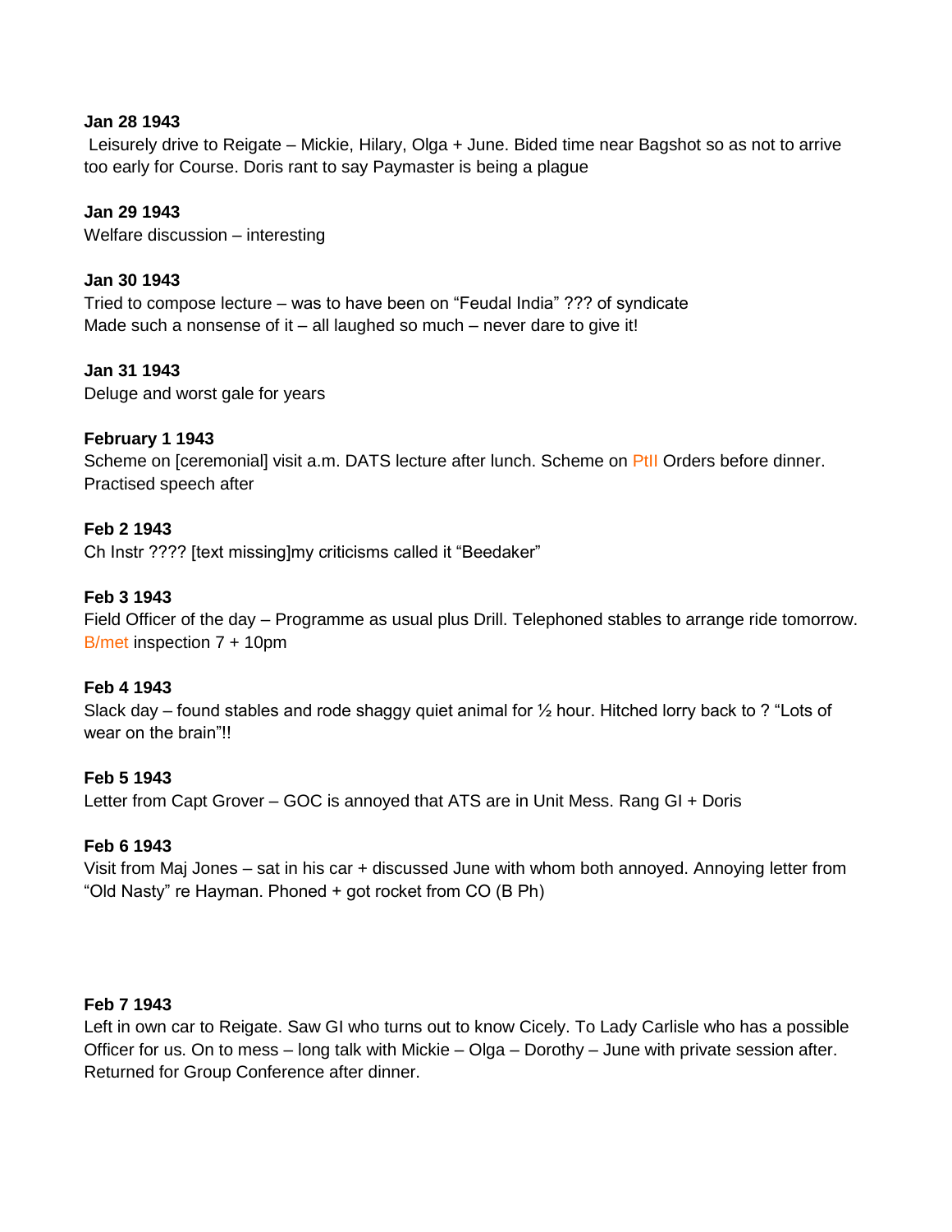**Jan 28 1943**
Leisurely drive to Reigate – Mickie, Hilary, Olga + June. Bided time near Bagshot so as not to arrive too early for Course. Doris rant to say Paymaster is being a plague

**Jan 29 1943**
Welfare discussion – interesting

**Jan 30 1943**
Tried to compose lecture – was to have been on "Feudal India" ??? of syndicate
Made such a nonsense of it – all laughed so much – never dare to give it!

**Jan 31 1943**
Deluge and worst gale for years

**February 1 1943**
Scheme on [ceremonial] visit a.m. DATS lecture after lunch. Scheme on PtII Orders before dinner. Practised speech after

**Feb 2 1943**
Ch Instr ???? [text missing]my criticisms called it "Beedaker"

**Feb 3 1943**
Field Officer of the day – Programme as usual plus Drill. Telephoned stables to arrange ride tomorrow. B/met inspection 7 + 10pm

**Feb 4 1943**
Slack day – found stables and rode shaggy quiet animal for ½ hour. Hitched lorry back to ? "Lots of wear on the brain"!!

**Feb 5 1943**
Letter from Capt Grover – GOC is annoyed that ATS are in Unit Mess. Rang GI + Doris

**Feb 6 1943**
Visit from Maj Jones – sat in his car + discussed June with whom both annoyed. Annoying letter from "Old Nasty" re Hayman. Phoned + got rocket from CO (B Ph)

**Feb 7 1943**
Left in own car to Reigate. Saw GI who turns out to know Cicely. To Lady Carlisle who has a possible Officer for us. On to mess – long talk with Mickie – Olga – Dorothy – June with private session after. Returned for Group Conference after dinner.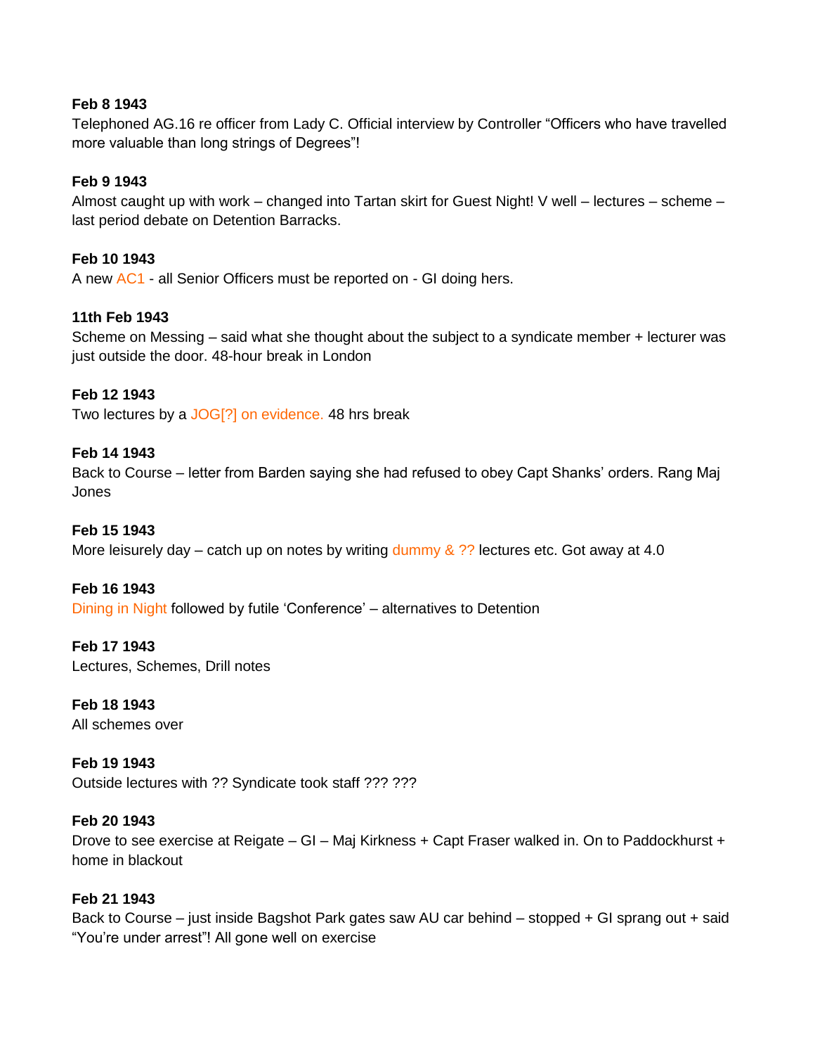**Feb 8 1943**
Telephoned AG.16 re officer from Lady C. Official interview by Controller "Officers who have travelled more valuable than long strings of Degrees"!

**Feb 9 1943**
Almost caught up with work – changed into Tartan skirt for Guest Night! V well – lectures – scheme – last period debate on Detention Barracks.

**Feb 10 1943**
A new AC1 - all Senior Officers must be reported on - GI doing hers.

**11th Feb 1943**
Scheme on Messing – said what she thought about the subject to a syndicate member + lecturer was just outside the door. 48-hour break in London

**Feb 12 1943**
Two lectures by a JOG[?] on evidence. 48 hrs break

**Feb 14 1943**
Back to Course – letter from Barden saying she had refused to obey Capt Shanks' orders. Rang Maj Jones

**Feb 15 1943**
More leisurely day – catch up on notes by writing dummy & ?? lectures etc. Got away at 4.0

**Feb 16 1943**
Dining in Night followed by futile 'Conference' – alternatives to Detention

**Feb 17 1943**
Lectures, Schemes, Drill notes

**Feb 18 1943**
All schemes over

**Feb 19 1943**
Outside lectures with ?? Syndicate took staff ??? ???

**Feb 20 1943**
Drove to see exercise at Reigate – GI – Maj Kirkness + Capt Fraser walked in. On to Paddockhurst + home in blackout

**Feb 21 1943**
Back to Course – just inside Bagshot Park gates saw AU car behind – stopped + GI sprang out + said "You're under arrest"! All gone well on exercise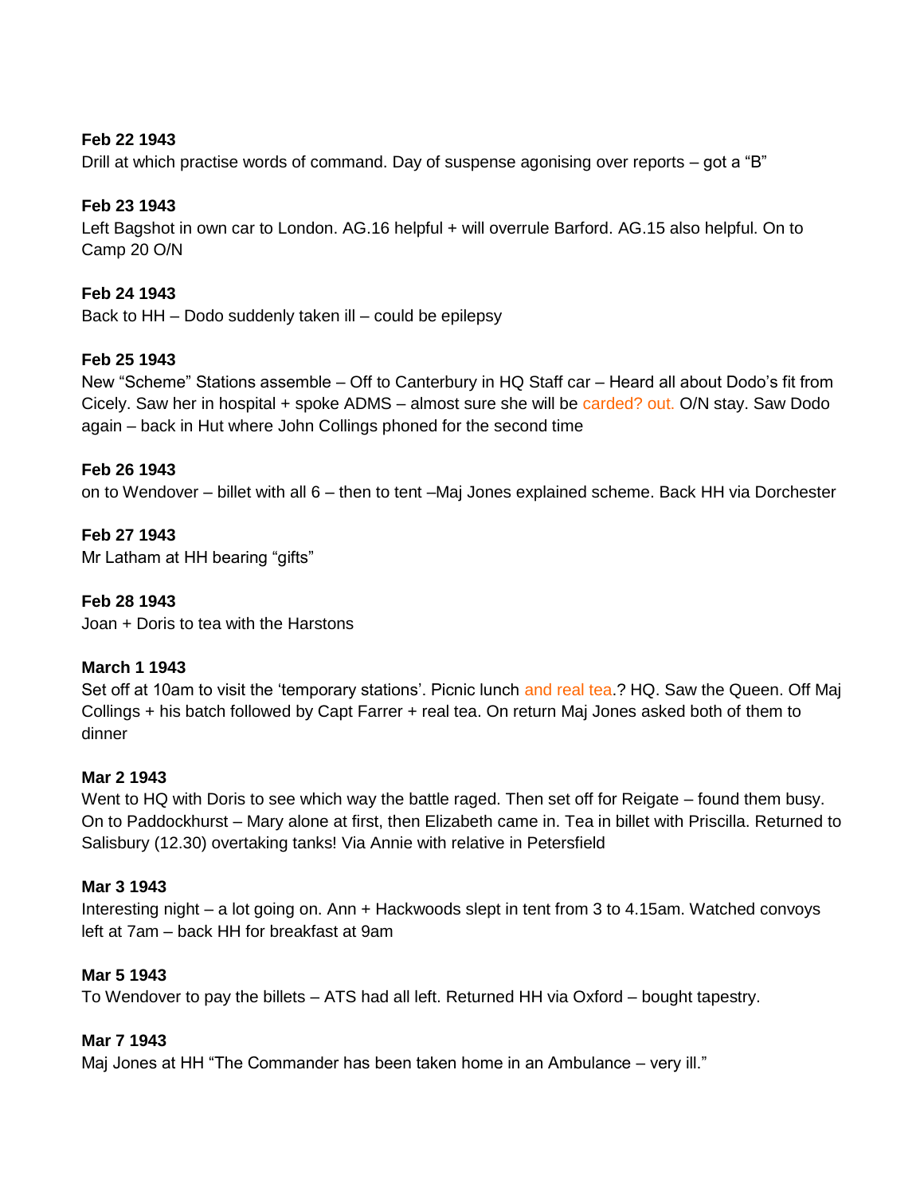**Feb 22 1943**
Drill at which practise words of command. Day of suspense agonising over reports – got a "B"

**Feb 23 1943**
Left Bagshot in own car to London. AG.16 helpful + will overrule Barford. AG.15 also helpful. On to Camp 20 O/N

**Feb 24 1943**
Back to HH – Dodo suddenly taken ill – could be epilepsy

**Feb 25 1943**
New "Scheme" Stations assemble – Off to Canterbury in HQ Staff car – Heard all about Dodo's fit from Cicely. Saw her in hospital + spoke ADMS – almost sure she will be carded? out. O/N stay. Saw Dodo again – back in Hut where John Collings phoned for the second time

**Feb 26 1943**
on to Wendover – billet with all 6 – then to tent –Maj Jones explained scheme. Back HH via Dorchester

**Feb 27 1943**
Mr Latham at HH bearing "gifts"

**Feb 28 1943**
Joan + Doris to tea with the Harstons

**March 1 1943**
Set off at 10am to visit the 'temporary stations'. Picnic lunch and real tea.? HQ. Saw the Queen. Off Maj Collings + his batch followed by Capt Farrer + real tea. On return Maj Jones asked both of them to dinner

**Mar 2 1943**
Went to HQ with Doris to see which way the battle raged. Then set off for Reigate – found them busy. On to Paddockhurst – Mary alone at first, then Elizabeth came in. Tea in billet with Priscilla. Returned to Salisbury (12.30) overtaking tanks! Via Annie with relative in Petersfield

**Mar 3 1943**
Interesting night – a lot going on. Ann + Hackwoods slept in tent from 3 to 4.15am. Watched convoys left at 7am – back HH for breakfast at 9am

**Mar 5 1943**
To Wendover to pay the billets – ATS had all left. Returned HH via Oxford – bought tapestry.

**Mar 7 1943**
Maj Jones at HH "The Commander has been taken home in an Ambulance – very ill."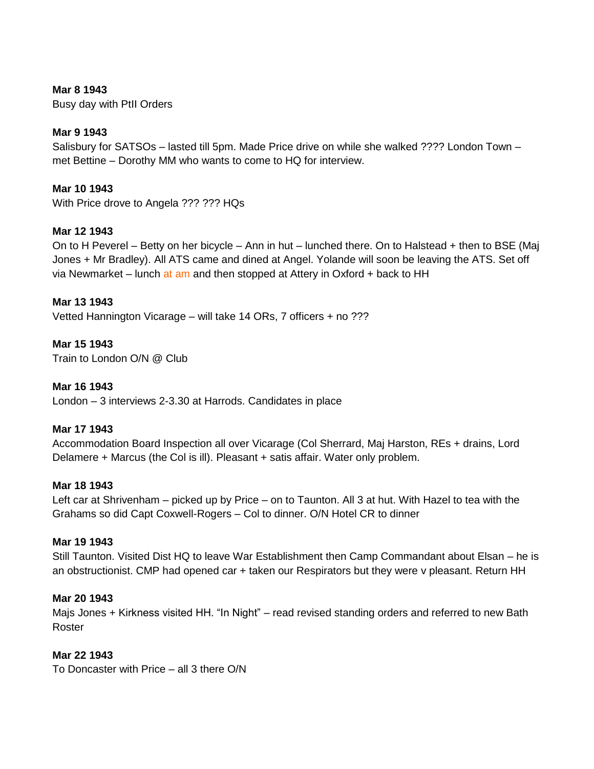**Mar 8 1943**
Busy day with PtII Orders

**Mar 9 1943**
Salisbury for SATSOs – lasted till 5pm. Made Price drive on while she walked ???? London Town – met Bettine – Dorothy MM who wants to come to HQ for interview.

**Mar 10 1943**
With Price drove to Angela ??? ??? HQs

**Mar 12 1943**
On to H Peverel – Betty on her bicycle – Ann in hut – lunched there. On to Halstead + then to BSE (Maj Jones + Mr Bradley). All ATS came and dined at Angel. Yolande will soon be leaving the ATS. Set off via Newmarket – lunch at am and then stopped at Attery in Oxford + back to HH

**Mar 13 1943**
Vetted Hannington Vicarage – will take 14 ORs, 7 officers + no ???

**Mar 15 1943**
Train to London O/N @ Club

**Mar 16 1943**
London – 3 interviews 2-3.30 at Harrods. Candidates in place

**Mar 17 1943**
Accommodation Board Inspection all over Vicarage (Col Sherrard, Maj Harston, REs + drains, Lord Delamere + Marcus (the Col is ill). Pleasant + satis affair. Water only problem.

**Mar 18 1943**
Left car at Shrivenham – picked up by Price – on to Taunton. All 3 at hut. With Hazel to tea with the Grahams so did Capt Coxwell-Rogers – Col to dinner. O/N Hotel CR to dinner

**Mar 19 1943**
Still Taunton. Visited Dist HQ to leave War Establishment then Camp Commandant about Elsan – he is an obstructionist. CMP had opened car + taken our Respirators but they were v pleasant. Return HH

**Mar 20 1943**
Majs Jones + Kirkness visited HH. "In Night" – read revised standing orders and referred to new Bath Roster

**Mar 22 1943**
To Doncaster with Price – all 3 there O/N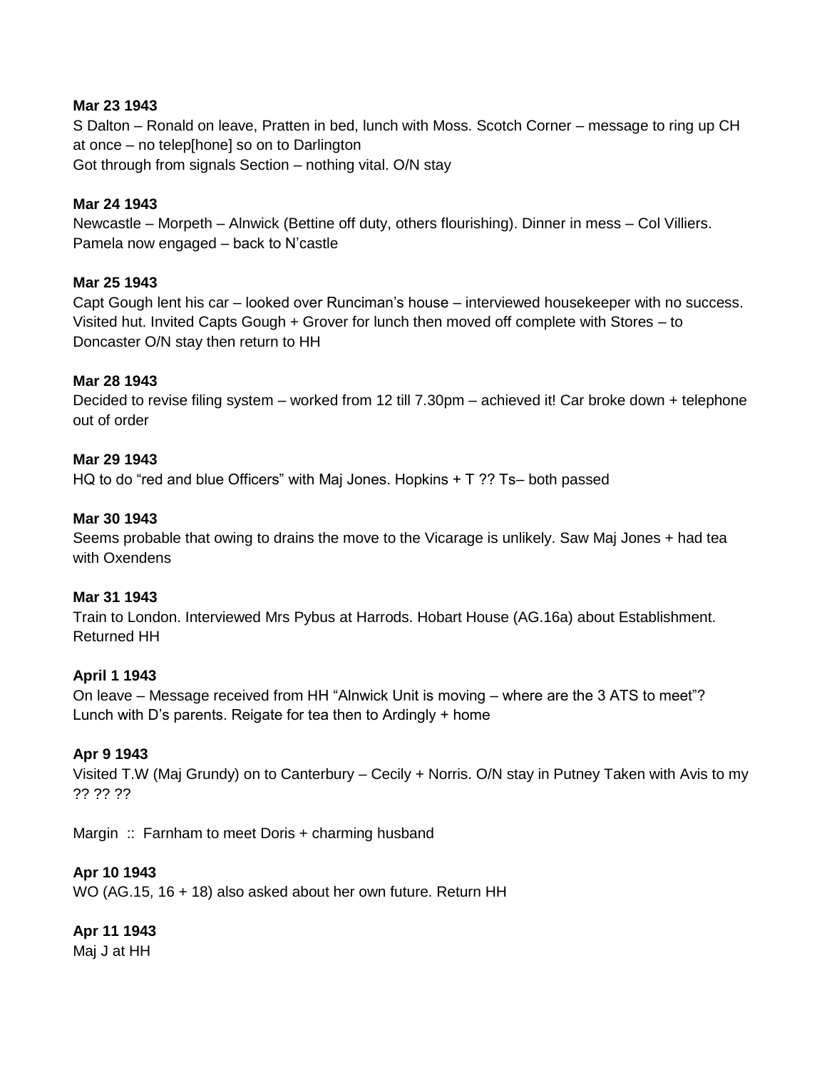**Mar 23 1943**
S Dalton – Ronald on leave, Pratten in bed, lunch with Moss. Scotch Corner – message to ring up CH at once – no telep[hone] so on to Darlington
Got through from signals Section – nothing vital. O/N stay

**Mar 24 1943**
Newcastle – Morpeth – Alnwick (Bettine off duty, others flourishing). Dinner in mess – Col Villiers. Pamela now engaged – back to N'castle

**Mar 25 1943**
Capt Gough lent his car – looked over Runciman's house – interviewed housekeeper with no success. Visited hut. Invited Capts Gough + Grover for lunch then moved off complete with Stores – to Doncaster O/N stay then return to HH

**Mar 28 1943**
Decided to revise filing system – worked from 12 till 7.30pm – achieved it! Car broke down + telephone out of order

**Mar 29 1943**
HQ to do "red and blue Officers" with Maj Jones. Hopkins + T ?? Ts– both passed

**Mar 30 1943**
Seems probable that owing to drains the move to the Vicarage is unlikely. Saw Maj Jones + had tea with Oxendens

**Mar 31 1943**
Train to London. Interviewed Mrs Pybus at Harrods. Hobart House (AG.16a) about Establishment. Returned HH

**April 1 1943**
On leave – Message received from HH "Alnwick Unit is moving – where are the 3 ATS to meet"? Lunch with D's parents. Reigate for tea then to Ardingly + home

**Apr 9 1943**
Visited T.W (Maj Grundy) on to Canterbury – Cecily + Norris. O/N stay in Putney Taken with Avis to my ?? ?? ??

Margin :: Farnham to meet Doris + charming husband

**Apr 10 1943**
WO (AG.15, 16 + 18) also asked about her own future. Return HH

**Apr 11 1943**
Maj J at HH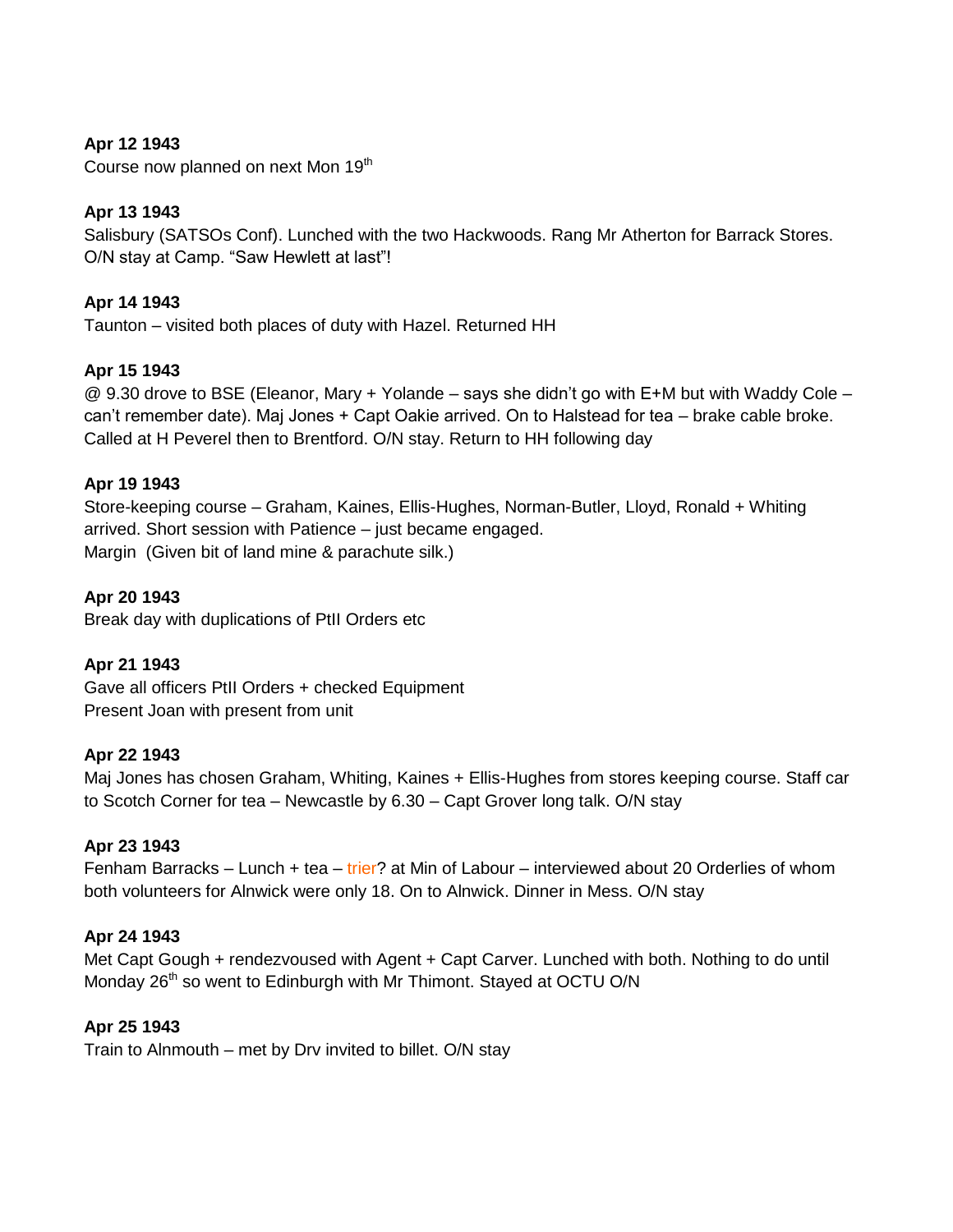**Apr 12 1943**
Course now planned on next Mon 19th

**Apr 13 1943**
Salisbury (SATSOs Conf). Lunched with the two Hackwoods. Rang Mr Atherton for Barrack Stores. O/N stay at Camp. "Saw Hewlett at last"!

**Apr 14 1943**
Taunton – visited both places of duty with Hazel. Returned HH

**Apr 15 1943**
@ 9.30 drove to BSE (Eleanor, Mary + Yolande – says she didn't go with E+M but with Waddy Cole – can't remember date). Maj Jones + Capt Oakie arrived. On to Halstead for tea – brake cable broke. Called at H Peverel then to Brentford. O/N stay. Return to HH following day

**Apr 19 1943**
Store-keeping course – Graham, Kaines, Ellis-Hughes, Norman-Butler, Lloyd, Ronald + Whiting arrived. Short session with Patience – just became engaged.
Margin (Given bit of land mine & parachute silk.)

**Apr 20 1943**
Break day with duplications of PtII Orders etc

**Apr 21 1943**
Gave all officers PtII Orders + checked Equipment
Present Joan with present from unit

**Apr 22 1943**
Maj Jones has chosen Graham, Whiting, Kaines + Ellis-Hughes from stores keeping course. Staff car to Scotch Corner for tea – Newcastle by 6.30 – Capt Grover long talk. O/N stay

**Apr 23 1943**
Fenham Barracks – Lunch + tea – trier? at Min of Labour – interviewed about 20 Orderlies of whom both volunteers for Alnwick were only 18. On to Alnwick. Dinner in Mess. O/N stay

**Apr 24 1943**
Met Capt Gough + rendezvoused with Agent + Capt Carver. Lunched with both. Nothing to do until Monday 26th so went to Edinburgh with Mr Thimont. Stayed at OCTU O/N

**Apr 25 1943**
Train to Alnmouth – met by Drv invited to billet. O/N stay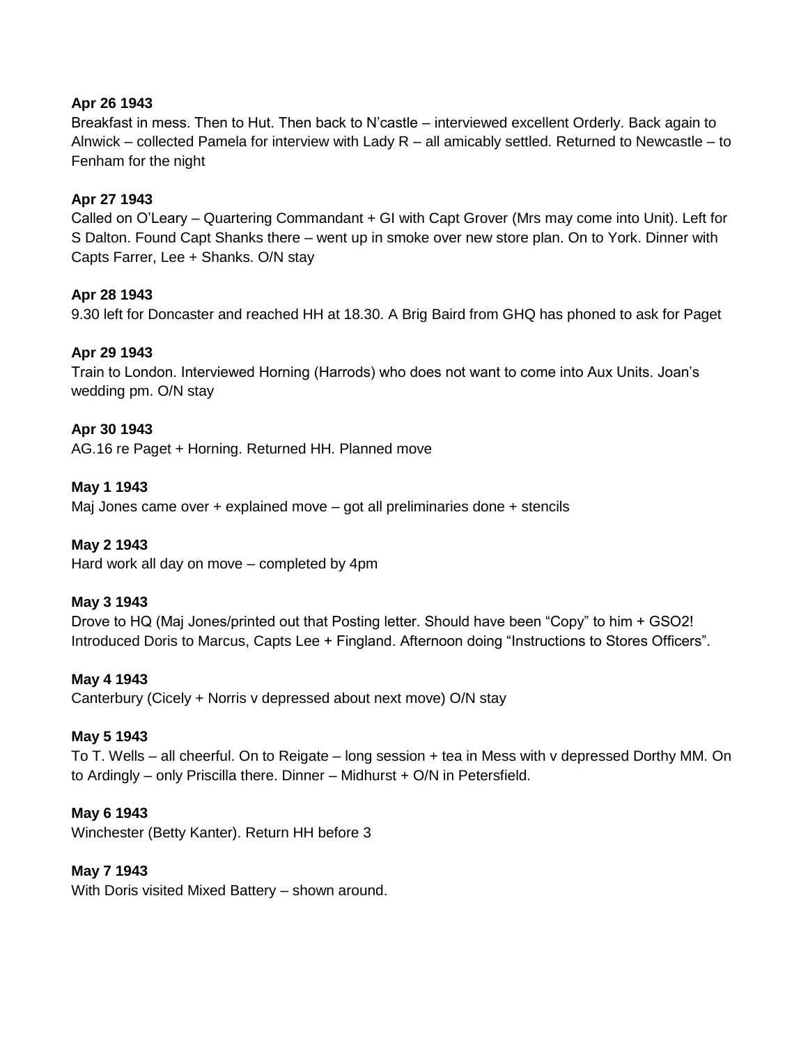**Apr 26 1943**
Breakfast in mess. Then to Hut. Then back to N'castle – interviewed excellent Orderly. Back again to Alnwick – collected Pamela for interview with Lady R – all amicably settled. Returned to Newcastle – to Fenham for the night

**Apr 27 1943**
Called on O'Leary – Quartering Commandant + GI with Capt Grover (Mrs may come into Unit). Left for S Dalton. Found Capt Shanks there – went up in smoke over new store plan. On to York. Dinner with Capts Farrer, Lee + Shanks. O/N stay

**Apr 28 1943**
9.30 left for Doncaster and reached HH at 18.30. A Brig Baird from GHQ has phoned to ask for Paget

**Apr 29 1943**
Train to London. Interviewed Horning (Harrods) who does not want to come into Aux Units. Joan's wedding pm. O/N stay

**Apr 30 1943**
AG.16 re Paget + Horning. Returned HH. Planned move

**May 1 1943**
Maj Jones came over + explained move – got all preliminaries done + stencils

**May 2 1943**
Hard work all day on move – completed by 4pm

**May 3 1943**
Drove to HQ (Maj Jones/printed out that Posting letter. Should have been "Copy" to him + GSO2! Introduced Doris to Marcus, Capts Lee + Fingland. Afternoon doing "Instructions to Stores Officers".

**May 4 1943**
Canterbury (Cicely + Norris v depressed about next move) O/N stay

**May 5 1943**
To T. Wells – all cheerful. On to Reigate – long session + tea in Mess with v depressed Dorthy MM. On to Ardingly – only Priscilla there. Dinner – Midhurst + O/N in Petersfield.

**May 6 1943**
Winchester (Betty Kanter). Return HH before 3

**May 7 1943**
With Doris visited Mixed Battery – shown around.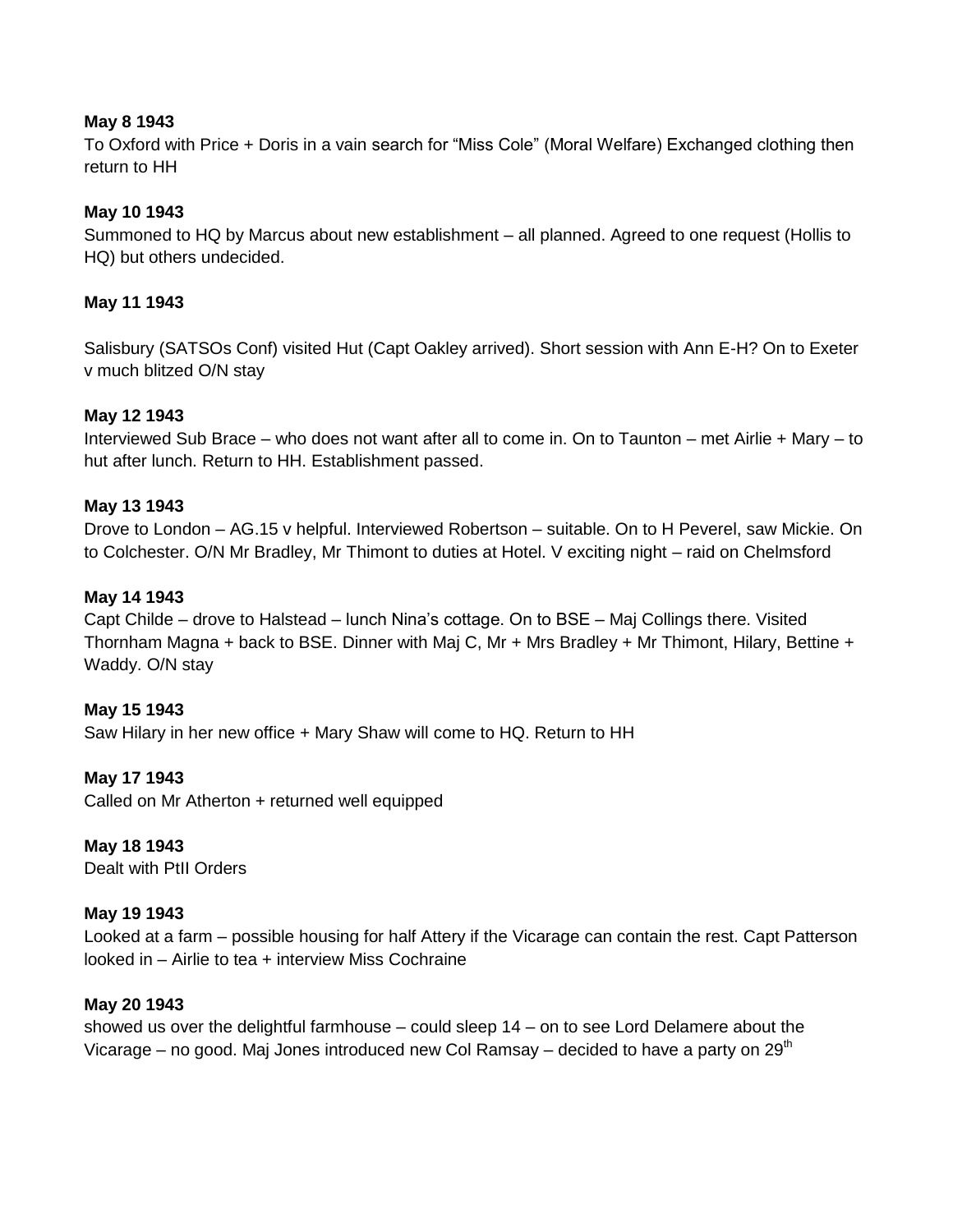**May 8 1943**
To Oxford with Price + Doris in a vain search for "Miss Cole" (Moral Welfare) Exchanged clothing then return to HH

**May 10 1943**
Summoned to HQ by Marcus about new establishment – all planned. Agreed to one request (Hollis to HQ) but others undecided.

**May 11 1943**

Salisbury (SATSOs Conf) visited Hut (Capt Oakley arrived). Short session with Ann E-H? On to Exeter v much blitzed O/N stay

**May 12 1943**
Interviewed Sub Brace – who does not want after all to come in. On to Taunton – met Airlie + Mary – to hut after lunch. Return to HH. Establishment passed.

**May 13 1943**
Drove to London – AG.15 v helpful. Interviewed Robertson – suitable. On to H Peverel, saw Mickie. On to Colchester. O/N Mr Bradley, Mr Thimont to duties at Hotel. V exciting night – raid on Chelmsford

**May 14 1943**
Capt Childe – drove to Halstead – lunch Nina's cottage. On to BSE – Maj Collings there. Visited Thornham Magna + back to BSE. Dinner with Maj C, Mr + Mrs Bradley + Mr Thimont, Hilary, Bettine + Waddy. O/N stay

**May 15 1943**
Saw Hilary in her new office + Mary Shaw will come to HQ. Return to HH

**May 17 1943**
Called on Mr Atherton + returned well equipped

**May 18 1943**
Dealt with PtII Orders

**May 19 1943**
Looked at a farm – possible housing for half Attery if the Vicarage can contain the rest. Capt Patterson looked in – Airlie to tea + interview Miss Cochraine

**May 20 1943**
showed us over the delightful farmhouse – could sleep 14 – on to see Lord Delamere about the Vicarage – no good. Maj Jones introduced new Col Ramsay – decided to have a party on 29th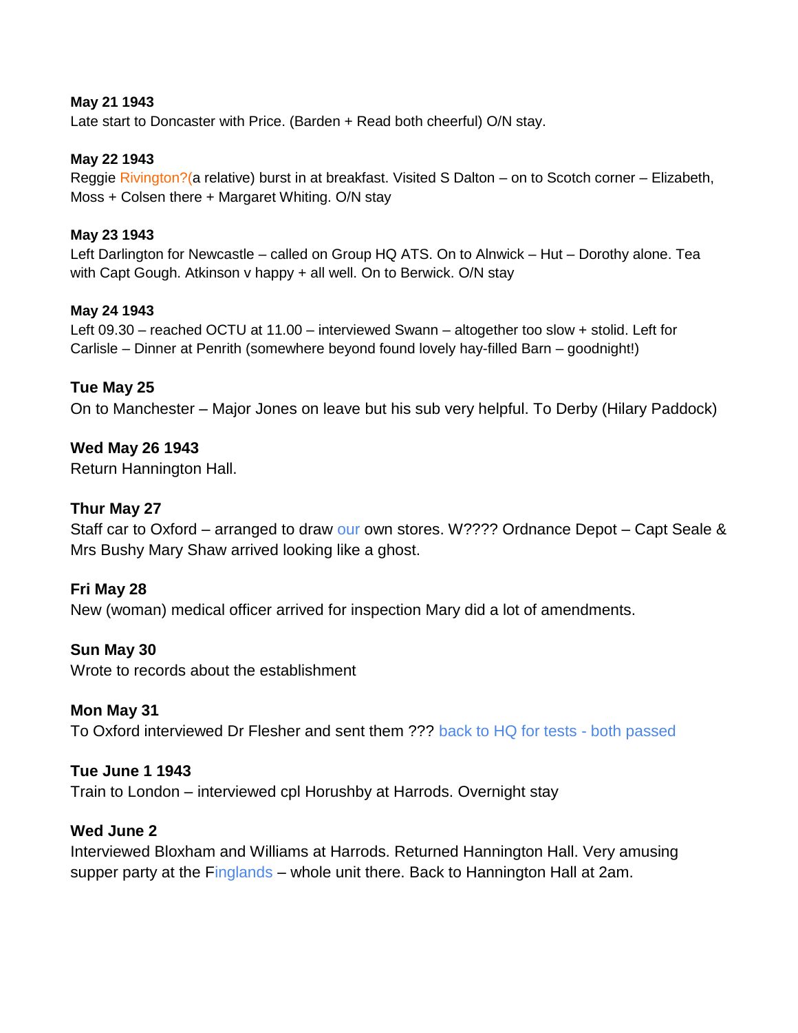**May 21 1943**
Late start to Doncaster with Price. (Barden + Read both cheerful) O/N stay.

**May 22 1943**
Reggie Rivington?(a relative) burst in at breakfast. Visited S Dalton – on to Scotch corner – Elizabeth, Moss + Colsen there + Margaret Whiting. O/N stay

**May 23 1943**
Left Darlington for Newcastle – called on Group HQ ATS. On to Alnwick – Hut – Dorothy alone. Tea with Capt Gough. Atkinson v happy + all well. On to Berwick. O/N stay

**May 24 1943**
Left 09.30 – reached OCTU at 11.00 – interviewed Swann – altogether too slow + stolid. Left for Carlisle – Dinner at Penrith (somewhere beyond found lovely hay-filled Barn – goodnight!)

**Tue May 25**
On to Manchester – Major Jones on leave but his sub very helpful. To Derby (Hilary Paddock)

**Wed May 26 1943**
Return Hannington Hall.

**Thur May 27**
Staff car to Oxford – arranged to draw our own stores. W???? Ordnance Depot – Capt Seale & Mrs Bushy Mary Shaw arrived looking like a ghost.

**Fri May 28**
New (woman) medical officer arrived for inspection Mary did a lot of amendments.

**Sun May 30**
Wrote to records about the establishment

**Mon May 31**
To Oxford interviewed Dr Flesher and sent them ??? back to HQ for tests - both passed

**Tue June 1 1943**
Train to London – interviewed cpl Horushby at Harrods. Overnight stay

**Wed June 2**
Interviewed Bloxham and Williams at Harrods. Returned Hannington Hall. Very amusing supper party at the Finglands – whole unit there. Back to Hannington Hall at 2am.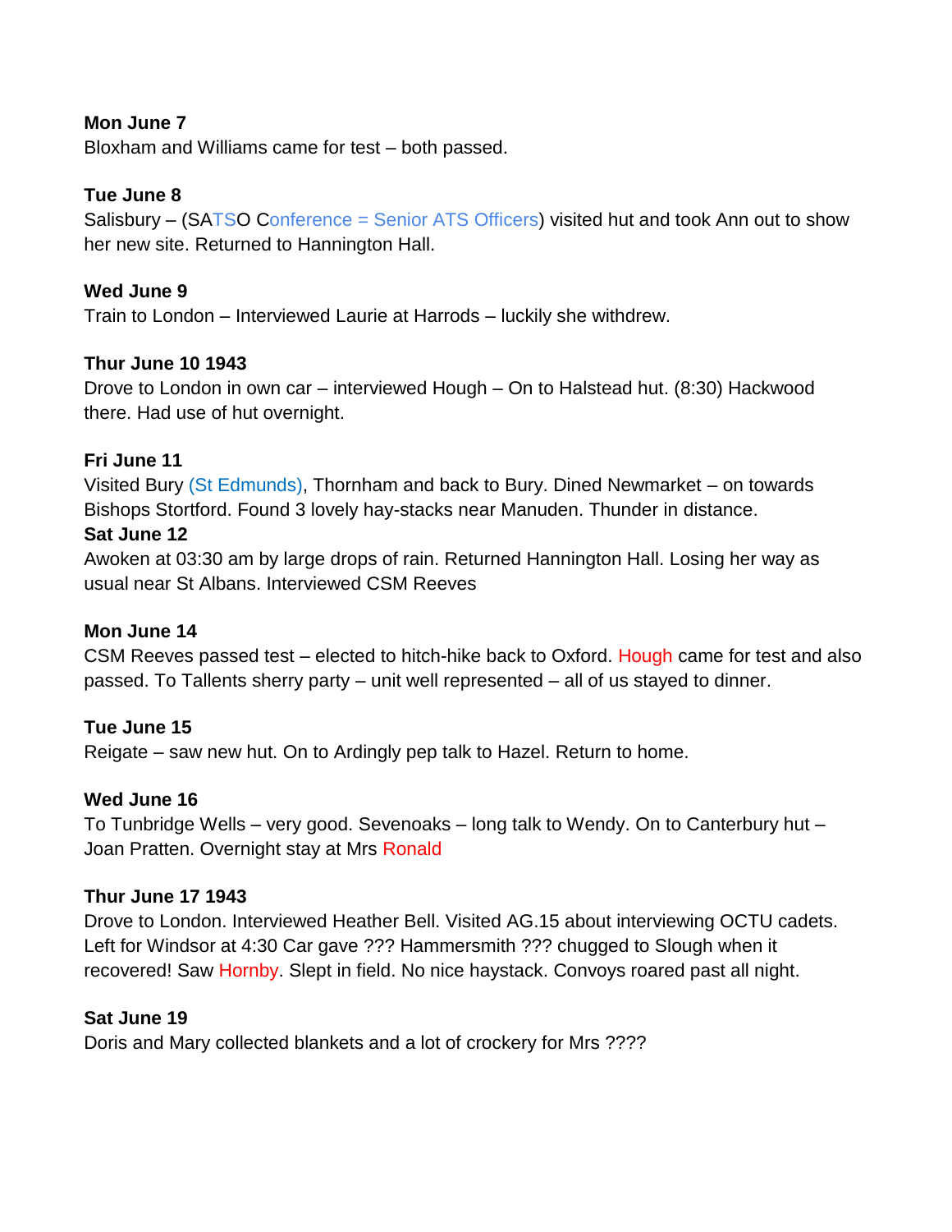**Mon June 7**
Bloxham and Williams came for test – both passed.

**Tue June 8**
Salisbury – (SATSO Conference = Senior ATS Officers) visited hut and took Ann out to show her new site. Returned to Hannington Hall.

**Wed June 9**
Train to London – Interviewed Laurie at Harrods – luckily she withdrew.

**Thur June 10 1943**
Drove to London in own car – interviewed Hough – On to Halstead hut. (8:30) Hackwood there. Had use of hut overnight.

**Fri June 11**
Visited Bury (St Edmunds), Thornham and back to Bury. Dined Newmarket – on towards Bishops Stortford. Found 3 lovely hay-stacks near Manuden. Thunder in distance.

**Sat June 12**
Awoken at 03:30 am by large drops of rain. Returned Hannington Hall. Losing her way as usual near St Albans. Interviewed CSM Reeves

**Mon June 14**
CSM Reeves passed test – elected to hitch-hike back to Oxford. Hough came for test and also passed. To Tallents sherry party – unit well represented – all of us stayed to dinner.

**Tue June 15**
Reigate – saw new hut. On to Ardingly pep talk to Hazel. Return to home.

**Wed June 16**
To Tunbridge Wells – very good. Sevenoaks – long talk to Wendy. On to Canterbury hut – Joan Pratten. Overnight stay at Mrs Ronald

**Thur June 17 1943**
Drove to London. Interviewed Heather Bell. Visited AG.15 about interviewing OCTU cadets. Left for Windsor at 4:30 Car gave ??? Hammersmith ??? chugged to Slough when it recovered! Saw Hornby. Slept in field. No nice haystack. Convoys roared past all night.

**Sat June 19**
Doris and Mary collected blankets and a lot of crockery for Mrs ????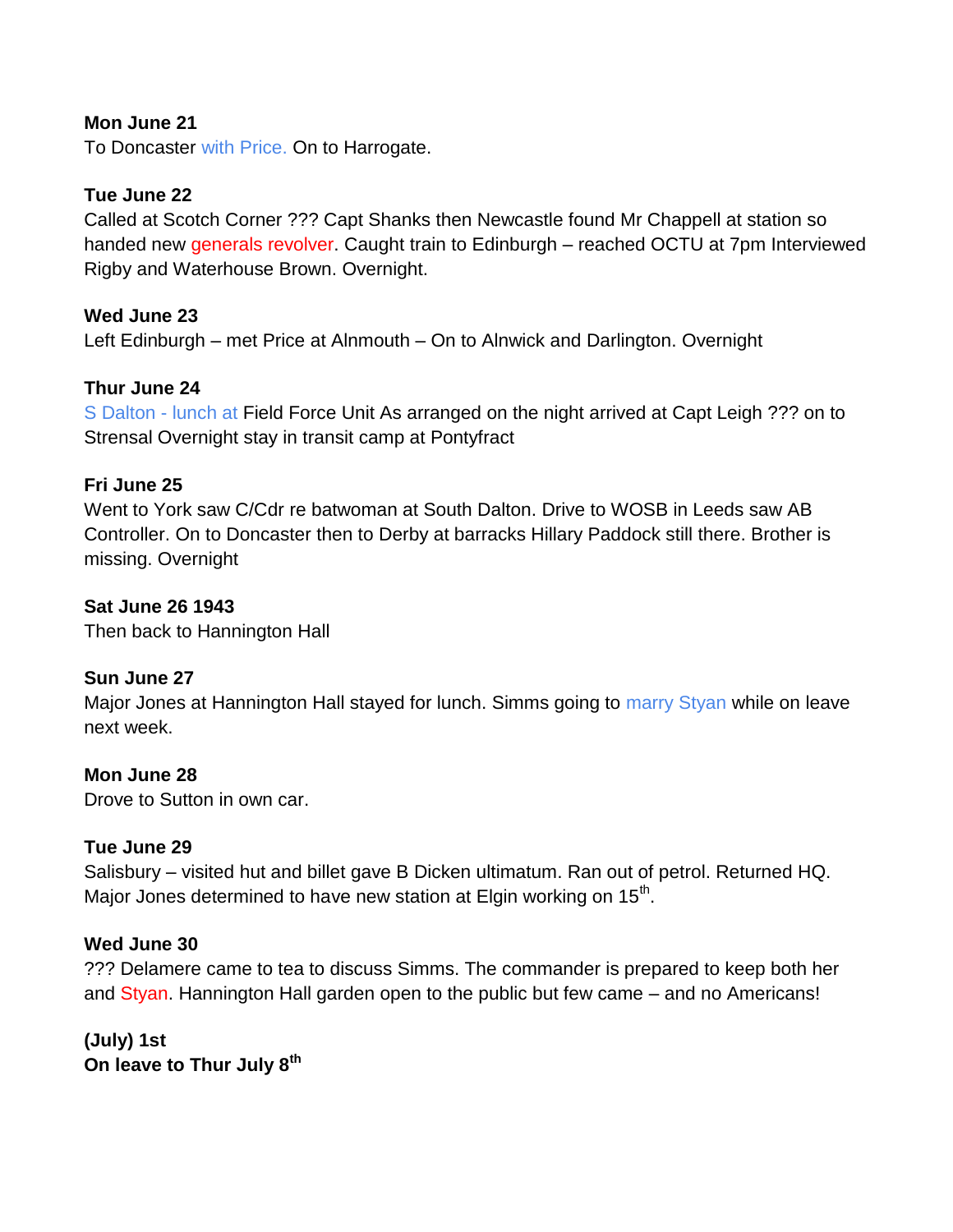**Mon June 21**
To Doncaster with Price. On to Harrogate.

**Tue June 22**
Called at Scotch Corner ??? Capt Shanks then Newcastle found Mr Chappell at station so handed new generals revolver. Caught train to Edinburgh – reached OCTU at 7pm Interviewed Rigby and Waterhouse Brown. Overnight.

**Wed June 23**
Left Edinburgh – met Price at Alnmouth – On to Alnwick and Darlington. Overnight

**Thur June 24**
S Dalton - lunch at Field Force Unit As arranged on the night arrived at Capt Leigh ??? on to Strensal Overnight stay in transit camp at Pontyfract

**Fri June 25**
Went to York saw C/Cdr re batwoman at South Dalton. Drive to WOSB in Leeds saw AB Controller. On to Doncaster then to Derby at barracks Hillary Paddock still there. Brother is missing. Overnight

**Sat June 26 1943**
Then back to Hannington Hall

**Sun June 27**
Major Jones at Hannington Hall stayed for lunch. Simms going to marry Styan while on leave next week.

**Mon June 28**
Drove to Sutton in own car.

**Tue June 29**
Salisbury – visited hut and billet gave B Dicken ultimatum. Ran out of petrol. Returned HQ. Major Jones determined to have new station at Elgin working on 15th.

**Wed June 30**
??? Delamere came to tea to discuss Simms. The commander is prepared to keep both her and Styan. Hannington Hall garden open to the public but few came – and no Americans!

**(July) 1st**
**On leave to Thur July 8th**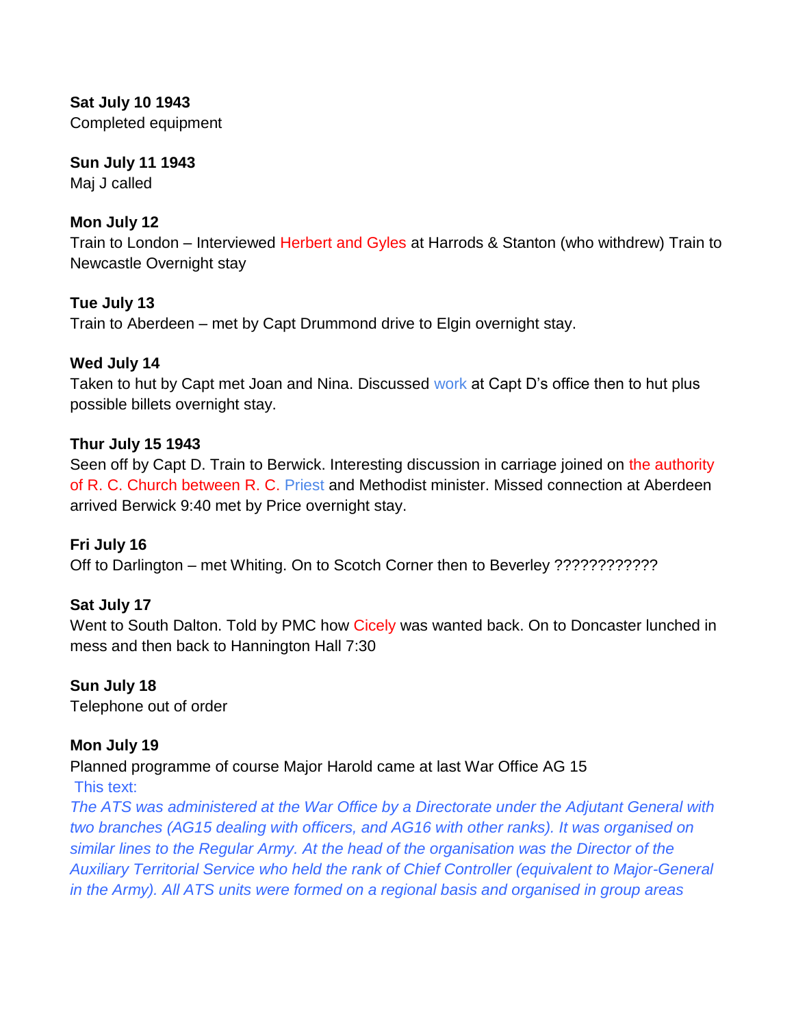**Sat July 10 1943**
Completed equipment

**Sun July 11 1943**
Maj J called

**Mon July 12**
Train to London – Interviewed Herbert and Gyles at Harrods & Stanton (who withdrew) Train to Newcastle Overnight stay

**Tue July 13**
Train to Aberdeen – met by Capt Drummond drive to Elgin overnight stay.

**Wed July 14**
Taken to hut by Capt met Joan and Nina. Discussed work at Capt D's office then to hut plus possible billets overnight stay.

**Thur July 15 1943**
Seen off by Capt D. Train to Berwick. Interesting discussion in carriage joined on the authority of R. C. Church between R. C. Priest and Methodist minister. Missed connection at Aberdeen arrived Berwick 9:40 met by Price overnight stay.

**Fri July 16**
Off to Darlington – met Whiting. On to Scotch Corner then to Beverley ????????????

**Sat July 17**
Went to South Dalton. Told by PMC how Cicely was wanted back. On to Doncaster lunched in mess and then back to Hannington Hall 7:30

**Sun July 18**
Telephone out of order

**Mon July 19**
Planned programme of course Major Harold came at last War Office AG 15
This text:
*The ATS was administered at the War Office by a Directorate under the Adjutant General with two branches (AG15 dealing with officers, and AG16 with other ranks). It was organised on similar lines to the Regular Army. At the head of the organisation was the Director of the Auxiliary Territorial Service who held the rank of Chief Controller (equivalent to Major-General in the Army). All ATS units were formed on a regional basis and organised in group areas*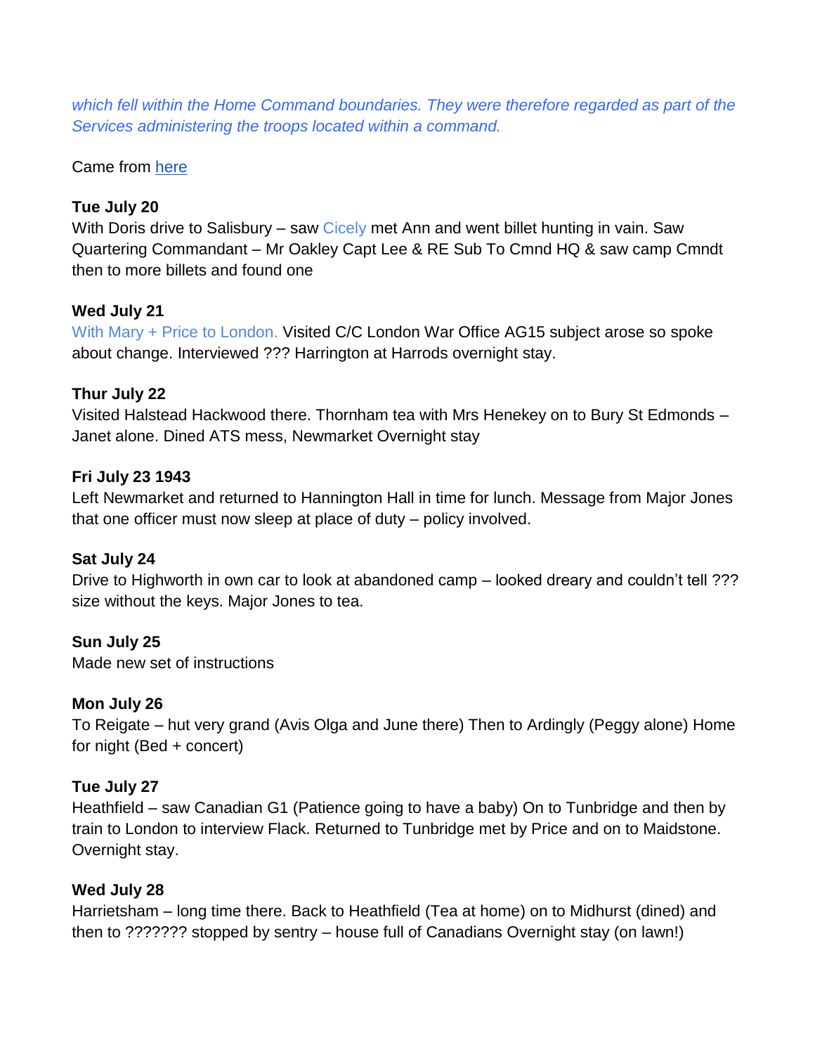*which fell within the Home Command boundaries. They were therefore regarded as part of the Services administering the troops located within a command.*

Came from [here]

**Tue July 20**
With Doris drive to Salisbury – saw Cicely met Ann and went billet hunting in vain. Saw Quartering Commandant – Mr Oakley Capt Lee & RE Sub To Cmnd HQ & saw camp Cmndt then to more billets and found one

**Wed July 21**
With Mary + Price to London. Visited C/C London War Office AG15 subject arose so spoke about change. Interviewed ??? Harrington at Harrods overnight stay.

**Thur July 22**
Visited Halstead Hackwood there. Thornham tea with Mrs Henekey on to Bury St Edmonds – Janet alone. Dined ATS mess, Newmarket Overnight stay

**Fri July 23 1943**
Left Newmarket and returned to Hannington Hall in time for lunch. Message from Major Jones that one officer must now sleep at place of duty – policy involved.

**Sat July 24**
Drive to Highworth in own car to look at abandoned camp – looked dreary and couldn't tell ??? size without the keys. Major Jones to tea.

**Sun July 25**
Made new set of instructions

**Mon July 26**
To Reigate – hut very grand (Avis Olga and June there) Then to Ardingly (Peggy alone) Home for night (Bed + concert)

**Tue July 27**
Heathfield – saw Canadian G1 (Patience going to have a baby) On to Tunbridge and then by train to London to interview Flack. Returned to Tunbridge met by Price and on to Maidstone. Overnight stay.

**Wed July 28**
Harrietsham – long time there. Back to Heathfield (Tea at home) on to Midhurst (dined) and then to ??????? stopped by sentry – house full of Canadians Overnight stay (on lawn!)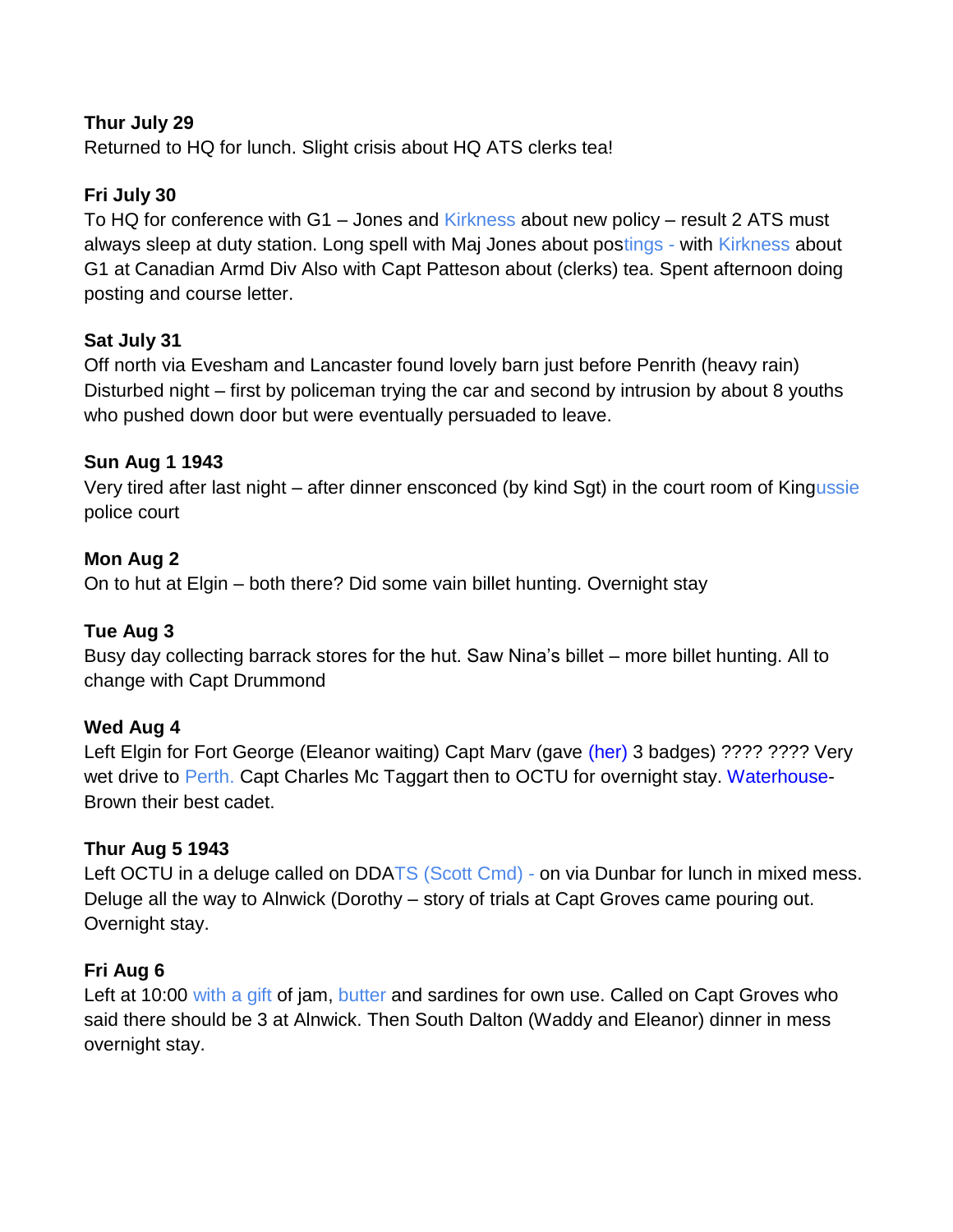**Thur July 29**
Returned to HQ for lunch. Slight crisis about HQ ATS clerks tea!

**Fri July 30**
To HQ for conference with G1 – Jones and Kirkness about new policy – result 2 ATS must always sleep at duty station. Long spell with Maj Jones about postings - with Kirkness about G1 at Canadian Armd Div Also with Capt Patteson about (clerks) tea. Spent afternoon doing posting and course letter.

**Sat July 31**
Off north via Evesham and Lancaster found lovely barn just before Penrith (heavy rain) Disturbed night – first by policeman trying the car and second by intrusion by about 8 youths who pushed down door but were eventually persuaded to leave.

**Sun Aug 1 1943**
Very tired after last night – after dinner ensconced (by kind Sgt) in the court room of Kingussie police court

**Mon Aug 2**
On to hut at Elgin – both there? Did some vain billet hunting. Overnight stay

**Tue Aug 3**
Busy day collecting barrack stores for the hut. Saw Nina's billet – more billet hunting. All to change with Capt Drummond

**Wed Aug 4**
Left Elgin for Fort George (Eleanor waiting) Capt Marv (gave (her) 3 badges) ???? ???? Very wet drive to Perth. Capt Charles Mc Taggart then to OCTU for overnight stay. Waterhouse-Brown their best cadet.

**Thur Aug 5 1943**
Left OCTU in a deluge called on DDATS (Scott Cmd) - on via Dunbar for lunch in mixed mess. Deluge all the way to Alnwick (Dorothy – story of trials at Capt Groves came pouring out. Overnight stay.

**Fri Aug 6**
Left at 10:00 with a gift of jam, butter and sardines for own use. Called on Capt Groves who said there should be 3 at Alnwick. Then South Dalton (Waddy and Eleanor) dinner in mess overnight stay.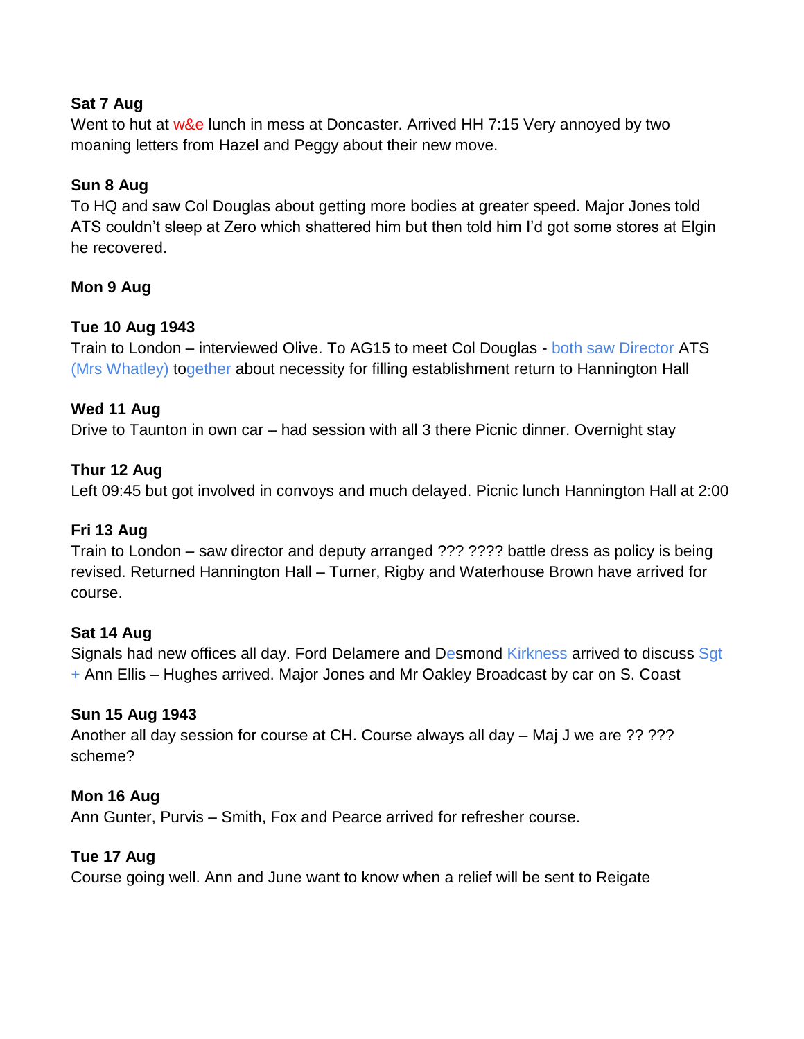**Sat 7 Aug**
Went to hut at w&e lunch in mess at Doncaster. Arrived HH 7:15 Very annoyed by two moaning letters from Hazel and Peggy about their new move.

**Sun 8 Aug**
To HQ and saw Col Douglas about getting more bodies at greater speed. Major Jones told ATS couldn't sleep at Zero which shattered him but then told him I'd got some stores at Elgin he recovered.

**Mon 9 Aug**

**Tue 10 Aug 1943**
Train to London – interviewed Olive. To AG15 to meet Col Douglas - both saw Director ATS (Mrs Whatley) together about necessity for filling establishment return to Hannington Hall

**Wed 11 Aug**
Drive to Taunton in own car – had session with all 3 there Picnic dinner. Overnight stay

**Thur 12 Aug**
Left 09:45 but got involved in convoys and much delayed. Picnic lunch Hannington Hall at 2:00

**Fri 13 Aug**
Train to London – saw director and deputy arranged ??? ???? battle dress as policy is being revised. Returned Hannington Hall – Turner, Rigby and Waterhouse Brown have arrived for course.

**Sat 14 Aug**
Signals had new offices all day. Ford Delamere and Desmond Kirkness arrived to discuss Sgt + Ann Ellis – Hughes arrived. Major Jones and Mr Oakley Broadcast by car on S. Coast

**Sun 15 Aug 1943**
Another all day session for course at CH. Course always all day – Maj J we are ?? ??? scheme?

**Mon 16 Aug**
Ann Gunter, Purvis – Smith, Fox and Pearce arrived for refresher course.

**Tue 17 Aug**
Course going well. Ann and June want to know when a relief will be sent to Reigate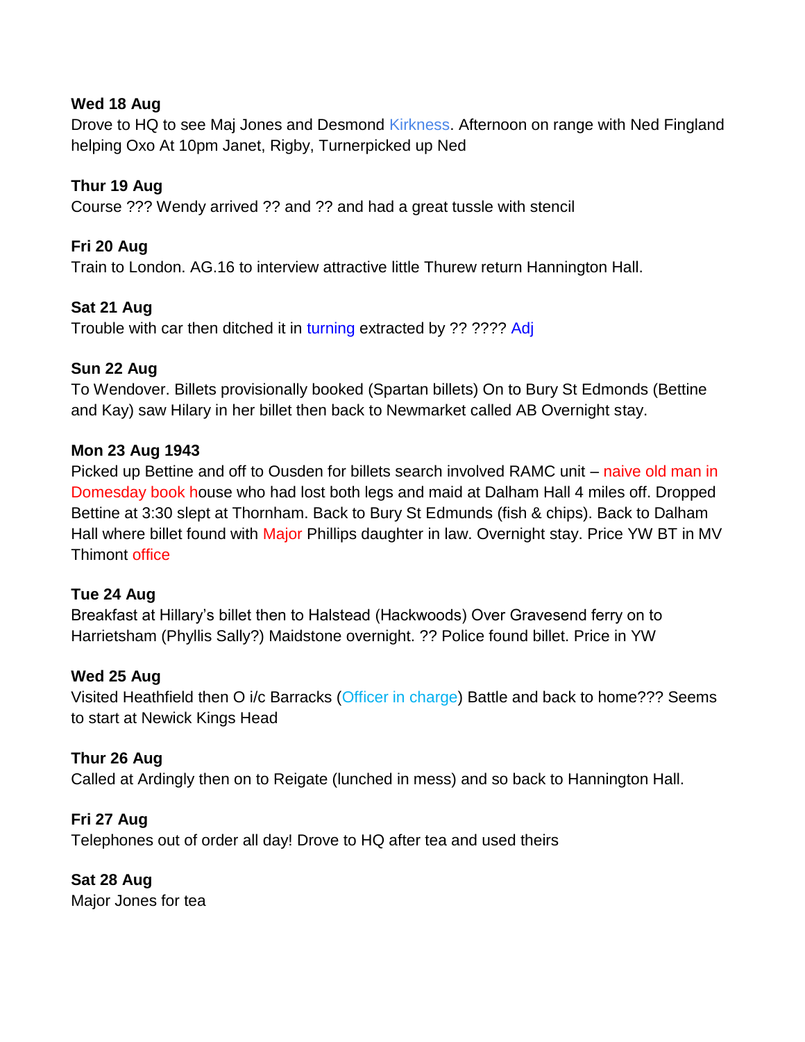**Wed 18 Aug**
Drove to HQ to see Maj Jones and Desmond Kirkness. Afternoon on range with Ned Fingland helping Oxo At 10pm Janet, Rigby, Turnerpicked up Ned

**Thur 19 Aug**
Course ??? Wendy arrived ?? and ?? and had a great tussle with stencil

**Fri 20 Aug**
Train to London. AG.16 to interview attractive little Thurew return Hannington Hall.

**Sat 21 Aug**
Trouble with car then ditched it in turning extracted by ?? ???? Adj

**Sun 22 Aug**
To Wendover. Billets provisionally booked (Spartan billets) On to Bury St Edmonds (Bettine and Kay) saw Hilary in her billet then back to Newmarket called AB Overnight stay.

**Mon 23 Aug 1943**
Picked up Bettine and off to Ousden for billets search involved RAMC unit – naive old man in Domesday book house who had lost both legs and maid at Dalham Hall 4 miles off. Dropped Bettine at 3:30 slept at Thornham. Back to Bury St Edmunds (fish & chips). Back to Dalham Hall where billet found with Major Phillips daughter in law. Overnight stay. Price YW BT in MV Thimont office

**Tue 24 Aug**
Breakfast at Hillary's billet then to Halstead (Hackwoods) Over Gravesend ferry on to Harrietsham (Phyllis Sally?) Maidstone overnight. ?? Police found billet. Price in YW

**Wed 25 Aug**
Visited Heathfield then O i/c Barracks (Officer in charge) Battle and back to home??? Seems to start at Newick Kings Head

**Thur 26 Aug**
Called at Ardingly then on to Reigate (lunched in mess) and so back to Hannington Hall.

**Fri 27 Aug**
Telephones out of order all day! Drove to HQ after tea and used theirs

**Sat 28 Aug**
Major Jones for tea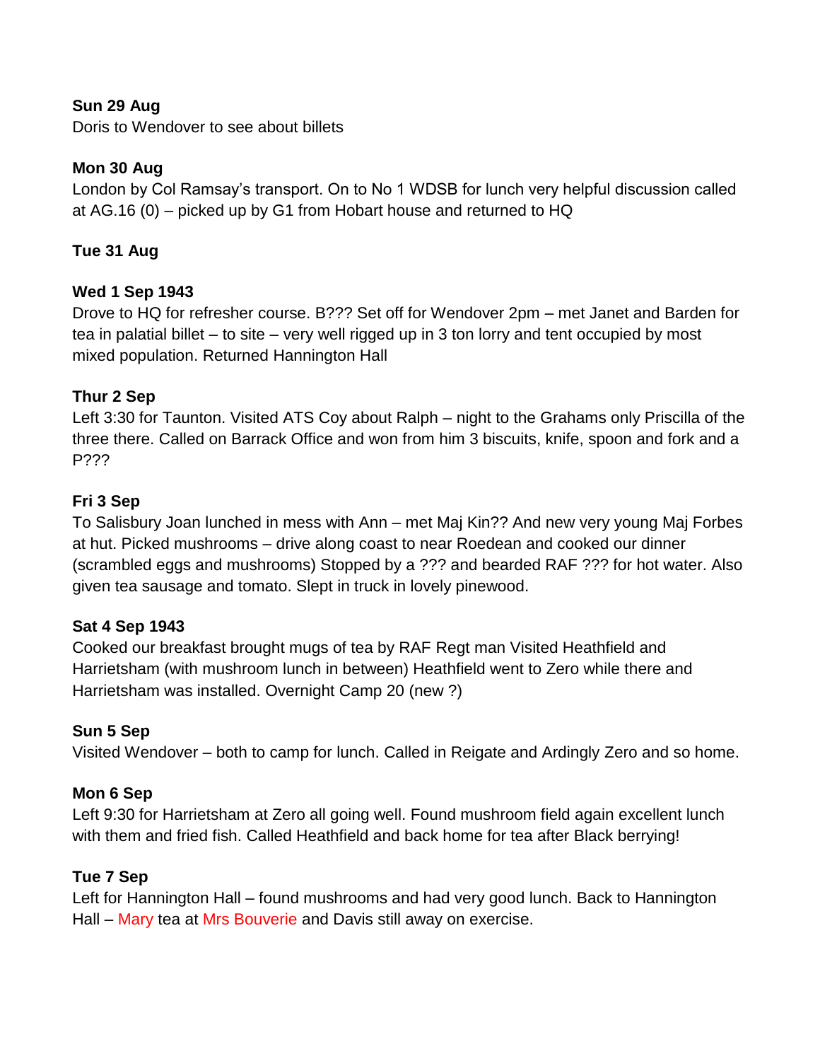**Sun 29 Aug**
Doris to Wendover to see about billets

**Mon 30 Aug**
London by Col Ramsay's transport. On to No 1 WDSB for lunch very helpful discussion called at AG.16 (0) – picked up by G1 from Hobart house and returned to HQ

**Tue 31 Aug**

**Wed 1 Sep 1943**
Drove to HQ for refresher course. B??? Set off for Wendover 2pm – met Janet and Barden for tea in palatial billet – to site – very well rigged up in 3 ton lorry and tent occupied by most mixed population. Returned Hannington Hall

**Thur 2 Sep**
Left 3:30 for Taunton. Visited ATS Coy about Ralph – night to the Grahams only Priscilla of the three there. Called on Barrack Office and won from him 3 biscuits, knife, spoon and fork and a P???

**Fri 3 Sep**
To Salisbury Joan lunched in mess with Ann – met Maj Kin?? And new very young Maj Forbes at hut. Picked mushrooms – drive along coast to near Roedean and cooked our dinner (scrambled eggs and mushrooms) Stopped by a ??? and bearded RAF ??? for hot water. Also given tea sausage and tomato. Slept in truck in lovely pinewood.

**Sat 4 Sep 1943**
Cooked our breakfast brought mugs of tea by RAF Regt man Visited Heathfield and Harrietsham (with mushroom lunch in between) Heathfield went to Zero while there and Harrietsham was installed. Overnight Camp 20 (new ?)

**Sun 5 Sep**
Visited Wendover – both to camp for lunch. Called in Reigate and Ardingly Zero and so home.

**Mon 6 Sep**
Left 9:30 for Harrietsham at Zero all going well. Found mushroom field again excellent lunch with them and fried fish. Called Heathfield and back home for tea after Black berrying!

**Tue 7 Sep**
Left for Hannington Hall – found mushrooms and had very good lunch. Back to Hannington Hall – Mary tea at Mrs Bouverie and Davis still away on exercise.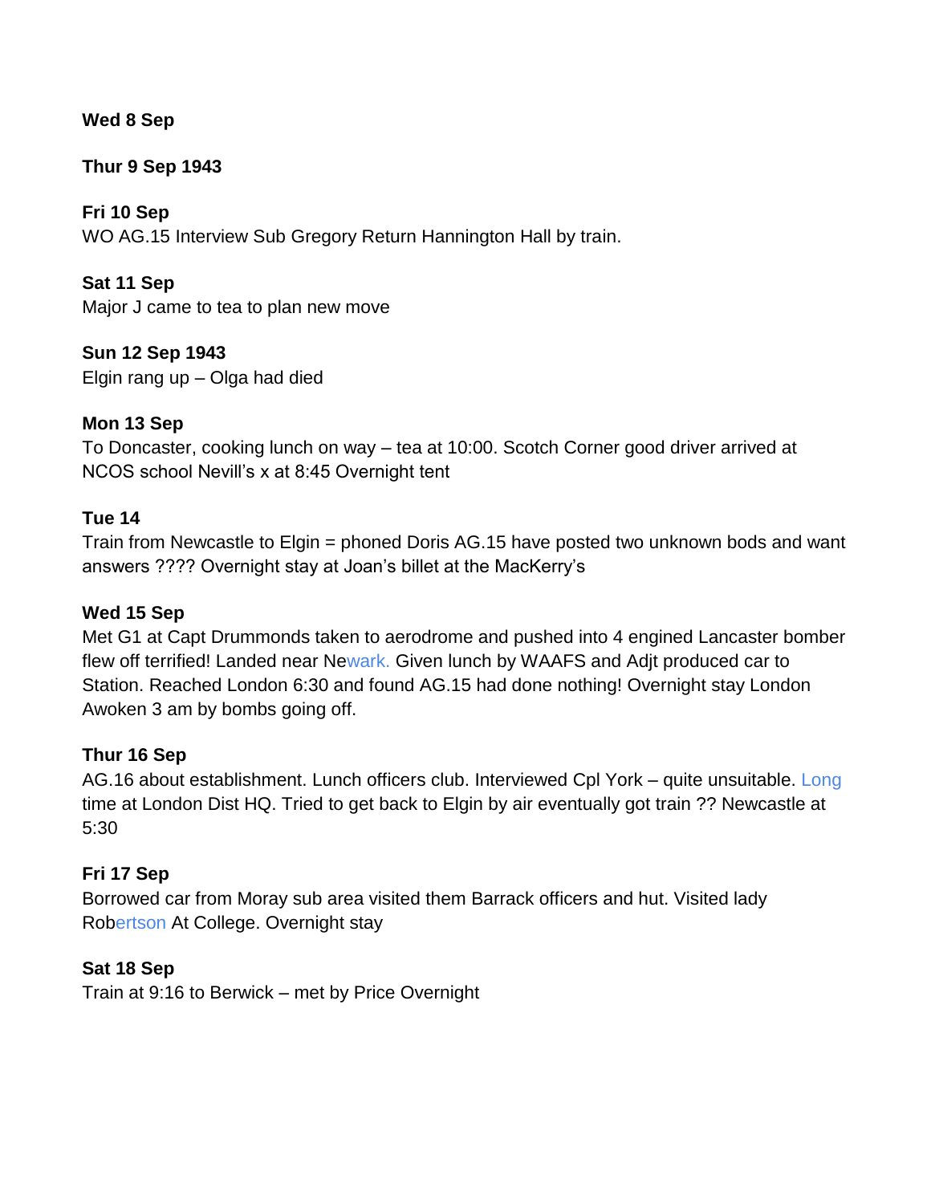**Wed 8 Sep**

**Thur 9 Sep 1943**

**Fri 10 Sep**
WO AG.15 Interview Sub Gregory Return Hannington Hall by train.

**Sat 11 Sep**
Major J came to tea to plan new move

**Sun 12 Sep 1943**
Elgin rang up – Olga had died

**Mon 13 Sep**
To Doncaster, cooking lunch on way – tea at 10:00. Scotch Corner good driver arrived at NCOS school Nevill's x at 8:45 Overnight tent

**Tue 14**
Train from Newcastle to Elgin = phoned Doris AG.15 have posted two unknown bods and want answers ???? Overnight stay at Joan's billet at the MacKerry's

**Wed 15 Sep**
Met G1 at Capt Drummonds taken to aerodrome and pushed into 4 engined Lancaster bomber flew off terrified! Landed near Newark. Given lunch by WAAFS and Adjt produced car to Station. Reached London 6:30 and found AG.15 had done nothing! Overnight stay London Awoken 3 am by bombs going off.

**Thur 16 Sep**
AG.16 about establishment. Lunch officers club. Interviewed Cpl York – quite unsuitable. Long time at London Dist HQ. Tried to get back to Elgin by air eventually got train ?? Newcastle at 5:30

**Fri 17 Sep**
Borrowed car from Moray sub area visited them Barrack officers and hut. Visited lady Robertson At College. Overnight stay

**Sat 18 Sep**
Train at 9:16 to Berwick – met by Price Overnight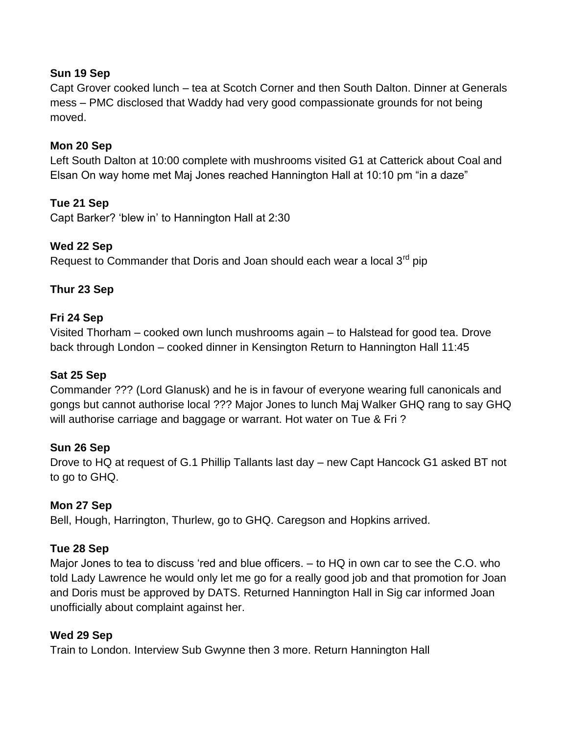**Sun 19 Sep**

Capt Grover cooked lunch – tea at Scotch Corner and then South Dalton. Dinner at Generals mess – PMC disclosed that Waddy had very good compassionate grounds for not being moved.

**Mon 20 Sep**

Left South Dalton at 10:00 complete with mushrooms visited G1 at Catterick about Coal and Elsan On way home met Maj Jones reached Hannington Hall at 10:10 pm "in a daze"

**Tue 21 Sep**

Capt Barker? 'blew in' to Hannington Hall at 2:30

**Wed 22 Sep**

Request to Commander that Doris and Joan should each wear a local 3rd pip

**Thur 23 Sep**

**Fri 24 Sep**

Visited Thorham – cooked own lunch mushrooms again – to Halstead for good tea. Drove back through London – cooked dinner in Kensington Return to Hannington Hall 11:45

**Sat 25 Sep**

Commander ??? (Lord Glanusk) and he is in favour of everyone wearing full canonicals and gongs but cannot authorise local ??? Major Jones to lunch Maj Walker GHQ rang to say GHQ will authorise carriage and baggage or warrant. Hot water on Tue & Fri ?

**Sun 26 Sep**

Drove to HQ at request of G.1 Phillip Tallants last day – new Capt Hancock G1 asked BT not to go to GHQ.

**Mon 27 Sep**

Bell, Hough, Harrington, Thurlew, go to GHQ. Caregson and Hopkins arrived.

**Tue 28 Sep**

Major Jones to tea to discuss 'red and blue officers. – to HQ in own car to see the C.O. who told Lady Lawrence he would only let me go for a really good job and that promotion for Joan and Doris must be approved by DATS. Returned Hannington Hall in Sig car informed Joan unofficially about complaint against her.

**Wed 29 Sep**

Train to London. Interview Sub Gwynne then 3 more. Return Hannington Hall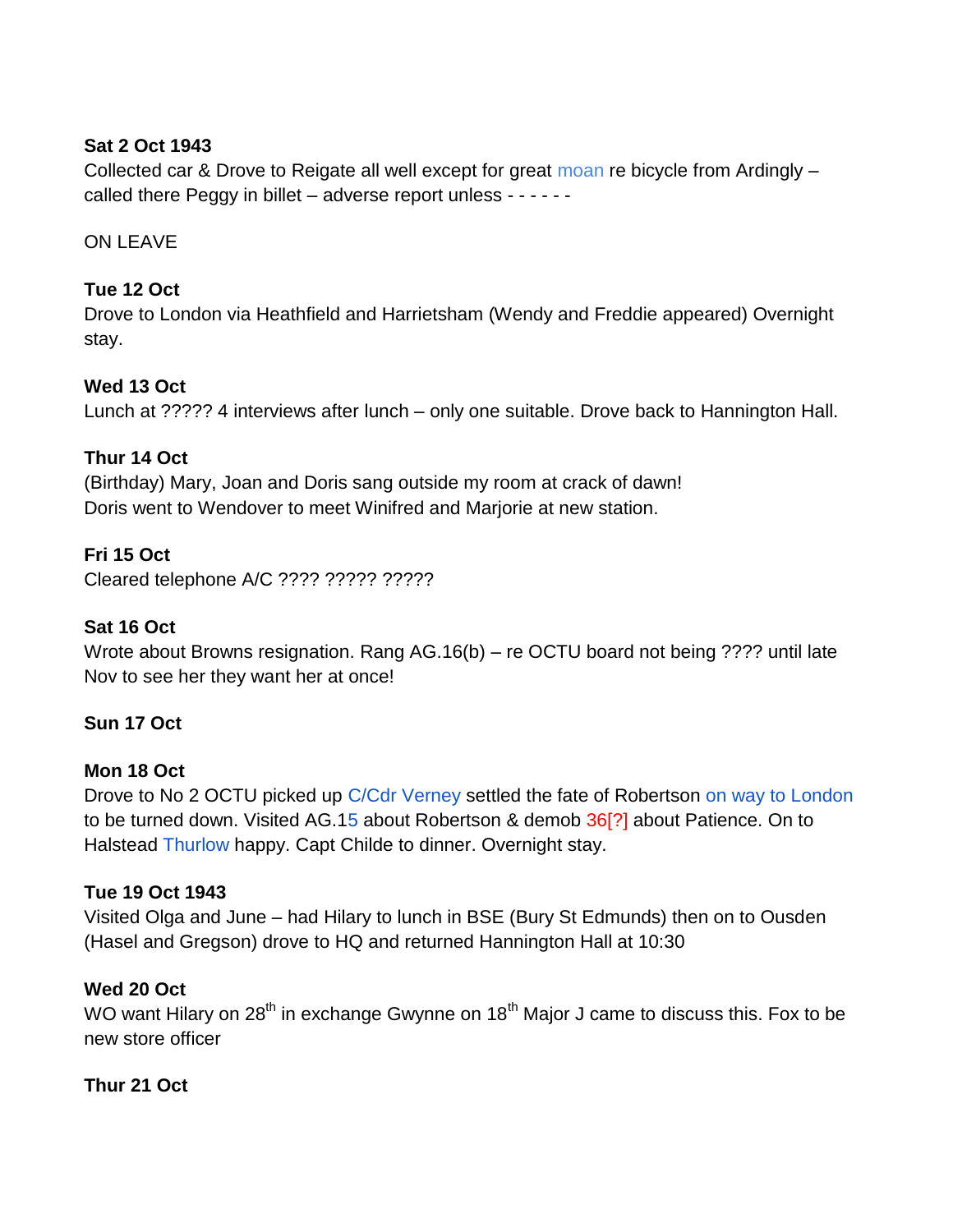**Sat 2 Oct 1943**
Collected car & Drove to Reigate all well except for great moan re bicycle from Ardingly – called there Peggy in billet – adverse report unless - - - - - -

ON LEAVE

**Tue 12 Oct**
Drove to London via Heathfield and Harrietsham (Wendy and Freddie appeared) Overnight stay.

**Wed 13 Oct**
Lunch at ????? 4 interviews after lunch – only one suitable. Drove back to Hannington Hall.

**Thur 14 Oct**
(Birthday) Mary, Joan and Doris sang outside my room at crack of dawn!
Doris went to Wendover to meet Winifred and Marjorie at new station.

**Fri 15 Oct**
Cleared telephone A/C ???? ????? ?????

**Sat 16 Oct**
Wrote about Browns resignation. Rang AG.16(b) – re OCTU board not being ???? until late Nov to see her they want her at once!

**Sun 17 Oct**

**Mon 18 Oct**
Drove to No 2 OCTU picked up C/Cdr Verney settled the fate of Robertson on way to London to be turned down. Visited AG.15 about Robertson & demob 36[?] about Patience. On to Halstead Thurlow happy. Capt Childe to dinner. Overnight stay.

**Tue 19 Oct 1943**
Visited Olga and June – had Hilary to lunch in BSE (Bury St Edmunds) then on to Ousden (Hasel and Gregson) drove to HQ and returned Hannington Hall at 10:30

**Wed 20 Oct**
WO want Hilary on 28th in exchange Gwynne on 18th Major J came to discuss this. Fox to be new store officer

**Thur 21 Oct**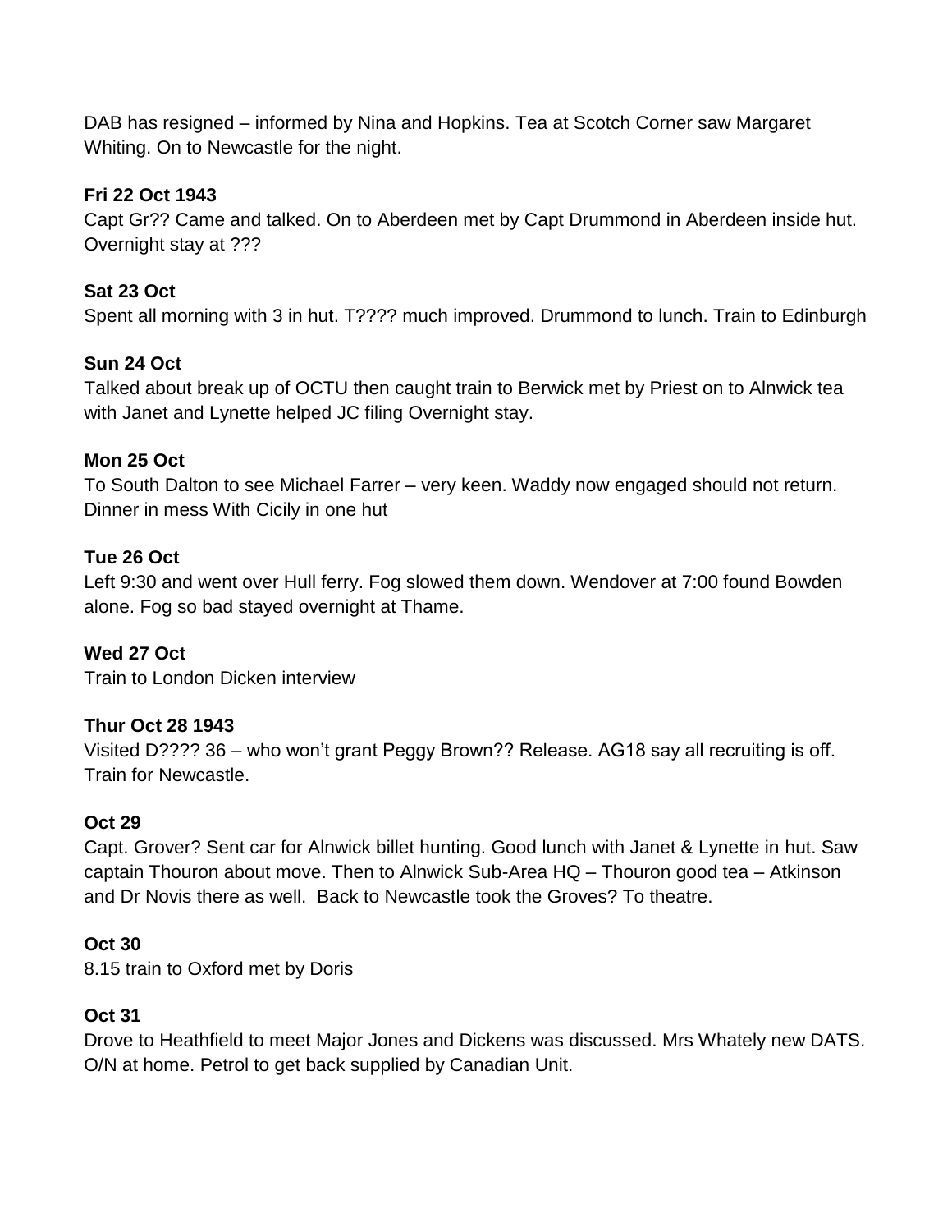DAB has resigned – informed by Nina and Hopkins. Tea at Scotch Corner saw Margaret Whiting. On to Newcastle for the night.

**Fri 22 Oct 1943**

Capt Gr?? Came and talked. On to Aberdeen met by Capt Drummond in Aberdeen inside hut. Overnight stay at ???

**Sat 23 Oct**

Spent all morning with 3 in hut. T???? much improved. Drummond to lunch. Train to Edinburgh

**Sun 24 Oct**

Talked about break up of OCTU then caught train to Berwick met by Priest on to Alnwick tea with Janet and Lynette helped JC filing Overnight stay.

**Mon 25 Oct**

To South Dalton to see Michael Farrer – very keen. Waddy now engaged should not return. Dinner in mess With Cicily in one hut

**Tue 26 Oct**

Left 9:30 and went over Hull ferry. Fog slowed them down. Wendover at 7:00 found Bowden alone. Fog so bad stayed overnight at Thame.

**Wed 27 Oct**

Train to London Dicken interview

**Thur Oct 28 1943**

Visited D???? 36 – who won't grant Peggy Brown?? Release. AG18 say all recruiting is off. Train for Newcastle.

**Oct 29**

Capt. Grover? Sent car for Alnwick billet hunting. Good lunch with Janet & Lynette in hut. Saw captain Thouron about move. Then to Alnwick Sub-Area HQ – Thouron good tea – Atkinson and Dr Novis there as well. Back to Newcastle took the Groves? To theatre.

**Oct 30**

8.15 train to Oxford met by Doris

**Oct 31**

Drove to Heathfield to meet Major Jones and Dickens was discussed. Mrs Whately new DATS. O/N at home. Petrol to get back supplied by Canadian Unit.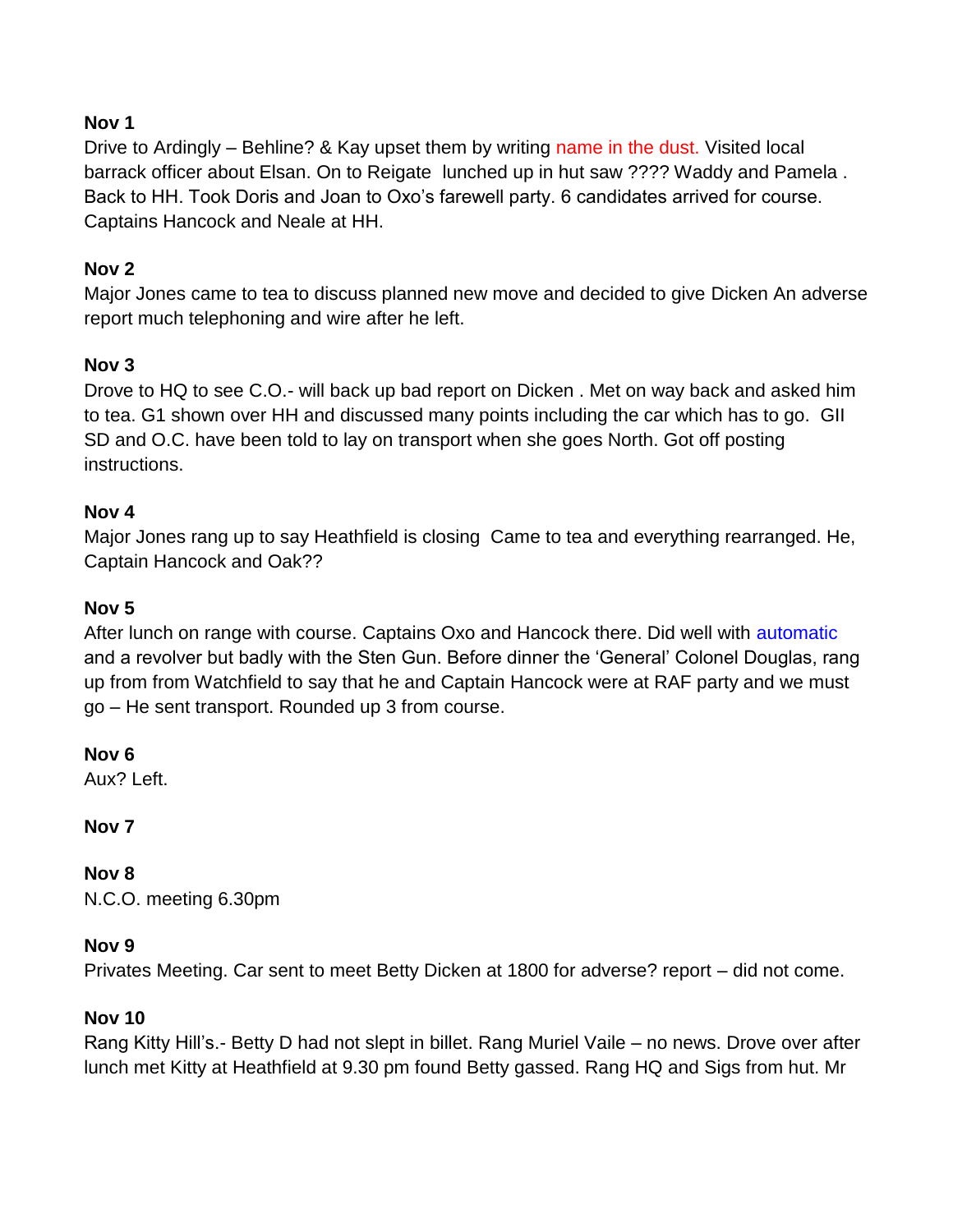**Nov 1**

Drive to Ardingly – Behline? & Kay upset them by writing name in the dust. Visited local barrack officer about Elsan. On to Reigate lunched up in hut saw ???? Waddy and Pamela . Back to HH. Took Doris and Joan to Oxo's farewell party. 6 candidates arrived for course. Captains Hancock and Neale at HH.

**Nov 2**

Major Jones came to tea to discuss planned new move and decided to give Dicken An adverse report much telephoning and wire after he left.

**Nov 3**

Drove to HQ to see C.O.- will back up bad report on Dicken . Met on way back and asked him to tea. G1 shown over HH and discussed many points including the car which has to go. GII SD and O.C. have been told to lay on transport when she goes North. Got off posting instructions.

**Nov 4**

Major Jones rang up to say Heathfield is closing Came to tea and everything rearranged. He, Captain Hancock and Oak??

**Nov 5**

After lunch on range with course. Captains Oxo and Hancock there. Did well with automatic and a revolver but badly with the Sten Gun. Before dinner the 'General' Colonel Douglas, rang up from from Watchfield to say that he and Captain Hancock were at RAF party and we must go – He sent transport. Rounded up 3 from course.

**Nov 6**

Aux? Left.

**Nov 7**

**Nov 8**

N.C.O. meeting 6.30pm

**Nov 9**

Privates Meeting. Car sent to meet Betty Dicken at 1800 for adverse? report – did not come.

**Nov 10**

Rang Kitty Hill's.- Betty D had not slept in billet. Rang Muriel Vaile – no news. Drove over after lunch met Kitty at Heathfield at 9.30 pm found Betty gassed. Rang HQ and Sigs from hut. Mr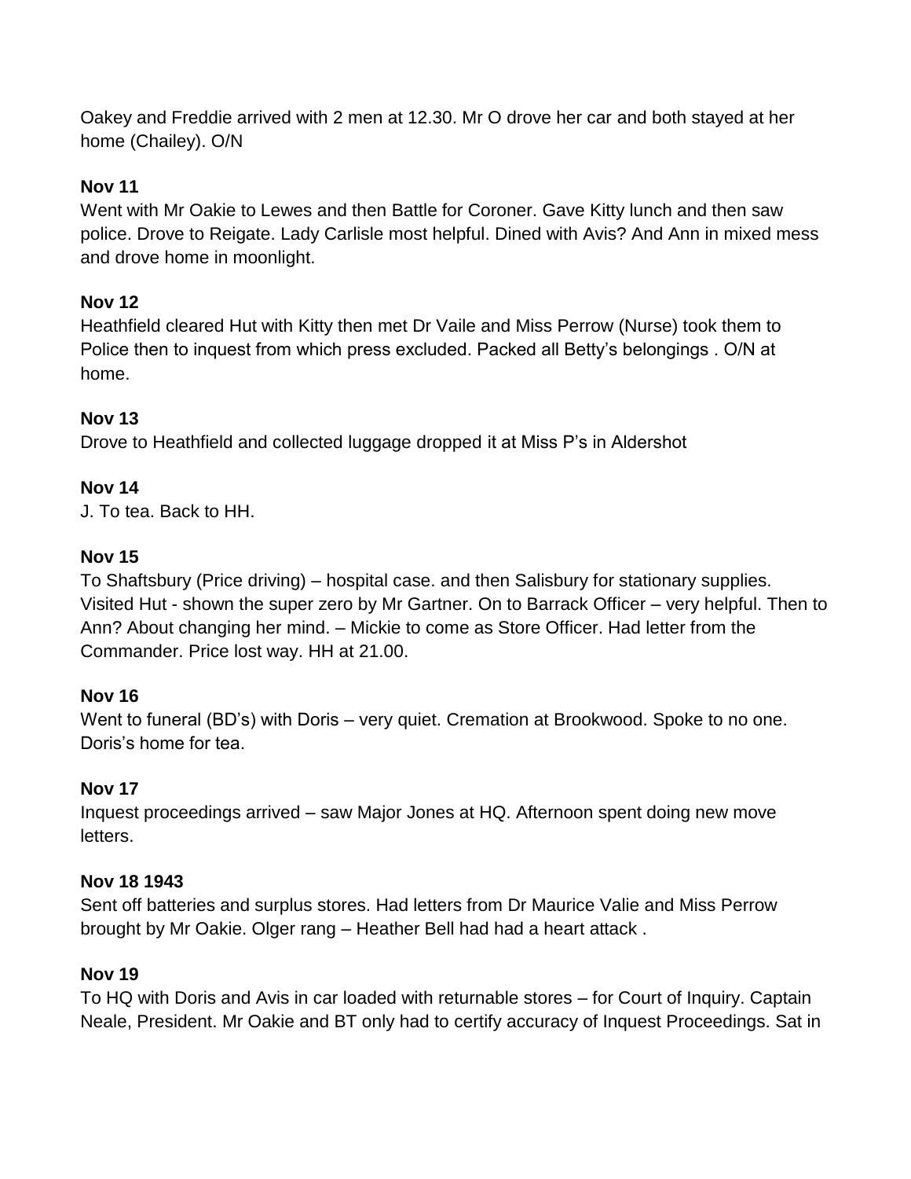Oakey and Freddie arrived with 2 men at 12.30. Mr O drove her car and both stayed at her home (Chailey). O/N

**Nov 11**
Went with Mr Oakie to Lewes and then Battle for Coroner. Gave Kitty lunch and then saw police. Drove to Reigate. Lady Carlisle most helpful. Dined with Avis? And Ann in mixed mess and drove home in moonlight.

**Nov 12**
Heathfield cleared Hut with Kitty then met Dr Vaile and Miss Perrow (Nurse) took them to Police then to inquest from which press excluded. Packed all Betty's belongings . O/N at home.

**Nov 13**
Drove to Heathfield and collected luggage dropped it at Miss P's in Aldershot

**Nov 14**
J. To tea. Back to HH.

**Nov 15**
To Shaftsbury (Price driving) – hospital case. and then Salisbury for stationary supplies. Visited Hut - shown the super zero by Mr Gartner. On to Barrack Officer – very helpful. Then to Ann? About changing her mind. – Mickie to come as Store Officer. Had letter from the Commander. Price lost way. HH at 21.00.

**Nov 16**
Went to funeral (BD's) with Doris – very quiet. Cremation at Brookwood. Spoke to no one. Doris's home for tea.

**Nov 17**
Inquest proceedings arrived – saw Major Jones at HQ. Afternoon spent doing new move letters.

**Nov 18 1943**
Sent off batteries and surplus stores. Had letters from Dr Maurice Valie and Miss Perrow brought by Mr Oakie. Olger rang – Heather Bell had had a heart attack .

**Nov 19**
To HQ with Doris and Avis in car loaded with returnable stores – for Court of Inquiry. Captain Neale, President. Mr Oakie and BT only had to certify accuracy of Inquest Proceedings. Sat in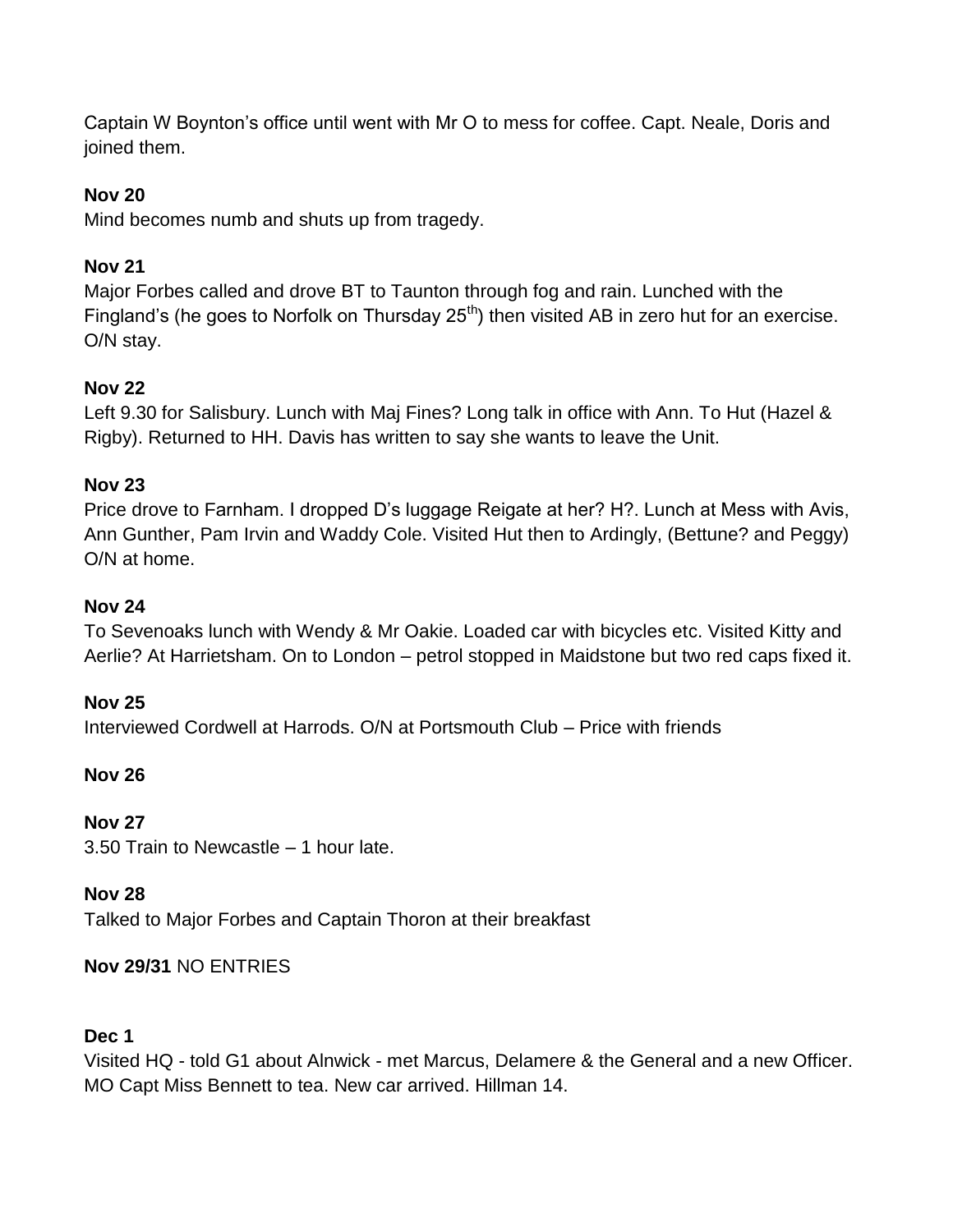Captain W Boynton's office until went with Mr O to mess for coffee. Capt. Neale, Doris and joined them.

**Nov 20**
Mind becomes numb and shuts up from tragedy.

**Nov 21**
Major Forbes called and drove BT to Taunton through fog and rain. Lunched with the Fingland's (he goes to Norfolk on Thursday 25th) then visited AB in zero hut for an exercise. O/N stay.

**Nov 22**
Left 9.30 for Salisbury. Lunch with Maj Fines? Long talk in office with Ann. To Hut (Hazel & Rigby). Returned to HH. Davis has written to say she wants to leave the Unit.

**Nov 23**
Price drove to Farnham. I dropped D's luggage Reigate at her? H?. Lunch at Mess with Avis, Ann Gunther, Pam Irvin and Waddy Cole. Visited Hut then to Ardingly, (Bettune? and Peggy) O/N at home.

**Nov 24**
To Sevenoaks lunch with Wendy & Mr Oakie. Loaded car with bicycles etc. Visited Kitty and Aerlie? At Harrietsham. On to London – petrol stopped in Maidstone but two red caps fixed it.

**Nov 25**
Interviewed Cordwell at Harrods. O/N at Portsmouth Club – Price with friends

**Nov 26**

**Nov 27**
3.50 Train to Newcastle – 1 hour late.

**Nov 28**
Talked to Major Forbes and Captain Thoron at their breakfast

**Nov 29/31** NO ENTRIES

**Dec 1**
Visited HQ - told G1 about Alnwick - met Marcus, Delamere & the General and a new Officer. MO Capt Miss Bennett to tea. New car arrived. Hillman 14.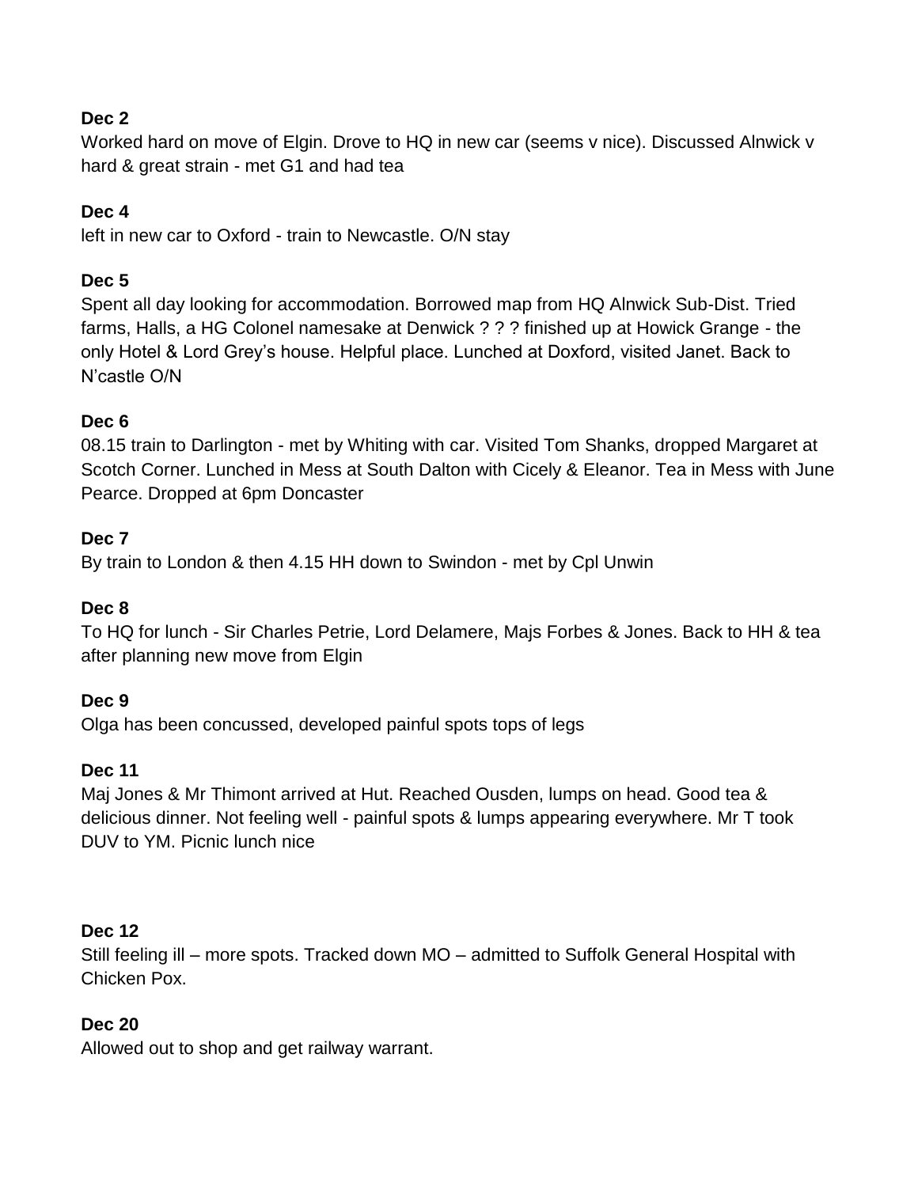**Dec 2**

Worked hard on move of Elgin. Drove to HQ in new car (seems v nice). Discussed Alnwick v hard & great strain - met G1 and had tea

**Dec 4**

left in new car to Oxford - train to Newcastle. O/N stay

**Dec 5**

Spent all day looking for accommodation. Borrowed map from HQ Alnwick Sub-Dist. Tried farms, Halls, a HG Colonel namesake at Denwick ? ? ? finished up at Howick Grange - the only Hotel & Lord Grey's house. Helpful place. Lunched at Doxford, visited Janet. Back to N'castle O/N

**Dec 6**

08.15 train to Darlington - met by Whiting with car. Visited Tom Shanks, dropped Margaret at Scotch Corner. Lunched in Mess at South Dalton with Cicely & Eleanor. Tea in Mess with June Pearce. Dropped at 6pm Doncaster

**Dec 7**

By train to London & then 4.15 HH down to Swindon - met by Cpl Unwin

**Dec 8**

To HQ for lunch - Sir Charles Petrie, Lord Delamere, Majs Forbes & Jones. Back to HH & tea after planning new move from Elgin

**Dec 9**

Olga has been concussed, developed painful spots tops of legs

**Dec 11**

Maj Jones & Mr Thimont arrived at Hut. Reached Ousden, lumps on head. Good tea & delicious dinner. Not feeling well - painful spots & lumps appearing everywhere. Mr T took DUV to YM. Picnic lunch nice

**Dec 12**

Still feeling ill – more spots. Tracked down MO – admitted to Suffolk General Hospital with Chicken Pox.

**Dec 20**

Allowed out to shop and get railway warrant.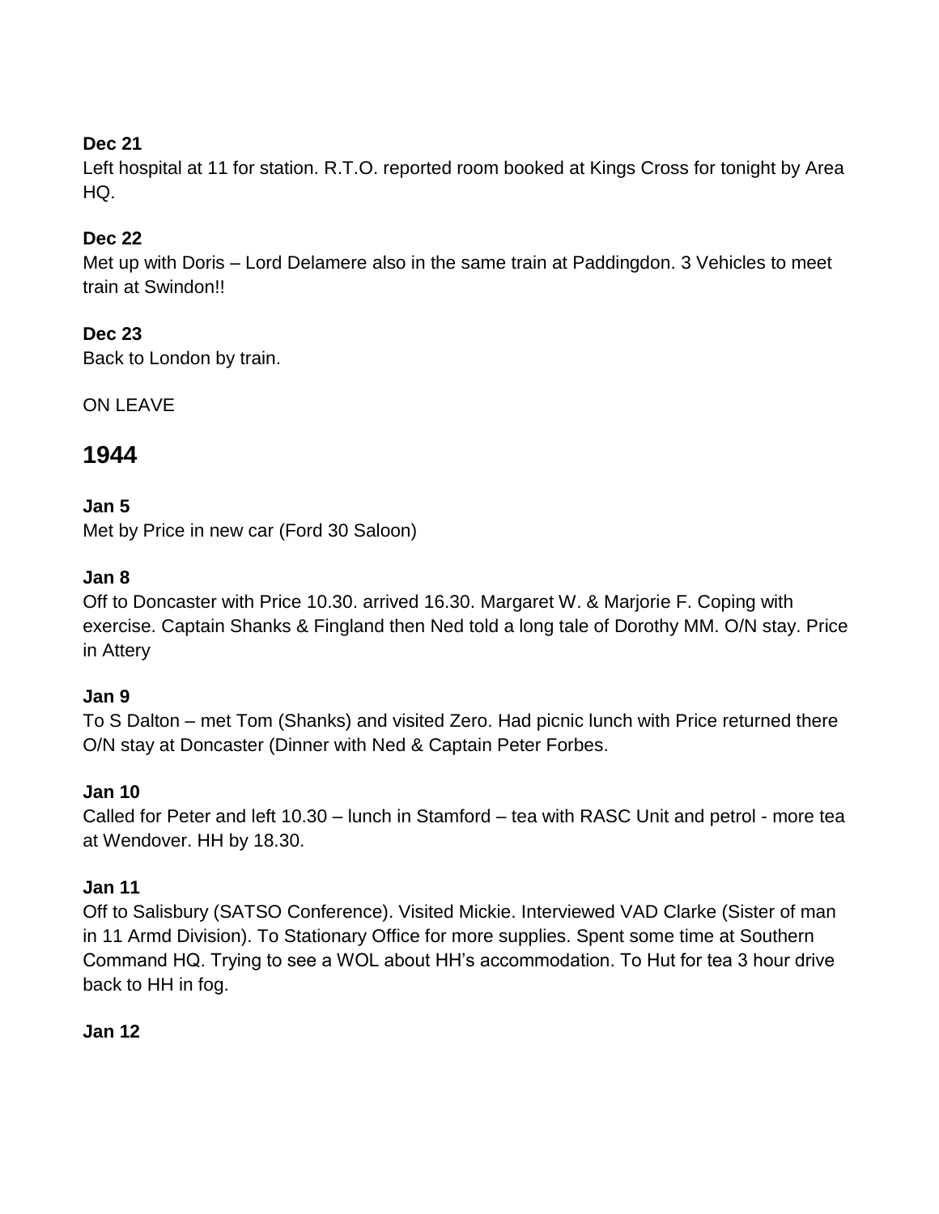**Dec 21**
Left hospital at 11 for station. R.T.O. reported room booked at Kings Cross for tonight by Area HQ.

**Dec 22**
Met up with Doris – Lord Delamere also in the same train at Paddingdon. 3 Vehicles to meet train at Swindon!!

**Dec 23**
Back to London by train.

ON LEAVE

## 1944

**Jan 5**
Met by Price in new car (Ford 30 Saloon)

**Jan 8**
Off to Doncaster with Price 10.30. arrived 16.30. Margaret W. & Marjorie F. Coping with exercise. Captain Shanks & Fingland then Ned told a long tale of Dorothy MM. O/N stay. Price in Attery

**Jan 9**
To S Dalton – met Tom (Shanks) and visited Zero. Had picnic lunch with Price returned there O/N stay at Doncaster (Dinner with Ned & Captain Peter Forbes.

**Jan 10**
Called for Peter and left 10.30 – lunch in Stamford – tea with RASC Unit and petrol - more tea at Wendover. HH by 18.30.

**Jan 11**
Off to Salisbury (SATSO Conference). Visited Mickie. Interviewed VAD Clarke (Sister of man in 11 Armd Division). To Stationary Office for more supplies. Spent some time at Southern Command HQ. Trying to see a WOL about HH's accommodation. To Hut for tea 3 hour drive back to HH in fog.

**Jan 12**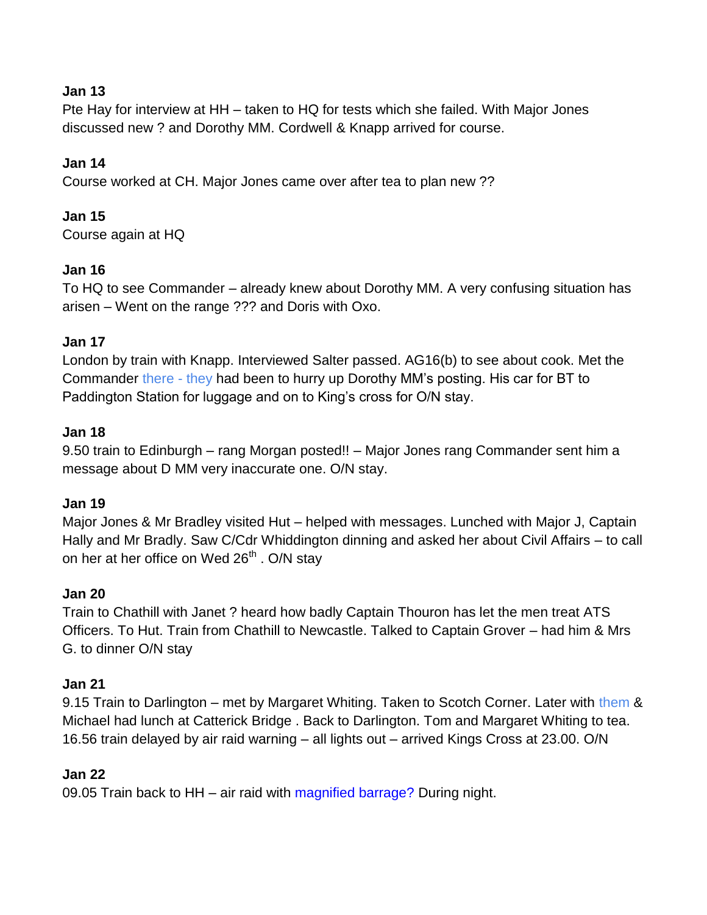**Jan 13**
Pte Hay for interview at HH – taken to HQ for tests which she failed. With Major Jones discussed new ? and Dorothy MM. Cordwell & Knapp arrived for course.

**Jan 14**
Course worked at CH. Major Jones came over after tea to plan new ??

**Jan 15**
Course again at HQ

**Jan 16**
To HQ to see Commander – already knew about Dorothy MM. A very confusing situation has arisen – Went on the range ??? and Doris with Oxo.

**Jan 17**
London by train with Knapp. Interviewed Salter passed. AG16(b) to see about cook. Met the Commander there - they had been to hurry up Dorothy MM's posting. His car for BT to Paddington Station for luggage and on to King's cross for O/N stay.

**Jan 18**
9.50 train to Edinburgh – rang Morgan posted!! – Major Jones rang Commander sent him a message about D MM very inaccurate one. O/N stay.

**Jan 19**
Major Jones & Mr Bradley visited Hut – helped with messages. Lunched with Major J, Captain Hally and Mr Bradly. Saw C/Cdr Whiddington dinning and asked her about Civil Affairs – to call on her at her office on Wed 26th . O/N stay

**Jan 20**
Train to Chathill with Janet ? heard how badly Captain Thouron has let the men treat ATS Officers. To Hut. Train from Chathill to Newcastle. Talked to Captain Grover – had him & Mrs G. to dinner O/N stay

**Jan 21**
9.15 Train to Darlington – met by Margaret Whiting. Taken to Scotch Corner. Later with them & Michael had lunch at Catterick Bridge . Back to Darlington. Tom and Margaret Whiting to tea. 16.56 train delayed by air raid warning – all lights out – arrived Kings Cross at 23.00. O/N

**Jan 22**
09.05 Train back to HH – air raid with magnified barrage? During night.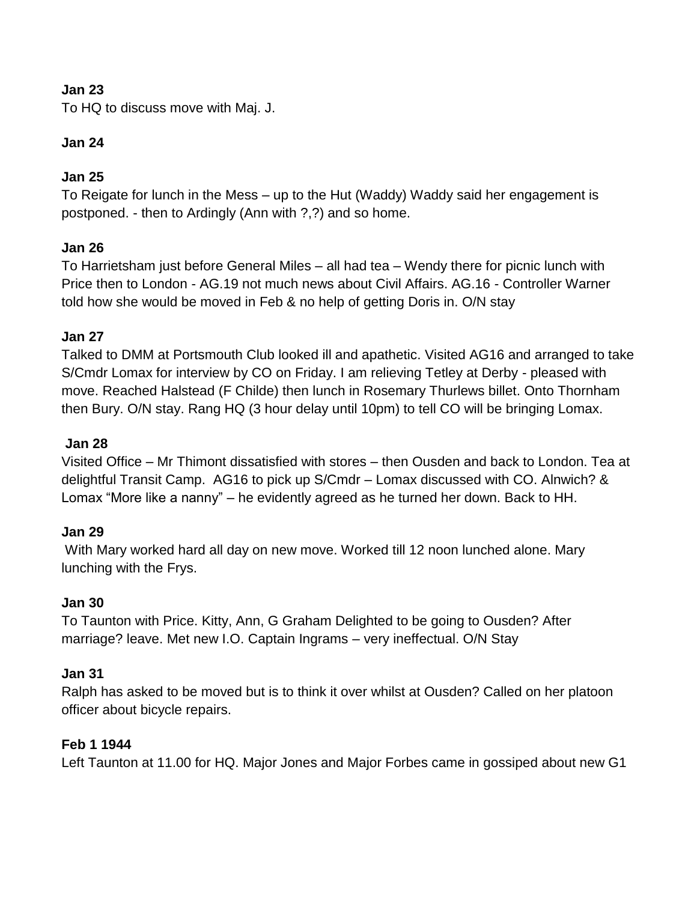**Jan 23**
To HQ to discuss move with Maj. J.

**Jan 24**

**Jan 25**
To Reigate for lunch in the Mess – up to the Hut (Waddy) Waddy said her engagement is postponed. - then to Ardingly (Ann with ?,?) and so home.

**Jan 26**
To Harrietsham just before General Miles – all had tea – Wendy there for picnic lunch with Price then to London - AG.19 not much news about Civil Affairs. AG.16 - Controller Warner told how she would be moved in Feb & no help of getting Doris in. O/N stay

**Jan 27**
Talked to DMM at Portsmouth Club looked ill and apathetic. Visited AG16 and arranged to take S/Cmdr Lomax for interview by CO on Friday. I am relieving Tetley at Derby - pleased with move. Reached Halstead (F Childe) then lunch in Rosemary Thurlews billet. Onto Thornham then Bury. O/N stay. Rang HQ (3 hour delay until 10pm) to tell CO will be bringing Lomax.

**Jan 28**
Visited Office – Mr Thimont dissatisfied with stores – then Ousden and back to London. Tea at delightful Transit Camp. AG16 to pick up S/Cmdr – Lomax discussed with CO. Alnwich? & Lomax "More like a nanny" – he evidently agreed as he turned her down. Back to HH.

**Jan 29**
With Mary worked hard all day on new move. Worked till 12 noon lunched alone. Mary lunching with the Frys.

**Jan 30**
To Taunton with Price. Kitty, Ann, G Graham Delighted to be going to Ousden? After marriage? leave. Met new I.O. Captain Ingrams – very ineffectual. O/N Stay

**Jan 31**
Ralph has asked to be moved but is to think it over whilst at Ousden? Called on her platoon officer about bicycle repairs.

**Feb 1 1944**
Left Taunton at 11.00 for HQ. Major Jones and Major Forbes came in gossiped about new G1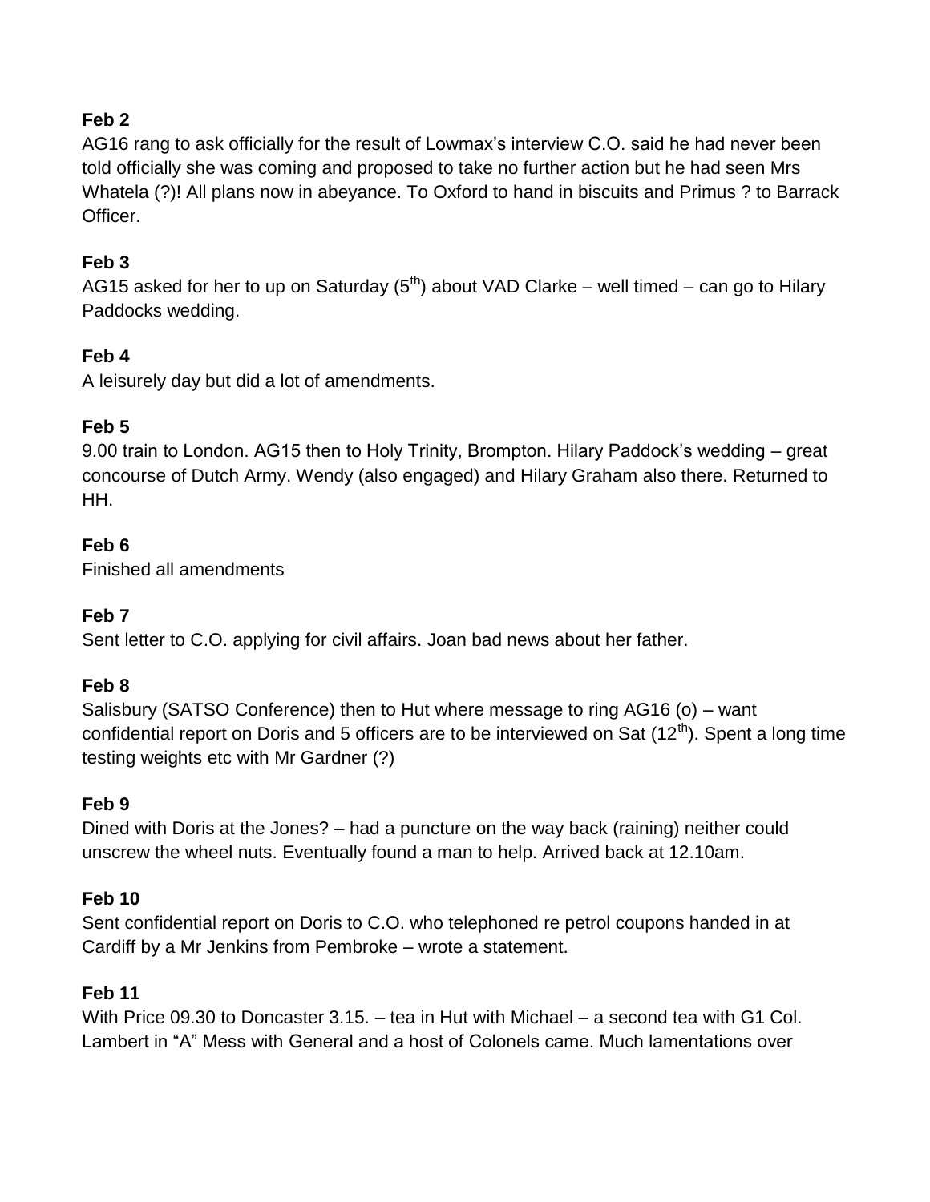**Feb 2**

AG16 rang to ask officially for the result of Lowmax's interview C.O. said he had never been told officially she was coming and proposed to take no further action but he had seen Mrs Whatela (?)! All plans now in abeyance. To Oxford to hand in biscuits and Primus ? to Barrack Officer.

**Feb 3**

AG15 asked for her to up on Saturday (5th) about VAD Clarke – well timed – can go to Hilary Paddocks wedding.

**Feb 4**

A leisurely day but did a lot of amendments.

**Feb 5**

9.00 train to London. AG15 then to Holy Trinity, Brompton. Hilary Paddock's wedding – great concourse of Dutch Army. Wendy (also engaged) and Hilary Graham also there. Returned to HH.

**Feb 6**

Finished all amendments

**Feb 7**

Sent letter to C.O. applying for civil affairs. Joan bad news about her father.

**Feb 8**

Salisbury (SATSO Conference) then to Hut where message to ring AG16 (o) – want confidential report on Doris and 5 officers are to be interviewed on Sat (12th). Spent a long time testing weights etc with Mr Gardner (?)

**Feb 9**

Dined with Doris at the Jones? – had a puncture on the way back (raining) neither could unscrew the wheel nuts. Eventually found a man to help. Arrived back at 12.10am.

**Feb 10**

Sent confidential report on Doris to C.O. who telephoned re petrol coupons handed in at Cardiff by a Mr Jenkins from Pembroke – wrote a statement.

**Feb 11**

With Price 09.30 to Doncaster 3.15. – tea in Hut with Michael – a second tea with G1 Col. Lambert in "A" Mess with General and a host of Colonels came. Much lamentations over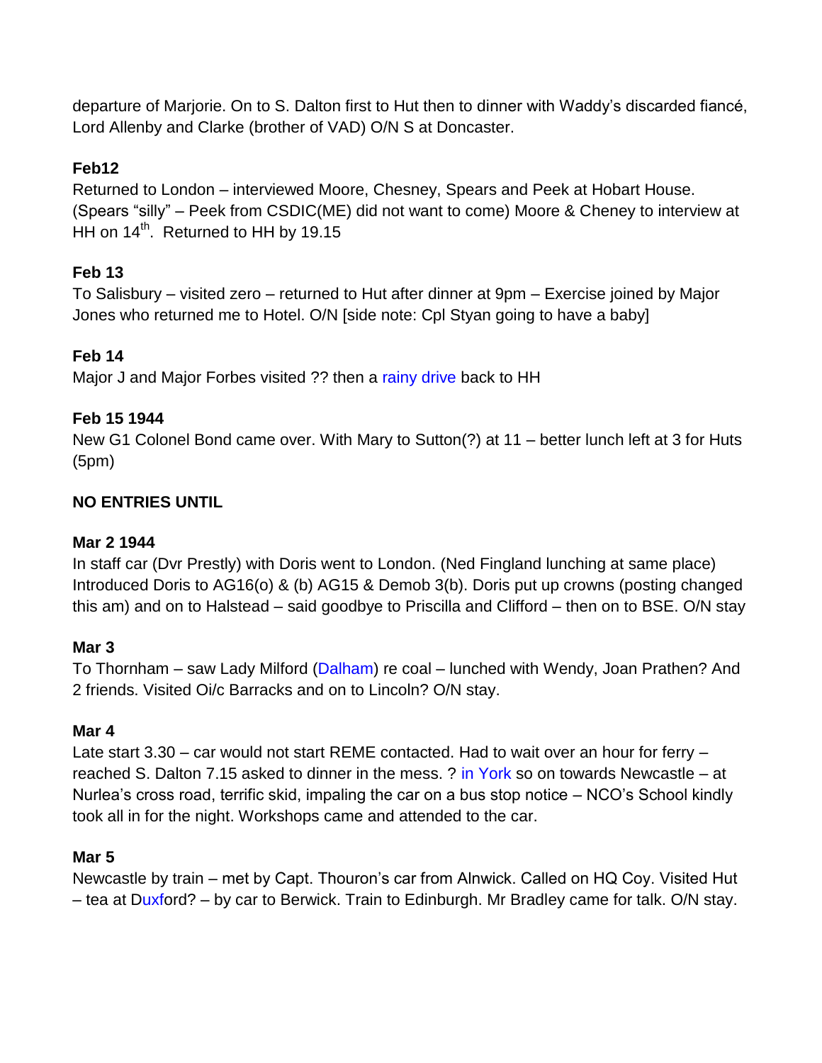departure of Marjorie. On to S. Dalton first to Hut then to dinner with Waddy's discarded fiancé, Lord Allenby and Clarke (brother of VAD) O/N S at Doncaster.

**Feb12**

Returned to London – interviewed Moore, Chesney, Spears and Peek at Hobart House. (Spears "silly" – Peek from CSDIC(ME) did not want to come) Moore & Cheney to interview at HH on 14th. Returned to HH by 19.15

**Feb 13**

To Salisbury – visited zero – returned to Hut after dinner at 9pm – Exercise joined by Major Jones who returned me to Hotel. O/N [side note: Cpl Styan going to have a baby]

**Feb 14**

Major J and Major Forbes visited ?? then a rainy drive back to HH

**Feb 15 1944**

New G1 Colonel Bond came over. With Mary to Sutton(?) at 11 – better lunch left at 3 for Huts (5pm)

**NO ENTRIES UNTIL**

**Mar 2 1944**

In staff car (Dvr Prestly) with Doris went to London. (Ned Fingland lunching at same place) Introduced Doris to AG16(o) & (b) AG15 & Demob 3(b). Doris put up crowns (posting changed this am) and on to Halstead – said goodbye to Priscilla and Clifford – then on to BSE. O/N stay

**Mar 3**

To Thornham – saw Lady Milford (Dalham) re coal – lunched with Wendy, Joan Prathen? And 2 friends. Visited Oi/c Barracks and on to Lincoln? O/N stay.

**Mar 4**

Late start 3.30 – car would not start REME contacted. Had to wait over an hour for ferry – reached S. Dalton 7.15 asked to dinner in the mess. ? in York so on towards Newcastle – at Nurlea's cross road, terrific skid, impaling the car on a bus stop notice – NCO's School kindly took all in for the night. Workshops came and attended to the car.

**Mar 5**

Newcastle by train – met by Capt. Thouron's car from Alnwick. Called on HQ Coy. Visited Hut – tea at Duxford? – by car to Berwick. Train to Edinburgh. Mr Bradley came for talk. O/N stay.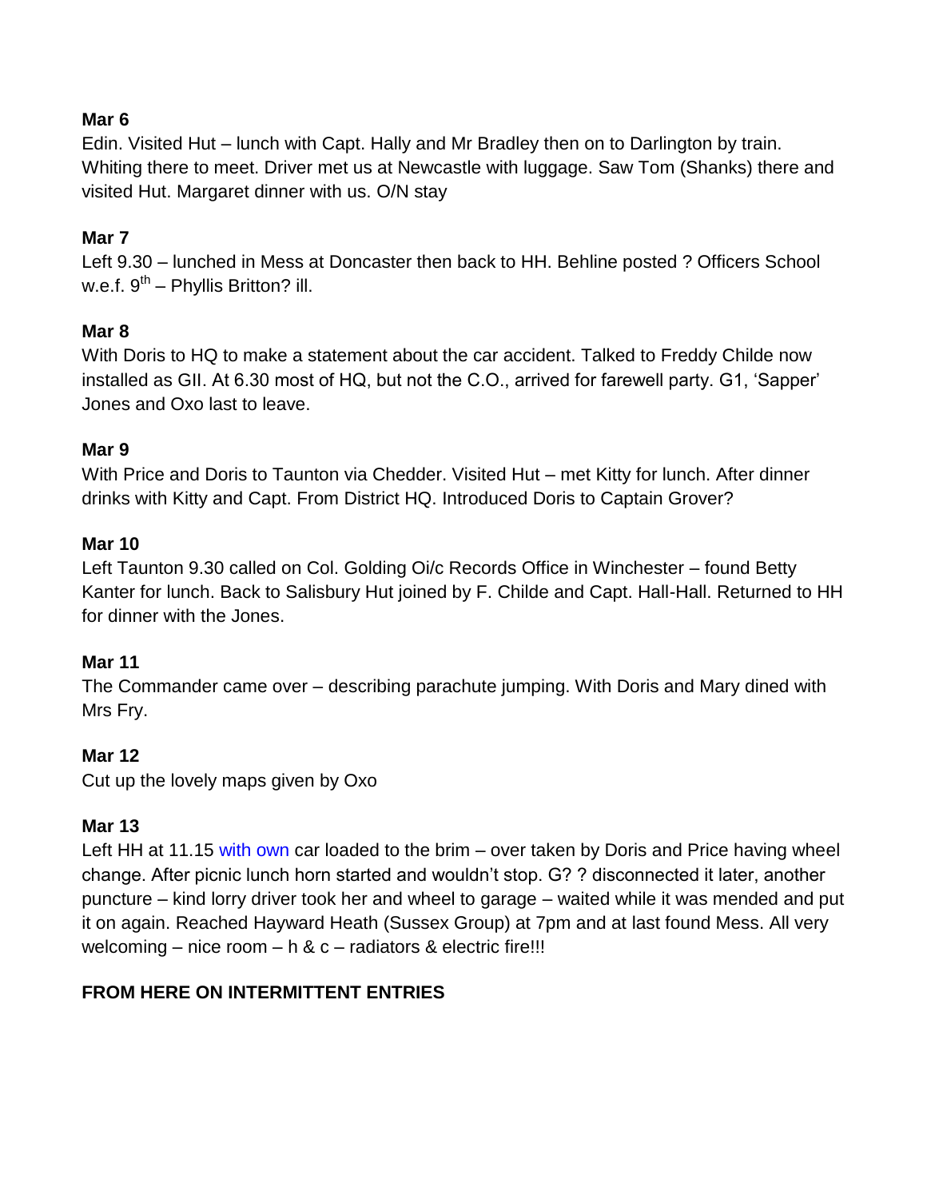**Mar 6**

Edin. Visited Hut – lunch with Capt. Hally and Mr Bradley then on to Darlington by train. Whiting there to meet. Driver met us at Newcastle with luggage. Saw Tom (Shanks) there and visited Hut. Margaret dinner with us. O/N stay

**Mar 7**

Left 9.30 – lunched in Mess at Doncaster then back to HH. Behline posted ? Officers School w.e.f. 9th – Phyllis Britton? ill.

**Mar 8**

With Doris to HQ to make a statement about the car accident. Talked to Freddy Childe now installed as GII. At 6.30 most of HQ, but not the C.O., arrived for farewell party. G1, 'Sapper' Jones and Oxo last to leave.

**Mar 9**

With Price and Doris to Taunton via Chedder. Visited Hut – met Kitty for lunch. After dinner drinks with Kitty and Capt. From District HQ. Introduced Doris to Captain Grover?

**Mar 10**

Left Taunton 9.30 called on Col. Golding Oi/c Records Office in Winchester – found Betty Kanter for lunch. Back to Salisbury Hut joined by F. Childe and Capt. Hall-Hall. Returned to HH for dinner with the Jones.

**Mar 11**

The Commander came over – describing parachute jumping. With Doris and Mary dined with Mrs Fry.

**Mar 12**

Cut up the lovely maps given by Oxo

**Mar 13**

Left HH at 11.15 with own car loaded to the brim – over taken by Doris and Price having wheel change. After picnic lunch horn started and wouldn't stop. G? ? disconnected it later, another puncture – kind lorry driver took her and wheel to garage – waited while it was mended and put it on again. Reached Hayward Heath (Sussex Group) at 7pm and at last found Mess. All very welcoming – nice room – h & c – radiators & electric fire!!!

**FROM HERE ON INTERMITTENT ENTRIES**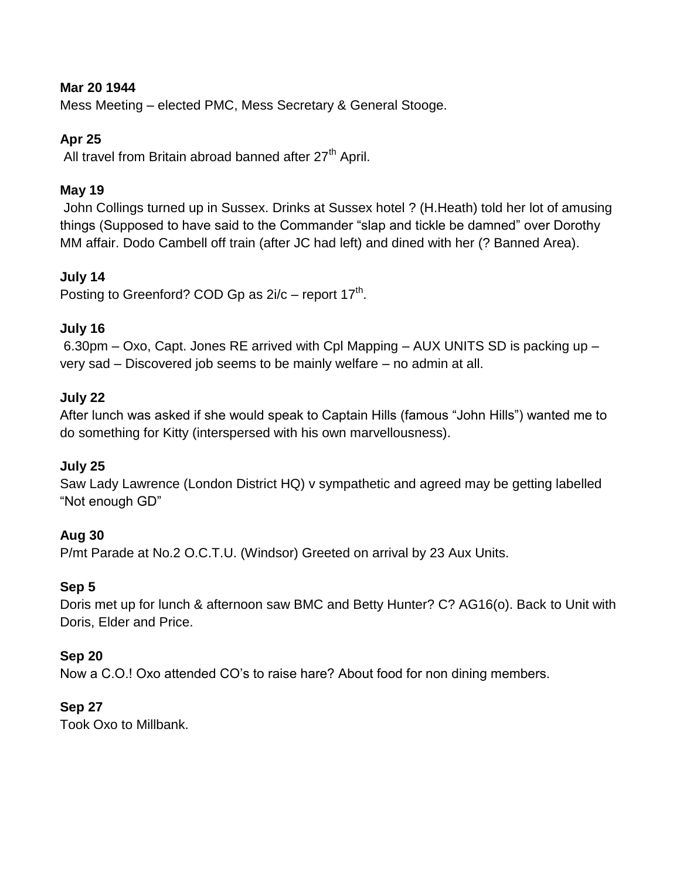**Mar 20 1944**

Mess Meeting – elected PMC, Mess Secretary & General Stooge.

**Apr 25**

All travel from Britain abroad banned after 27th April.

**May 19**

John Collings turned up in Sussex. Drinks at Sussex hotel ? (H.Heath) told her lot of amusing things (Supposed to have said to the Commander "slap and tickle be damned" over Dorothy MM affair. Dodo Cambell off train (after JC had left) and dined with her (? Banned Area).

**July 14**

Posting to Greenford? COD Gp as 2i/c – report 17th.

**July 16**

6.30pm – Oxo, Capt. Jones RE arrived with Cpl Mapping – AUX UNITS SD is packing up – very sad – Discovered job seems to be mainly welfare – no admin at all.

**July 22**

After lunch was asked if she would speak to Captain Hills (famous "John Hills") wanted me to do something for Kitty (interspersed with his own marvellousness).

**July 25**

Saw Lady Lawrence (London District HQ) v sympathetic and agreed may be getting labelled "Not enough GD"

**Aug 30**

P/mt Parade at No.2 O.C.T.U. (Windsor) Greeted on arrival by 23 Aux Units.

**Sep 5**

Doris met up for lunch & afternoon saw BMC and Betty Hunter? C? AG16(o). Back to Unit with Doris, Elder and Price.

**Sep 20**

Now a C.O.! Oxo attended CO's to raise hare? About food for non dining members.

**Sep 27**

Took Oxo to Millbank.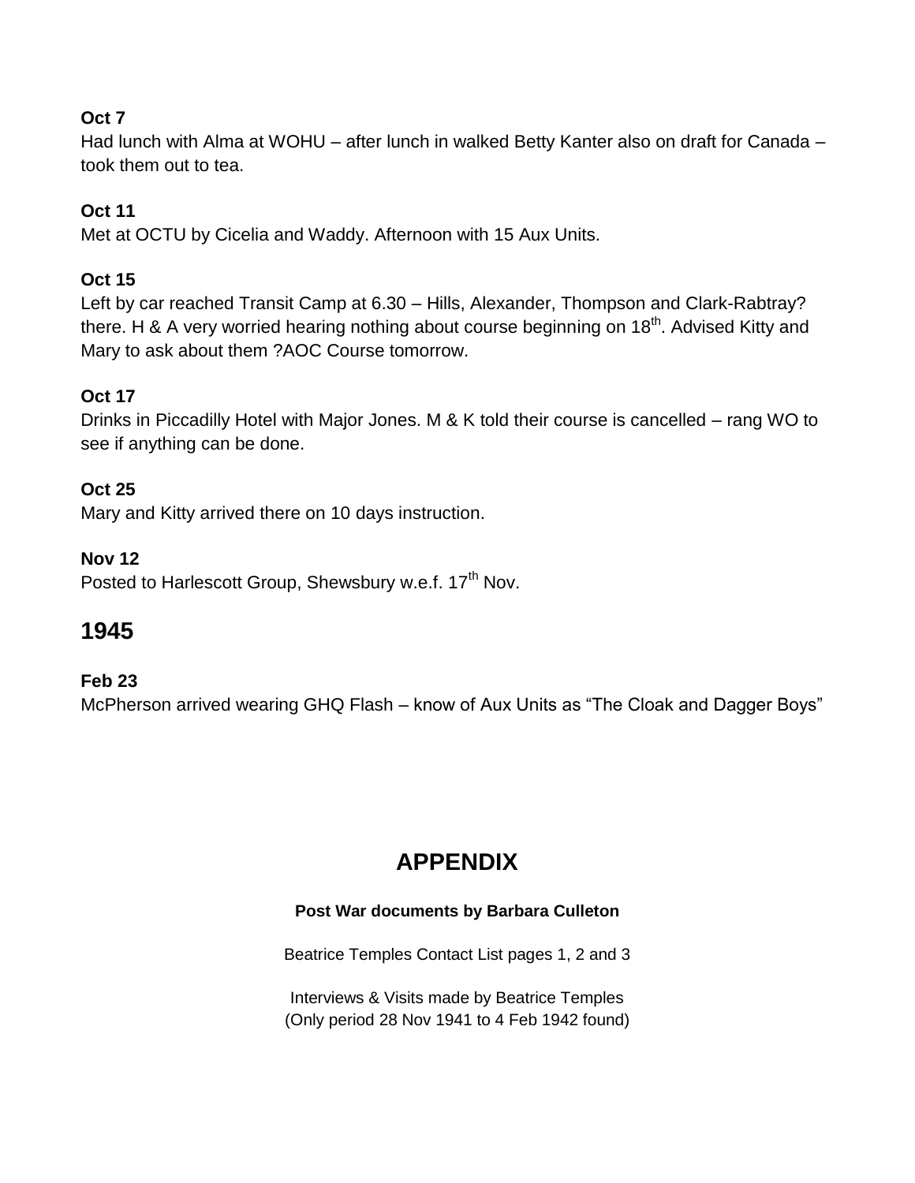**Oct 7**

Had lunch with Alma at WOHU – after lunch in walked Betty Kanter also on draft for Canada – took them out to tea.

**Oct 11**

Met at OCTU by Cicelia and Waddy. Afternoon with 15 Aux Units.

**Oct 15**

Left by car reached Transit Camp at 6.30 – Hills, Alexander, Thompson and Clark-Rabtray? there. H & A very worried hearing nothing about course beginning on 18th. Advised Kitty and Mary to ask about them ?AOC Course tomorrow.

**Oct 17**

Drinks in Piccadilly Hotel with Major Jones. M & K told their course is cancelled – rang WO to see if anything can be done.

**Oct 25**

Mary and Kitty arrived there on 10 days instruction.

**Nov 12**

Posted to Harlescott Group, Shewsbury w.e.f. 17th Nov.

## 1945

**Feb 23**

McPherson arrived wearing GHQ Flash – know of Aux Units as “The Cloak and Dagger Boys”

# APPENDIX

**Post War documents by Barbara Culleton**

Beatrice Temples Contact List pages 1, 2 and 3

Interviews & Visits made by Beatrice Temples
(Only period 28 Nov 1941 to 4 Feb 1942 found)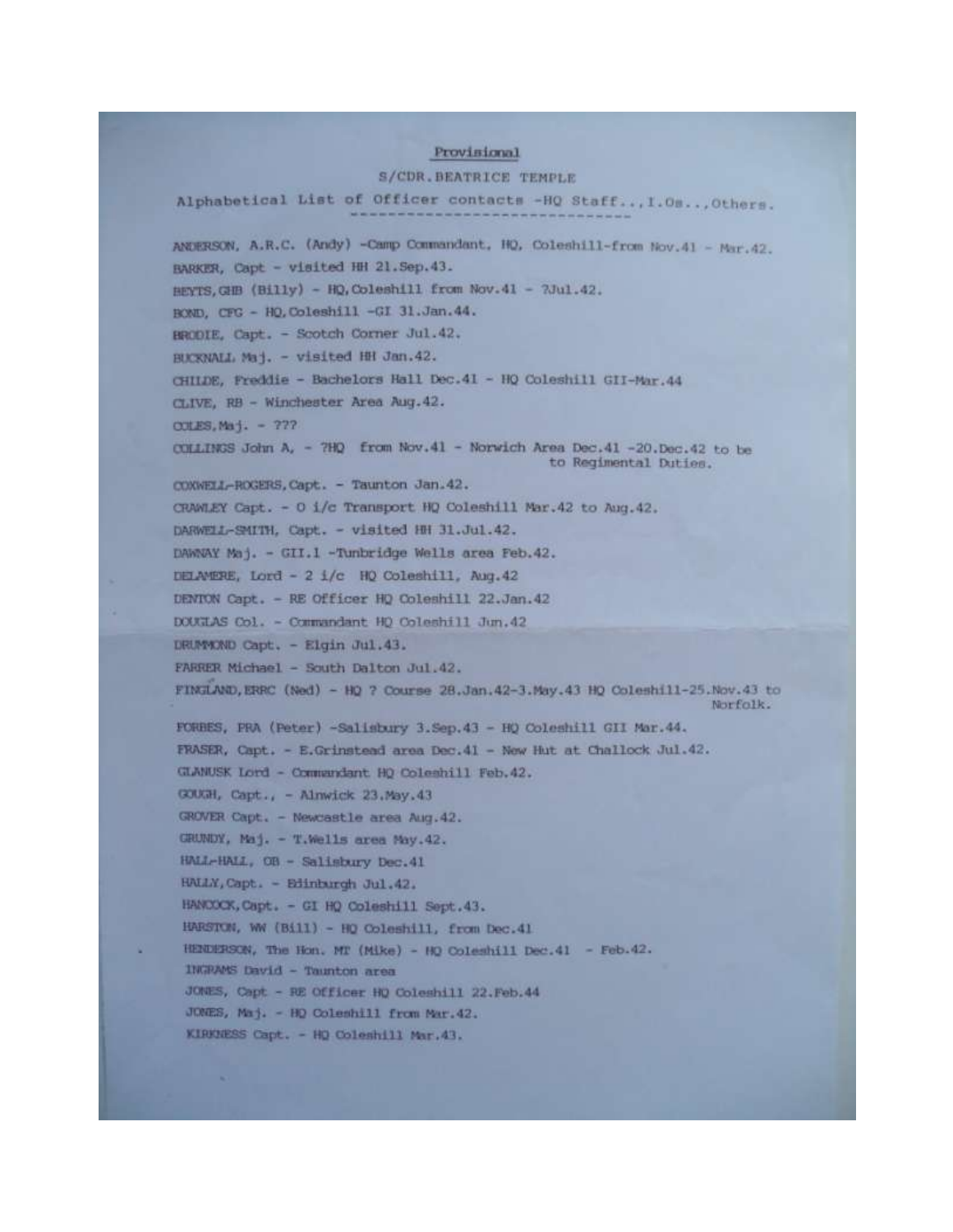Provisional

S/CDR.BEATRICE TEMPLE

Alphabetical List of Officer contacts -HQ Staff...,I.Os...,Others.

ANDERSON, A.R.C. (Andy) -Camp Commandant, HQ, Coleshill-from Nov.41 - Mar.42.

BARKER, Capt - visited HH 21.Sep.43.

BEYTS,GHB (Billy) - HQ,Coleshill from Nov.41 - ?Jul.42.

BOND, CFG - HQ,Coleshill -GI 31.Jan.44.

BRODIE, Capt. - Scotch Corner Jul.42.

BUCKNALL Maj. - visited HH Jan.42.

CHILDE, Freddie - Bachelors Hall Dec.41 - HQ Coleshill GII-Mar.44

CLIVE, RB - Winchester Area Aug.42.

COLES,Maj. - ???

COLLINGS John A, - ?HQ from Nov.41 - Norwich Area Dec.41 -20.Dec.42 to be to Regimental Duties.

COXWELL-ROGERS,Capt. - Taunton Jan.42.

CRAWLEY Capt. - O i/c Transport HQ Coleshill Mar.42 to Aug.42.

DARWELL-SMITH, Capt. - visited HH 31.Jul.42.

DAWNAY Maj. - GII.1 -Tunbridge Wells area Feb.42.

DELAMERE, Lord - 2 i/c HQ Coleshill, Aug.42

DENTON Capt. - RE Officer HQ Coleshill 22.Jan.42

DOUGLAS Col. - Commandant HQ Coleshill Jun.42

DRUMMOND Capt. - Elgin Jul.43.

FARRER Michael - South Dalton Jul.42.

FINGLAND,ERRC (Ned) - HQ ? Course 28.Jan.42-3.May.43 HQ Coleshill-25.Nov.43 to Norfolk.

FORBES, PRA (Peter) -Salisbury 3.Sep.43 - HQ Coleshill GII Mar.44.

FRASER, Capt. - E.Grinstead area Dec.41 - New Hut at Challock Jul.42.

GLANUSK Lord - Commandant HQ Coleshill Feb.42.

GOUGH, Capt., - Alnwick 23.May.43

GROVER Capt. - Newcastle area Aug.42.

GRUNDY, Maj. - T.Wells area May.42.

HALL-HALL, OB - Salisbury Dec.41

HALLY,Capt. - Edinburgh Jul.42.

HANCOCK,Capt. - GI HQ Coleshill Sept.43.

HARSTON, WW (Bill) - HQ Coleshill, from Dec.41

HENDERSON, The Hon. MT (Mike) - HQ Coleshill Dec.41 - Feb.42.

INGRAMS David - Taunton area

JONES, Capt - RE Officer HQ Coleshill 22.Feb.44

JONES, Maj. - HQ Coleshill from Mar.42.

KIRKNESS Capt. - HQ Coleshill Mar.43.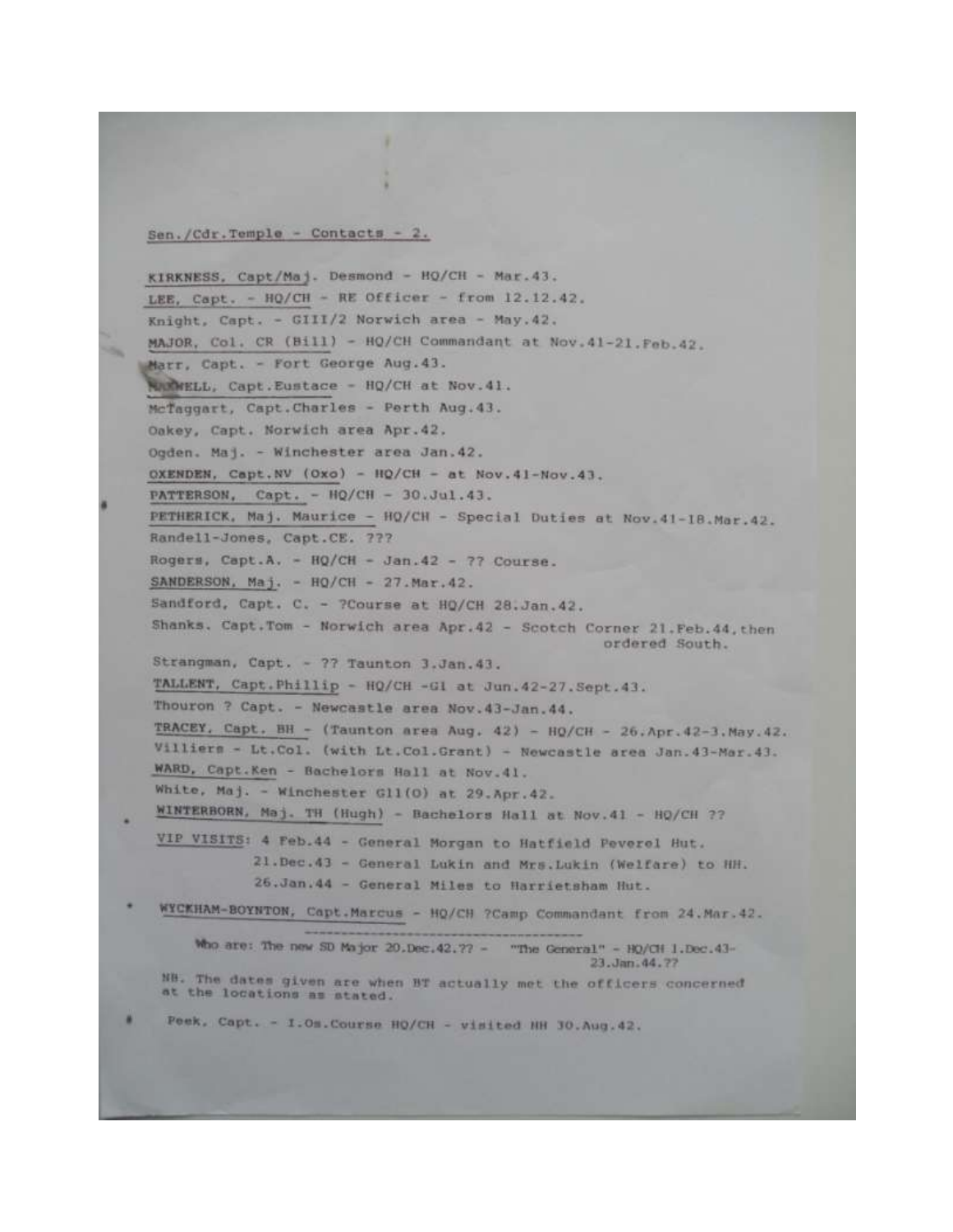Sen./Cdr.Temple - Contacts - 2.

KIRKNESS, Capt/Maj. Desmond - HQ/CH - Mar.43.
LEE, Capt. - HQ/CH - RE Officer - from 12.12.42.
Knight, Capt. - GIII/2 Norwich area - May.42.
MAJOR, Col. CR (Bill) - HQ/CH Commandant at Nov.41-21.Feb.42.
Marr, Capt. - Fort George Aug.43.
MAXWELL, Capt.Eustace - HQ/CH at Nov.41.
McTaggart, Capt.Charles - Perth Aug.43.
Oakey, Capt. Norwich area Apr.42.
Ogden. Maj. - Winchester area Jan.42.
OXENDEN, Capt.NV (Oxo) - HQ/CH - at Nov.41-Nov.43.
PATTERSON, Capt. - HQ/CH - 30.Jul.43.
PETHERICK, Maj. Maurice - HQ/CH - Special Duties at Nov.41-18.Mar.42.
Randell-Jones, Capt.CE. ???
Rogers, Capt.A. - HQ/CH - Jan.42 - ?? Course.
SANDERSON, Maj. - HQ/CH - 27.Mar.42.
Sandford, Capt. C. - ?Course at HQ/CH 28.Jan.42.
Shanks. Capt.Tom - Norwich area Apr.42 - Scotch Corner 21.Feb.44, then ordered South.
Strangman, Capt. - ?? Taunton 3.Jan.43.
TALLENT, Capt.Phillip - HQ/CH -G1 at Jun.42-27.Sept.43.
Thouron ? Capt. - Newcastle area Nov.43-Jan.44.
TRACEY, Capt. BH - (Taunton area Aug. 42) - HQ/CH - 26.Apr.42-3.May.42.
Villiers - Lt.Col. (with Lt.Col.Grant) - Newcastle area Jan.43-Mar.43.
WARD, Capt.Ken - Bachelors Hall at Nov.41.
White, Maj. - Winchester G11(O) at 29.Apr.42.
WINTERBORN, Maj. TH (Hugh) - Bachelors Hall at Nov.41 - HQ/CH ??

VIP VISITS: 4 Feb.44 - General Morgan to Hatfield Peverel Hut.
21.Dec.43 - General Lukin and Mrs.Lukin (Welfare) to HH.
26.Jan.44 - General Miles to Harrietsham Hut.

WYCKHAM-BOYNTON, Capt.Marcus - HQ/CH ?Camp Commandant from 24.Mar.42.

---

Who are: The new SD Major 20.Dec.42.?? - "The General" - HQ/CH 1.Dec.43-23.Jan.44.??

NB. The dates given are when BT actually met the officers concerned at the locations as stated.

Peek, Capt. - I.Os.Course HQ/CH - visited HH 30.Aug.42.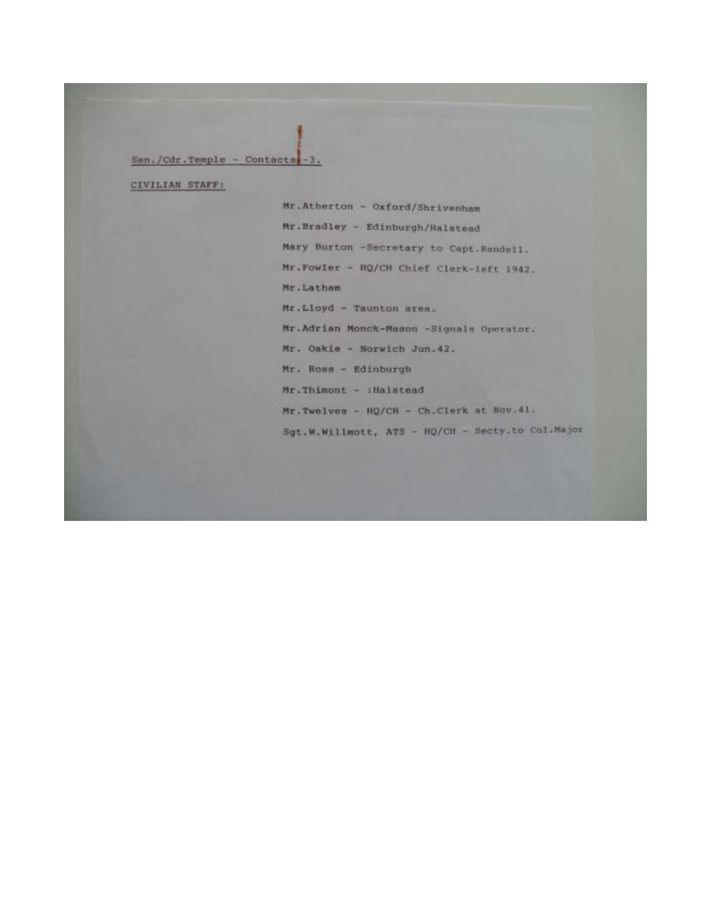Sen./Cdr.Temple - Contacts -3.

CIVILIAN STAFF:

Mr.Atherton - Oxford/Shrivenham

Mr.Bradley - Edinburgh/Halstead

Mary Burton -Secretary to Capt.Randell.

Mr.Fowler - HQ/CH Chief Clerk-left 1942.

Mr.Latham

Mr.Lloyd - Taunton area.

Mr.Adrian Monck-Mason -Signals Operator.

Mr. Oakie - Norwich Jun.42.

Mr. Ross - Edinburgh

Mr.Thimont - :Halstead

Mr.Twelves - HQ/CH - Ch.Clerk at Nov.41.

Sgt.W.Willmott, ATS - HQ/CH - Secty.to Col.Major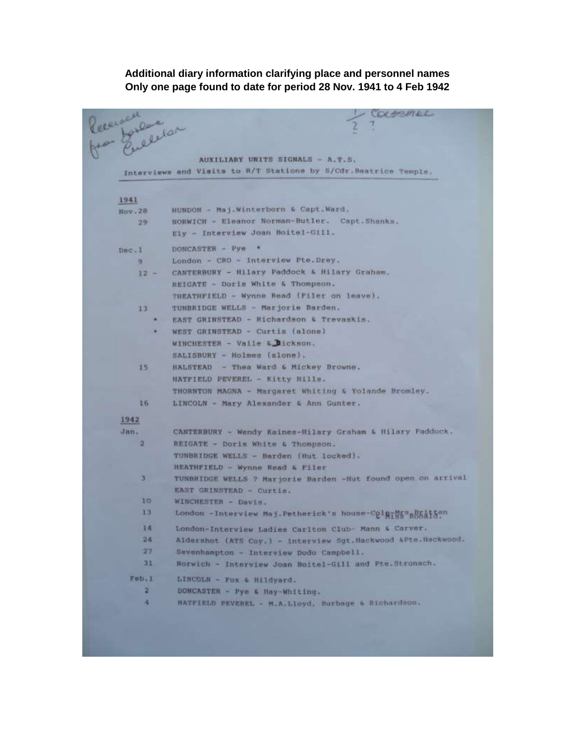**Additional diary information clarifying place and personnel names**
**Only one page found to date for period 28 Nov. 1941 to 4 Feb 1942**

Received from Barbara Culleton

1 Coggeshall
2 ?

AUXILIARY UNITS SIGNALS - A.T.S.

Interviews and Visits to R/T Stations by S/Cdr.Beatrice Temple.

| | |
|---|---|
| **1941** | |
| Nov.28 | HUNDON - Maj.Winterborn & Capt.Ward. |
| 29 | NORWICH - Eleanor Norman-Butler. Capt.Shanks. |
| | Ely - Interview Joan Boitel-Gill. |
| Dec.1 | DONCASTER - Pye * |
| 9 | London - CRO - Interview Pte.Drey. |
| 12 - | CANTERBURY - Hilary Paddock & Hilary Graham. |
| | REIGATE - Doris White & Thompson. |
| | ?HEATHFIELD - Wynne Read (Filer on leave). |
| 13 | TUNBRIDGE WELLS - Marjorie Barden. |
| * | EAST GRINSTEAD - Richardson & Trevaskis. |
| * | WEST GRINSTEAD - Curtis (alone) |
| | WINCHESTER - Vaile & Dickson. |
| | SALISBURY - Holmes (alone). |
| 15 | HALSTEAD - Thea Ward & Mickey Browne. |
| | HATFIELD PEVEREL - Kitty Hills. |
| | THORNTON MAGNA - Margaret Whiting & Yolande Bromley. |
| 16 | LINCOLN - Mary Alexander & Ann Gunter. |
| **1942** | |
| Jan. | CANTERBURY - Wendy Kaines-Hilary Graham & Hilary Paddock. |
| 2 | REIGATE - Doris White & Thompson. |
| | TUNBRIDGE WELLS - Barden (Hut locked). |
| | HEATHFIELD - Wynne Read & Filer |
| 3 | TUNBRIDGE WELLS ? Marjorie Barden -Hut found open on arrival |
| | EAST GRINSTEAD - Curtis. |
| 10 | WINCHESTER - Davis. |
| 13 | London -Interview Maj.Petherick's house-Cole, Mrs Britten & Miss Ronald. |
| 14 | London-Interview Ladies Carlton Club- Mann & Carver. |
| 24 | Aldershot (ATS Coy.) - interview Sgt.Hackwood &Pte.Hackwood. |
| 27 | Sevenhampton - Interview Dodo Campbell. |
| 31 | Norwich - Interview Joan Boitel-Gill and Pte.Stronach. |
| Feb.1 | LINCOLN - Fox & Hildyard. |
| 2 | DONCASTER - Pye & Hay-Whiting. |
| 4 | HATFIELD PEVEREL - M.A.Lloyd, Burbage & Richardson. |